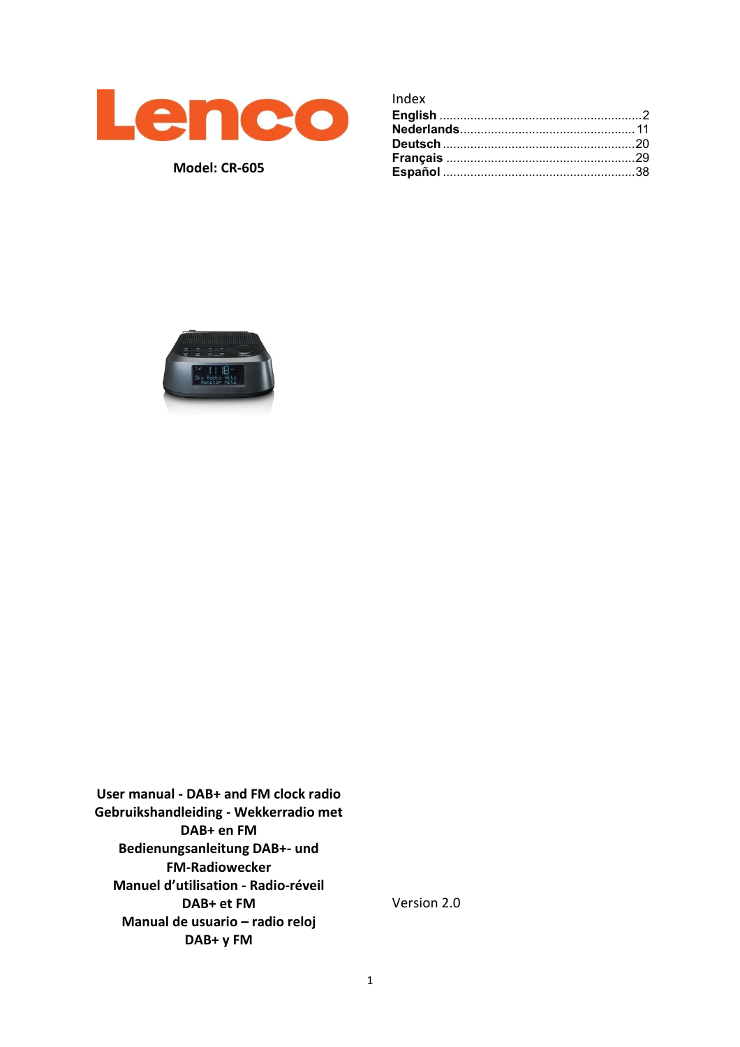# Lenco

**Model: CR-605**

Index

| | |
|---|---|
| **English** | 2 |
| **Nederlands** | 11 |
| **Deutsch** | 20 |
| **Français** | 29 |
| **Español** | 38 |

**User manual - DAB+ and FM clock radio**
**Gebruikshandleiding - Wekkerradio met DAB+ en FM**
**Bedienungsanleitung DAB+- und FM-Radiowecker**
**Manuel d'utilisation - Radio-réveil DAB+ et FM**
**Manual de usuario – radio reloj DAB+ y FM**

Version 2.0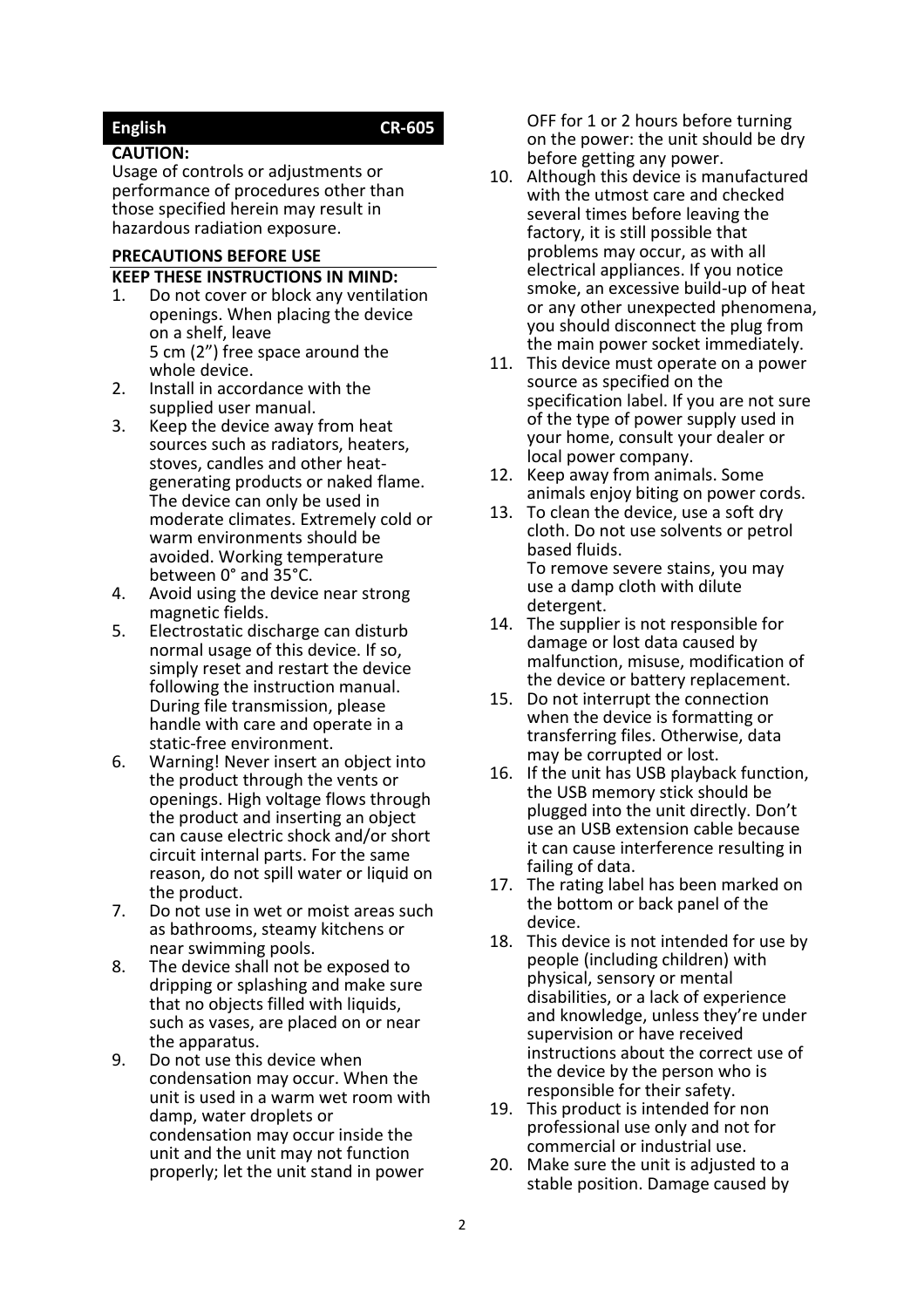**English** **CR-605**

**CAUTION:**

Usage of controls or adjustments or performance of procedures other than those specified herein may result in hazardous radiation exposure.

**PRECAUTIONS BEFORE USE**

**KEEP THESE INSTRUCTIONS IN MIND:**

1. Do not cover or block any ventilation openings. When placing the device on a shelf, leave 5 cm (2”) free space around the whole device.
2. Install in accordance with the supplied user manual.
3. Keep the device away from heat sources such as radiators, heaters, stoves, candles and other heat-generating products or naked flame. The device can only be used in moderate climates. Extremely cold or warm environments should be avoided. Working temperature between 0° and 35°C.
4. Avoid using the device near strong magnetic fields.
5. Electrostatic discharge can disturb normal usage of this device. If so, simply reset and restart the device following the instruction manual. During file transmission, please handle with care and operate in a static-free environment.
6. Warning! Never insert an object into the product through the vents or openings. High voltage flows through the product and inserting an object can cause electric shock and/or short circuit internal parts. For the same reason, do not spill water or liquid on the product.
7. Do not use in wet or moist areas such as bathrooms, steamy kitchens or near swimming pools.
8. The device shall not be exposed to dripping or splashing and make sure that no objects filled with liquids, such as vases, are placed on or near the apparatus.
9. Do not use this device when condensation may occur. When the unit is used in a warm wet room with damp, water droplets or condensation may occur inside the unit and the unit may not function properly; let the unit stand in power OFF for 1 or 2 hours before turning on the power: the unit should be dry before getting any power.
10. Although this device is manufactured with the utmost care and checked several times before leaving the factory, it is still possible that problems may occur, as with all electrical appliances. If you notice smoke, an excessive build-up of heat or any other unexpected phenomena, you should disconnect the plug from the main power socket immediately.
11. This device must operate on a power source as specified on the specification label. If you are not sure of the type of power supply used in your home, consult your dealer or local power company.
12. Keep away from animals. Some animals enjoy biting on power cords.
13. To clean the device, use a soft dry cloth. Do not use solvents or petrol based fluids.
    To remove severe stains, you may use a damp cloth with dilute detergent.
14. The supplier is not responsible for damage or lost data caused by malfunction, misuse, modification of the device or battery replacement.
15. Do not interrupt the connection when the device is formatting or transferring files. Otherwise, data may be corrupted or lost.
16. If the unit has USB playback function, the USB memory stick should be plugged into the unit directly. Don’t use an USB extension cable because it can cause interference resulting in failing of data.
17. The rating label has been marked on the bottom or back panel of the device.
18. This device is not intended for use by people (including children) with physical, sensory or mental disabilities, or a lack of experience and knowledge, unless they’re under supervision or have received instructions about the correct use of the device by the person who is responsible for their safety.
19. This product is intended for non professional use only and not for commercial or industrial use.
20. Make sure the unit is adjusted to a stable position. Damage caused by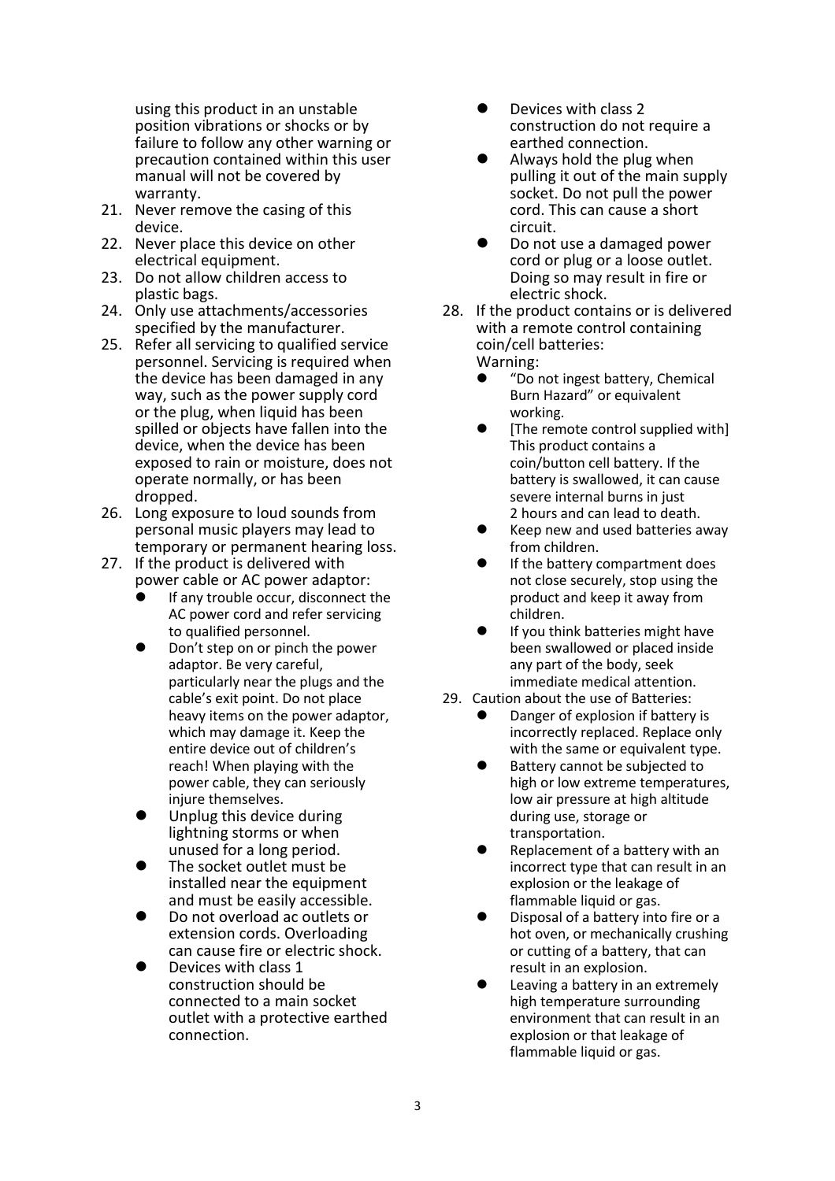using this product in an unstable position vibrations or shocks or by failure to follow any other warning or precaution contained within this user manual will not be covered by warranty.

21. Never remove the casing of this device.
22. Never place this device on other electrical equipment.
23. Do not allow children access to plastic bags.
24. Only use attachments/accessories specified by the manufacturer.
25. Refer all servicing to qualified service personnel. Servicing is required when the device has been damaged in any way, such as the power supply cord or the plug, when liquid has been spilled or objects have fallen into the device, when the device has been exposed to rain or moisture, does not operate normally, or has been dropped.
26. Long exposure to loud sounds from personal music players may lead to temporary or permanent hearing loss.
27. If the product is delivered with power cable or AC power adaptor:
    - If any trouble occur, disconnect the AC power cord and refer servicing to qualified personnel.
    - Don't step on or pinch the power adaptor. Be very careful, particularly near the plugs and the cable's exit point. Do not place heavy items on the power adaptor, which may damage it. Keep the entire device out of children's reach! When playing with the power cable, they can seriously injure themselves.
    - Unplug this device during lightning storms or when unused for a long period.
    - The socket outlet must be installed near the equipment and must be easily accessible.
    - Do not overload ac outlets or extension cords. Overloading can cause fire or electric shock.
    - Devices with class 1 construction should be connected to a main socket outlet with a protective earthed connection.
    - Devices with class 2 construction do not require a earthed connection.
    - Always hold the plug when pulling it out of the main supply socket. Do not pull the power cord. This can cause a short circuit.
    - Do not use a damaged power cord or plug or a loose outlet. Doing so may result in fire or electric shock.
28. If the product contains or is delivered with a remote control containing coin/cell batteries:
    Warning:
    - "Do not ingest battery, Chemical Burn Hazard" or equivalent working.
    - [The remote control supplied with] This product contains a coin/button cell battery. If the battery is swallowed, it can cause severe internal burns in just 2 hours and can lead to death.
    - Keep new and used batteries away from children.
    - If the battery compartment does not close securely, stop using the product and keep it away from children.
    - If you think batteries might have been swallowed or placed inside any part of the body, seek immediate medical attention.
29. Caution about the use of Batteries:
    - Danger of explosion if battery is incorrectly replaced. Replace only with the same or equivalent type.
    - Battery cannot be subjected to high or low extreme temperatures, low air pressure at high altitude during use, storage or transportation.
    - Replacement of a battery with an incorrect type that can result in an explosion or the leakage of flammable liquid or gas.
    - Disposal of a battery into fire or a hot oven, or mechanically crushing or cutting of a battery, that can result in an explosion.
    - Leaving a battery in an extremely high temperature surrounding environment that can result in an explosion or that leakage of flammable liquid or gas.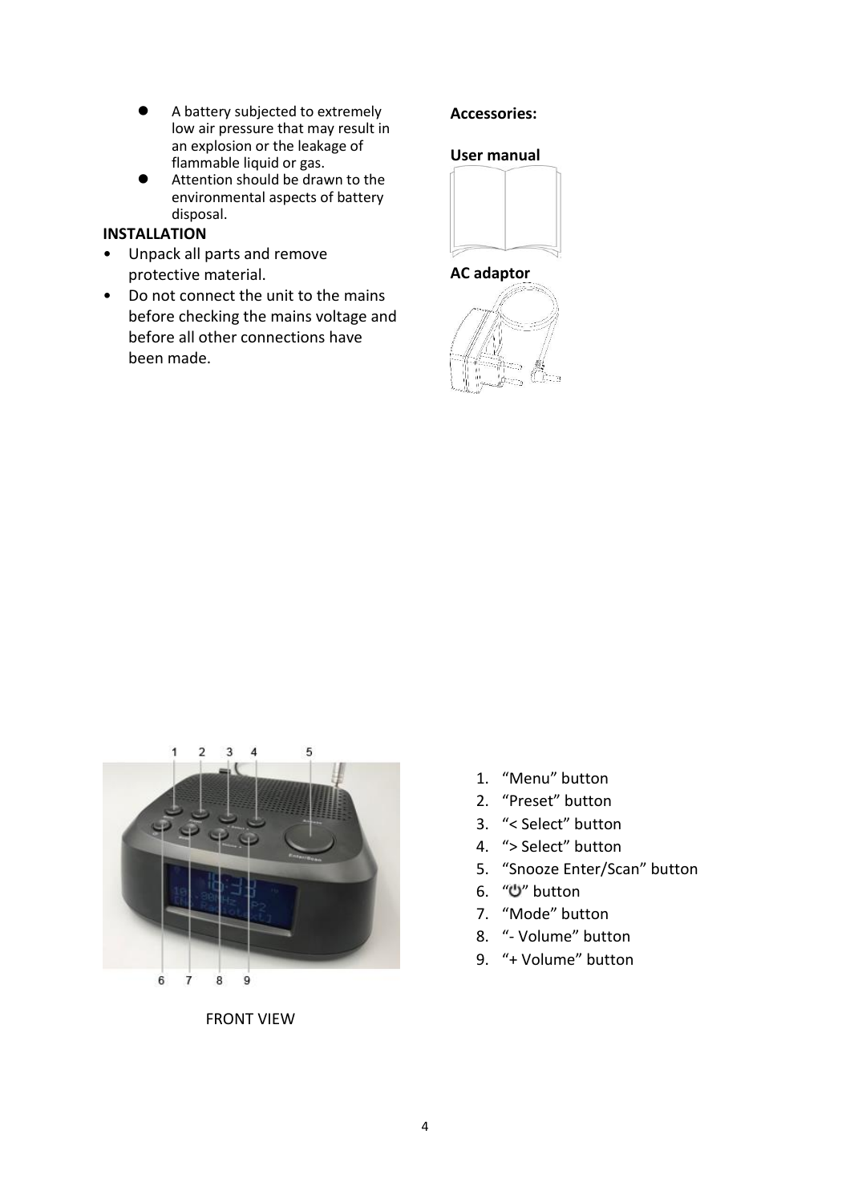- A battery subjected to extremely low air pressure that may result in an explosion or the leakage of flammable liquid or gas.
- Attention should be drawn to the environmental aspects of battery disposal.

**INSTALLATION**

- Unpack all parts and remove protective material.
- Do not connect the unit to the mains before checking the mains voltage and before all other connections have been made.

**Accessories:**

**User manual**

**AC adaptor**

FRONT VIEW

1. “Menu” button
2. “Preset” button
3. “< Select” button
4. “> Select” button
5. “Snooze Enter/Scan” button
6. “⏻” button
7. “Mode” button
8. “- Volume” button
9. “+ Volume” button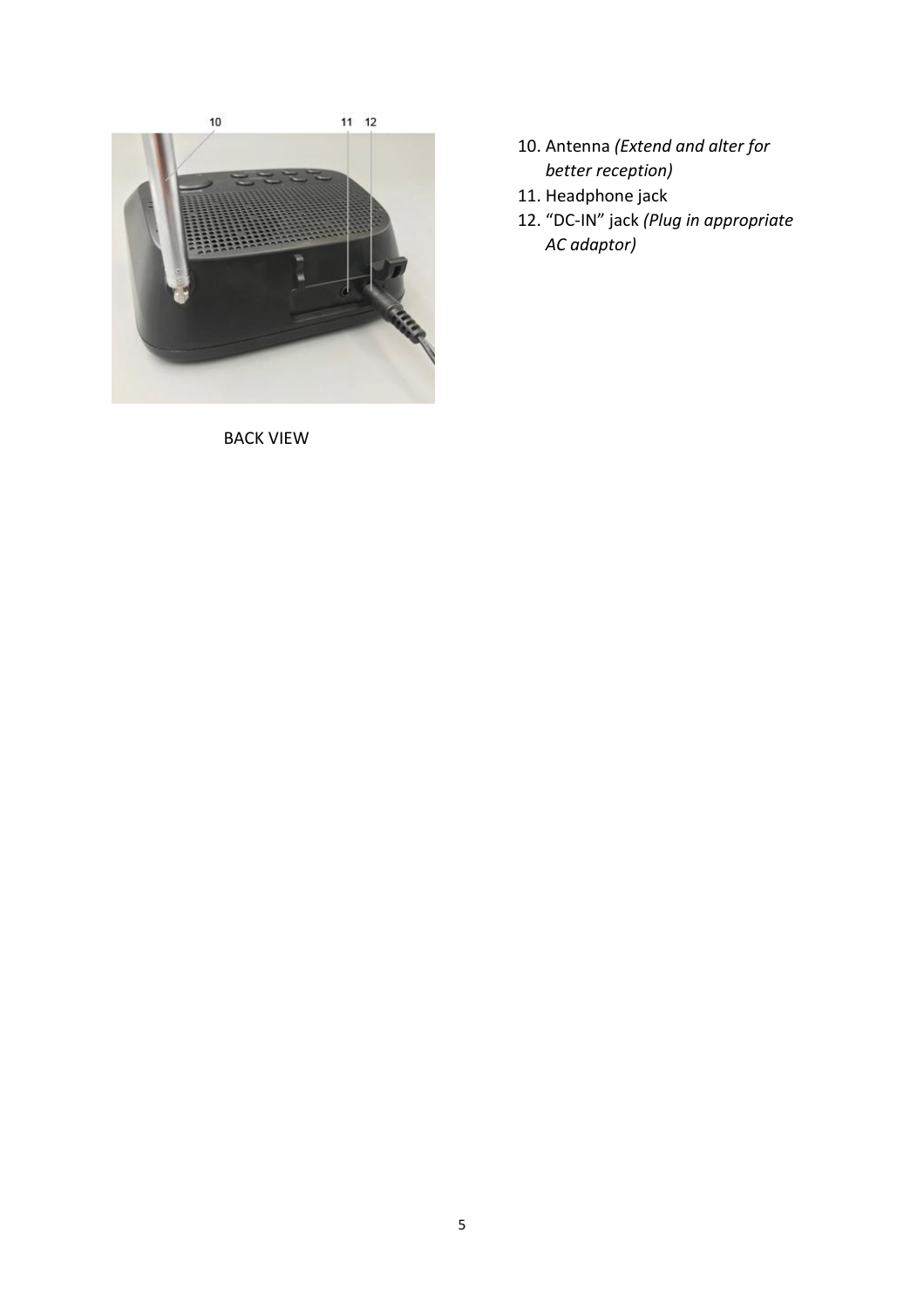BACK VIEW

10. Antenna *(Extend and alter for better reception)*
11. Headphone jack
12. “DC-IN” jack *(Plug in appropriate AC adaptor)*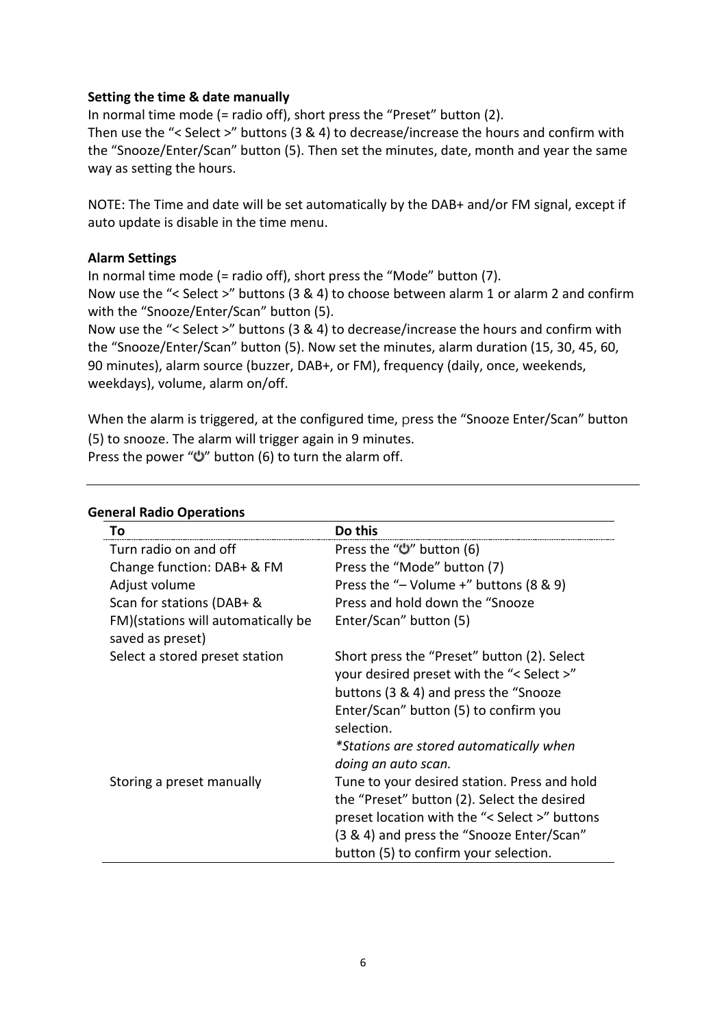**Setting the time & date manually**

In normal time mode (= radio off), short press the “Preset” button (2).
Then use the “< Select >” buttons (3 & 4) to decrease/increase the hours and confirm with the “Snooze/Enter/Scan” button (5). Then set the minutes, date, month and year the same way as setting the hours.

NOTE: The Time and date will be set automatically by the DAB+ and/or FM signal, except if auto update is disable in the time menu.

**Alarm Settings**

In normal time mode (= radio off), short press the “Mode” button (7).
Now use the “< Select >” buttons (3 & 4) to choose between alarm 1 or alarm 2 and confirm with the “Snooze/Enter/Scan” button (5).
Now use the “< Select >” buttons (3 & 4) to decrease/increase the hours and confirm with the “Snooze/Enter/Scan” button (5). Now set the minutes, alarm duration (15, 30, 45, 60, 90 minutes), alarm source (buzzer, DAB+, or FM), frequency (daily, once, weekends, weekdays), volume, alarm on/off.

When the alarm is triggered, at the configured time, press the “Snooze Enter/Scan” button (5) to snooze. The alarm will trigger again in 9 minutes.
Press the power “⏻” button (6) to turn the alarm off.

---

**General Radio Operations**

| To | Do this |
|---|---|
| Turn radio on and off | Press the “⏻” button (6) |
| Change function: DAB+ & FM | Press the “Mode” button (7) |
| Adjust volume | Press the “– Volume +” buttons (8 & 9) |
| Scan for stations (DAB+ & FM)(stations will automatically be saved as preset) | Press and hold down the “Snooze Enter/Scan” button (5) |
| Select a stored preset station | Short press the “Preset” button (2). Select your desired preset with the “< Select >” buttons (3 & 4) and press the “Snooze Enter/Scan” button (5) to confirm you selection. *\*Stations are stored automatically when doing an auto scan.* |
| Storing a preset manually | Tune to your desired station. Press and hold the “Preset” button (2). Select the desired preset location with the “< Select >” buttons (3 & 4) and press the “Snooze Enter/Scan” button (5) to confirm your selection. |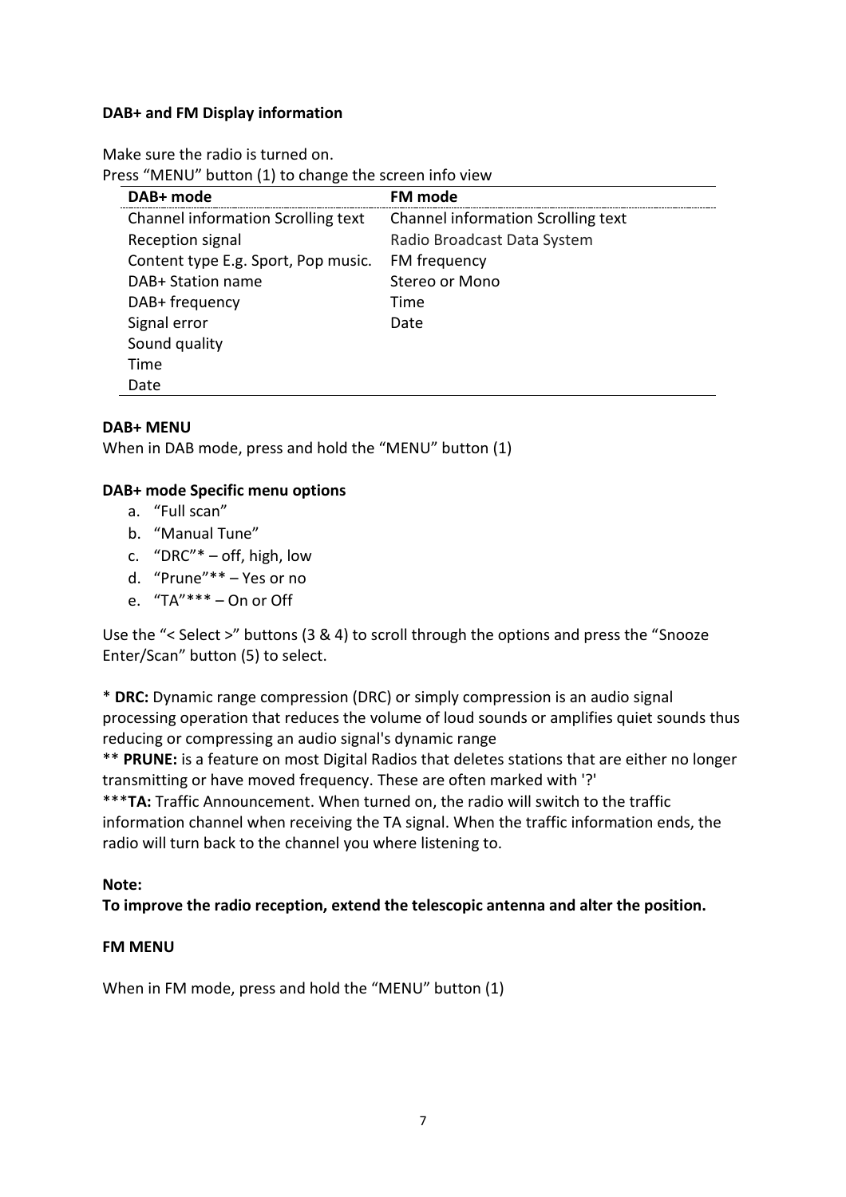**DAB+ and FM Display information**

Make sure the radio is turned on.
Press “MENU” button (1) to change the screen info view

| DAB+ mode | FM mode |
|---|---|
| Channel information Scrolling text | Channel information Scrolling text |
| Reception signal | Radio Broadcast Data System |
| Content type E.g. Sport, Pop music. | FM frequency |
| DAB+ Station name | Stereo or Mono |
| DAB+ frequency | Time |
| Signal error | Date |
| Sound quality | |
| Time | |
| Date | |

**DAB+ MENU**
When in DAB mode, press and hold the “MENU” button (1)

**DAB+ mode Specific menu options**

a. “Full scan”
b. “Manual Tune”
c. “DRC”* – off, high, low
d. “Prune”** – Yes or no
e. “TA”*** – On or Off

Use the “< Select >” buttons (3 & 4) to scroll through the options and press the “Snooze Enter/Scan” button (5) to select.

* **DRC:** Dynamic range compression (DRC) or simply compression is an audio signal processing operation that reduces the volume of loud sounds or amplifies quiet sounds thus reducing or compressing an audio signal's dynamic range
** **PRUNE:** is a feature on most Digital Radios that deletes stations that are either no longer transmitting or have moved frequency. These are often marked with '?'
***__TA:__ Traffic Announcement. When turned on, the radio will switch to the traffic information channel when receiving the TA signal. When the traffic information ends, the radio will turn back to the channel you where listening to.

**Note:**
**To improve the radio reception, extend the telescopic antenna and alter the position.**

**FM MENU**

When in FM mode, press and hold the “MENU” button (1)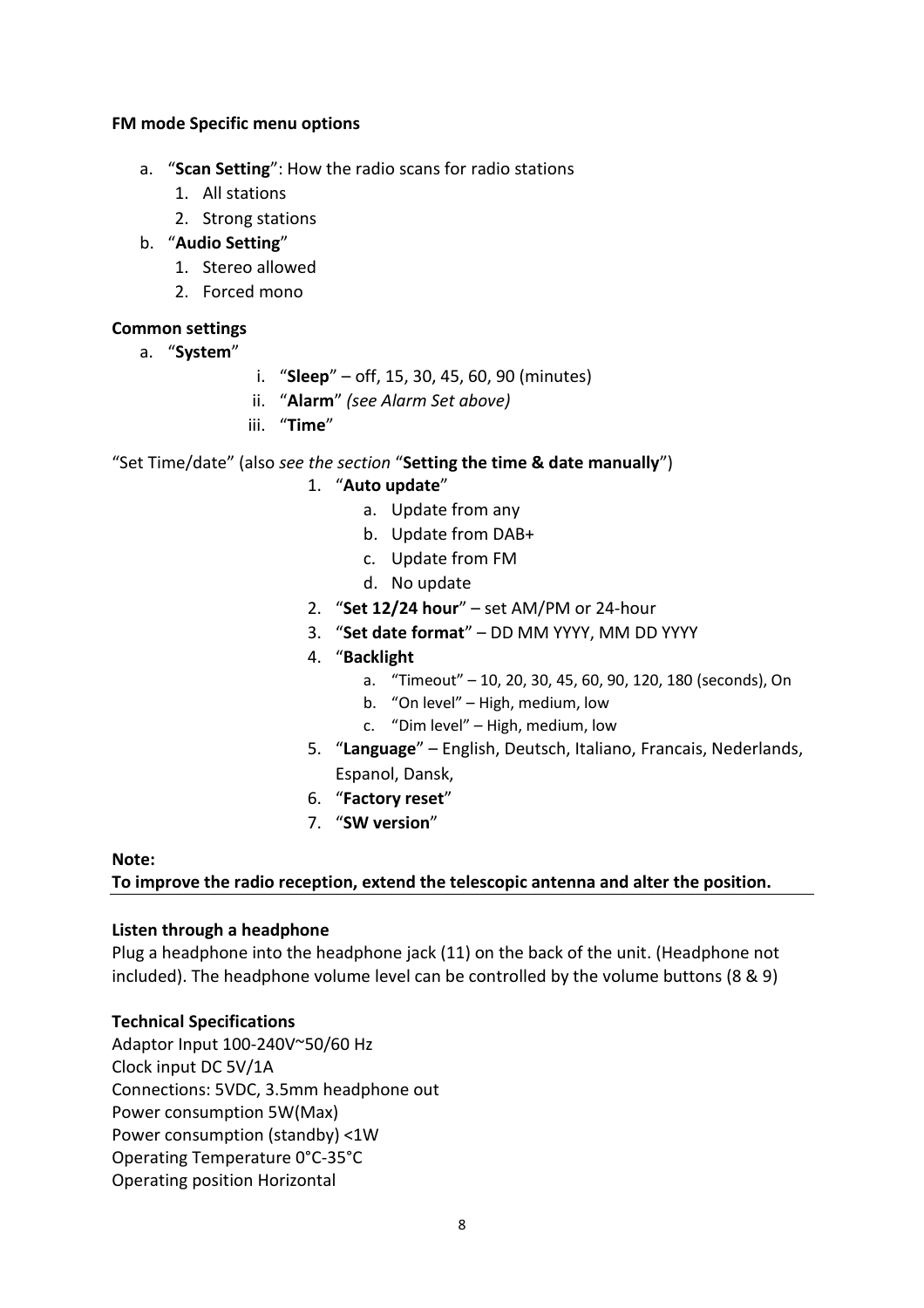**FM mode Specific menu options**

a. "**Scan Setting**": How the radio scans for radio stations
    1. All stations
    2. Strong stations
b. "**Audio Setting**"
    1. Stereo allowed
    2. Forced mono

**Common settings**

a. "**System**"
    i. "**Sleep**" – off, 15, 30, 45, 60, 90 (minutes)
    ii. "**Alarm**" *(see Alarm Set above)*
    iii. "**Time**"

"Set Time/date" (also *see the section* "**Setting the time & date manually**")

1. "**Auto update**"
    a. Update from any
    b. Update from DAB+
    c. Update from FM
    d. No update
2. "**Set 12/24 hour**" – set AM/PM or 24-hour
3. "**Set date format**" – DD MM YYYY, MM DD YYYY
4. "**Backlight**
    a. "Timeout" – 10, 20, 30, 45, 60, 90, 120, 180 (seconds), On
    b. "On level" – High, medium, low
    c. "Dim level" – High, medium, low
5. "**Language**" – English, Deutsch, Italiano, Francais, Nederlands, Espanol, Dansk,
6. "**Factory reset**"
7. "**SW version**"

**Note:**
**To improve the radio reception, extend the telescopic antenna and alter the position.**

**Listen through a headphone**
Plug a headphone into the headphone jack (11) on the back of the unit. (Headphone not included). The headphone volume level can be controlled by the volume buttons (8 & 9)

**Technical Specifications**
Adaptor Input 100-240V~50/60 Hz
Clock input DC 5V/1A
Connections: 5VDC, 3.5mm headphone out
Power consumption 5W(Max)
Power consumption (standby) <1W
Operating Temperature 0°C-35°C
Operating position Horizontal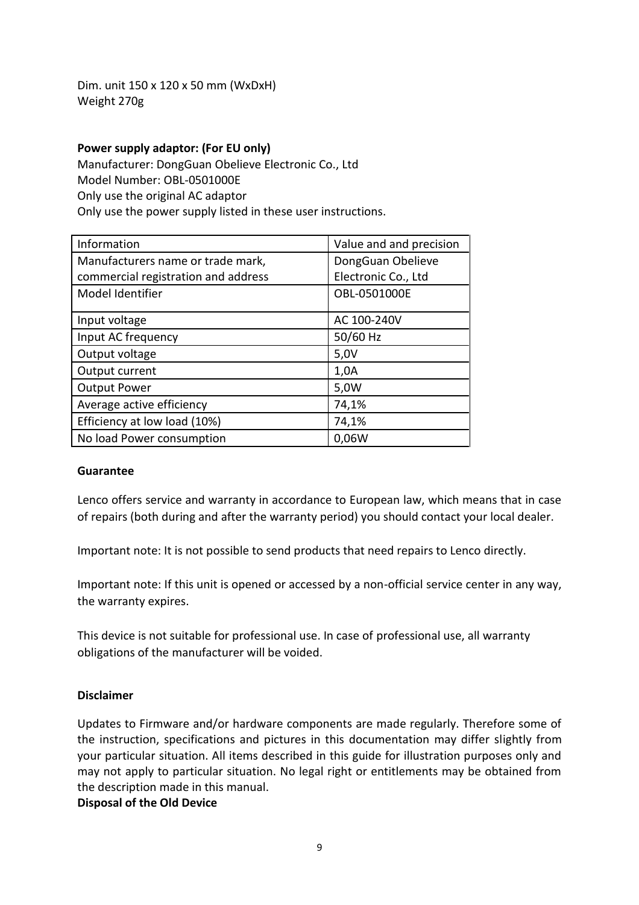Dim. unit 150 x 120 x 50 mm (WxDxH)
Weight 270g

**Power supply adaptor: (For EU only)**
Manufacturer: DongGuan Obelieve Electronic Co., Ltd
Model Number: OBL-0501000E
Only use the original AC adaptor
Only use the power supply listed in these user instructions.

| Information | Value and and precision |
| --- | --- |
| Manufacturers name or trade mark, commercial registration and address | DongGuan Obelieve Electronic Co., Ltd |
| Model Identifier | OBL-0501000E |
| Input voltage | AC 100-240V |
| Input AC frequency | 50/60 Hz |
| Output voltage | 5,0V |
| Output current | 1,0A |
| Output Power | 5,0W |
| Average active efficiency | 74,1% |
| Efficiency at low load (10%) | 74,1% |
| No load Power consumption | 0,06W |

**Guarantee**

Lenco offers service and warranty in accordance to European law, which means that in case of repairs (both during and after the warranty period) you should contact your local dealer.

Important note: It is not possible to send products that need repairs to Lenco directly.

Important note: If this unit is opened or accessed by a non-official service center in any way, the warranty expires.

This device is not suitable for professional use. In case of professional use, all warranty obligations of the manufacturer will be voided.

**Disclaimer**

Updates to Firmware and/or hardware components are made regularly. Therefore some of the instruction, specifications and pictures in this documentation may differ slightly from your particular situation. All items described in this guide for illustration purposes only and may not apply to particular situation. No legal right or entitlements may be obtained from the description made in this manual.

**Disposal of the Old Device**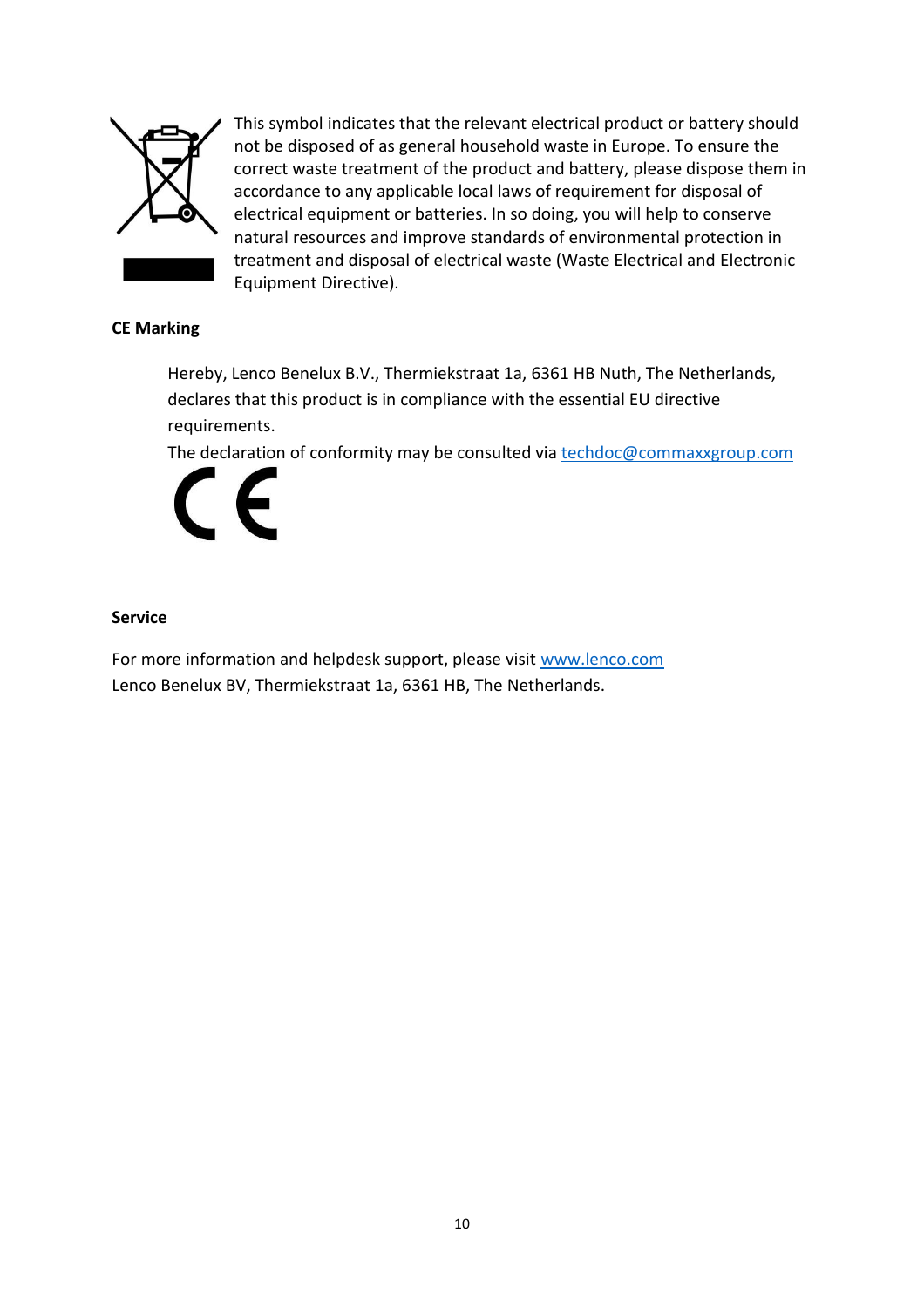This symbol indicates that the relevant electrical product or battery should not be disposed of as general household waste in Europe. To ensure the correct waste treatment of the product and battery, please dispose them in accordance to any applicable local laws of requirement for disposal of electrical equipment or batteries. In so doing, you will help to conserve natural resources and improve standards of environmental protection in treatment and disposal of electrical waste (Waste Electrical and Electronic Equipment Directive).

**CE Marking**

Hereby, Lenco Benelux B.V., Thermiekstraat 1a, 6361 HB Nuth, The Netherlands, declares that this product is in compliance with the essential EU directive requirements.

The declaration of conformity may be consulted via techdoc@commaxxgroup.com

**Service**

For more information and helpdesk support, please visit www.lenco.com
Lenco Benelux BV, Thermiekstraat 1a, 6361 HB, The Netherlands.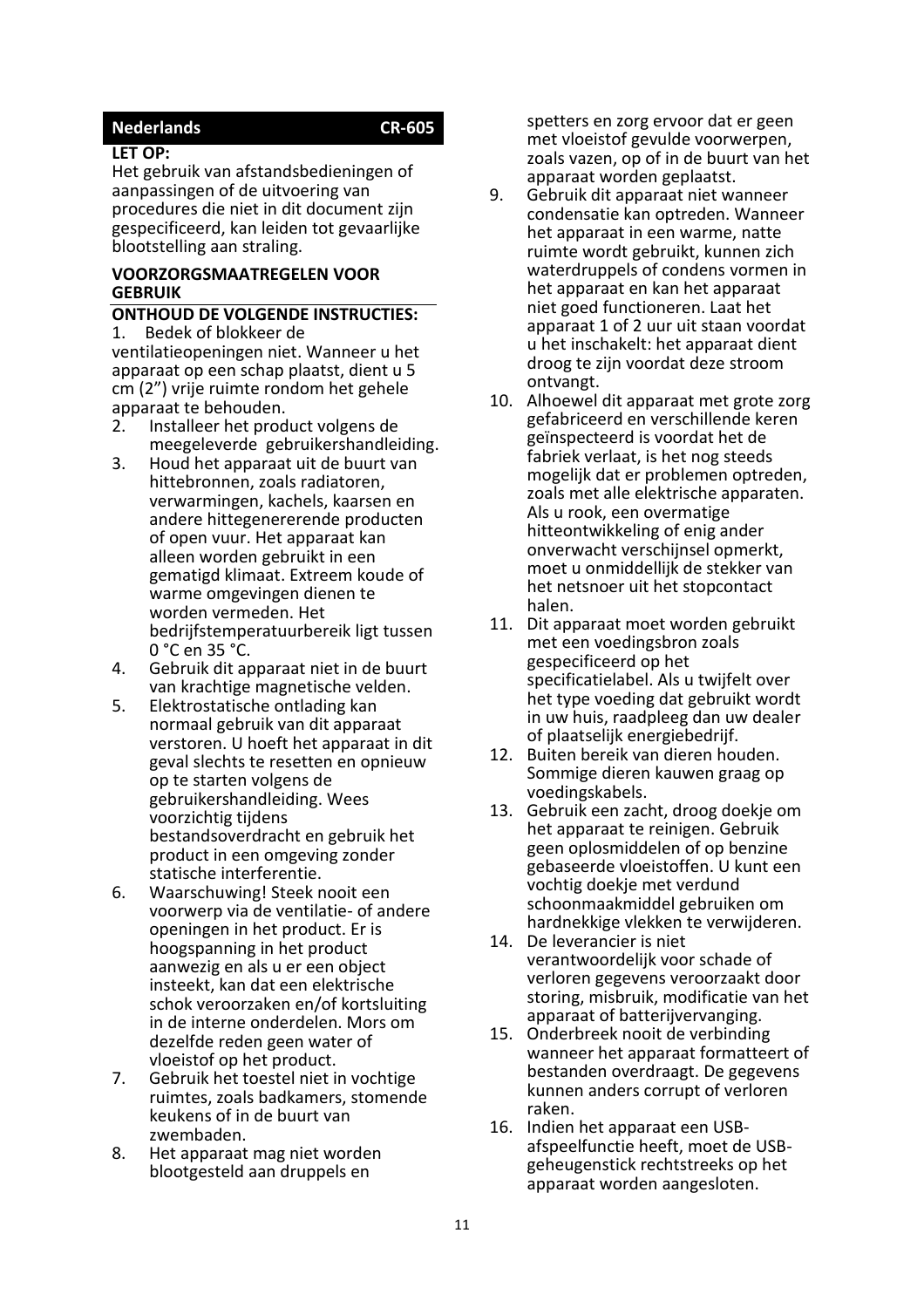**Nederlands** **CR-605**

**LET OP:**

Het gebruik van afstandsbedieningen of aanpassingen of de uitvoering van procedures die niet in dit document zijn gespecificeerd, kan leiden tot gevaarlijke blootstelling aan straling.

**VOORZORGSMAATREGELEN VOOR GEBRUIK**

**ONTHOUD DE VOLGENDE INSTRUCTIES:**

1. Bedek of blokkeer de ventilatieopeningen niet. Wanneer u het apparaat op een schap plaatst, dient u 5 cm (2") vrije ruimte rondom het gehele apparaat te behouden.
2. Installeer het product volgens de meegeleverde gebruikershandleiding.
3. Houd het apparaat uit de buurt van hittebronnen, zoals radiatoren, verwarmingen, kachels, kaarsen en andere hittegenererende producten of open vuur. Het apparaat kan alleen worden gebruikt in een gematigd klimaat. Extreem koude of warme omgevingen dienen te worden vermeden. Het bedrijfstemperatuurbereik ligt tussen 0 °C en 35 °C.
4. Gebruik dit apparaat niet in de buurt van krachtige magnetische velden.
5. Elektrostatische ontlading kan normaal gebruik van dit apparaat verstoren. U hoeft het apparaat in dit geval slechts te resetten en opnieuw op te starten volgens de gebruikershandleiding. Wees voorzichtig tijdens bestandsoverdracht en gebruik het product in een omgeving zonder statische interferentie.
6. Waarschuwing! Steek nooit een voorwerp via de ventilatie- of andere openingen in het product. Er is hoogspanning in het product aanwezig en als u er een object insteekt, kan dat een elektrische schok veroorzaken en/of kortsluiting in de interne onderdelen. Mors om dezelfde reden geen water of vloeistof op het product.
7. Gebruik het toestel niet in vochtige ruimtes, zoals badkamers, stomende keukens of in de buurt van zwembaden.
8. Het apparaat mag niet worden blootgesteld aan druppels en spetters en zorg ervoor dat er geen met vloeistof gevulde voorwerpen, zoals vazen, op of in de buurt van het apparaat worden geplaatst.
9. Gebruik dit apparaat niet wanneer condensatie kan optreden. Wanneer het apparaat in een warme, natte ruimte wordt gebruikt, kunnen zich waterdruppels of condens vormen in het apparaat en kan het apparaat niet goed functioneren. Laat het apparaat 1 of 2 uur uit staan voordat u het inschakelt: het apparaat dient droog te zijn voordat deze stroom ontvangt.
10. Alhoewel dit apparaat met grote zorg gefabriceerd en verschillende keren geïnspecteerd is voordat het de fabriek verlaat, is het nog steeds mogelijk dat er problemen optreden, zoals met alle elektrische apparaten. Als u rook, een overmatige hitteontwikkeling of enig ander onverwacht verschijnsel opmerkt, moet u onmiddellijk de stekker van het netsnoer uit het stopcontact halen.
11. Dit apparaat moet worden gebruikt met een voedingsbron zoals gespecificeerd op het specificatielabel. Als u twijfelt over het type voeding dat gebruikt wordt in uw huis, raadpleeg dan uw dealer of plaatselijk energiebedrijf.
12. Buiten bereik van dieren houden. Sommige dieren kauwen graag op voedingskabels.
13. Gebruik een zacht, droog doekje om het apparaat te reinigen. Gebruik geen oplosmiddelen of op benzine gebaseerde vloeistoffen. U kunt een vochtig doekje met verdund schoonmaakmiddel gebruiken om hardnekkige vlekken te verwijderen.
14. De leverancier is niet verantwoordelijk voor schade of verloren gegevens veroorzaakt door storing, misbruik, modificatie van het apparaat of batterijvervanging.
15. Onderbreek nooit de verbinding wanneer het apparaat formatteert of bestanden overdraagt. De gegevens kunnen anders corrupt of verloren raken.
16. Indien het apparaat een USB-afspeelfunctie heeft, moet de USB-geheugenstick rechtstreeks op het apparaat worden aangesloten.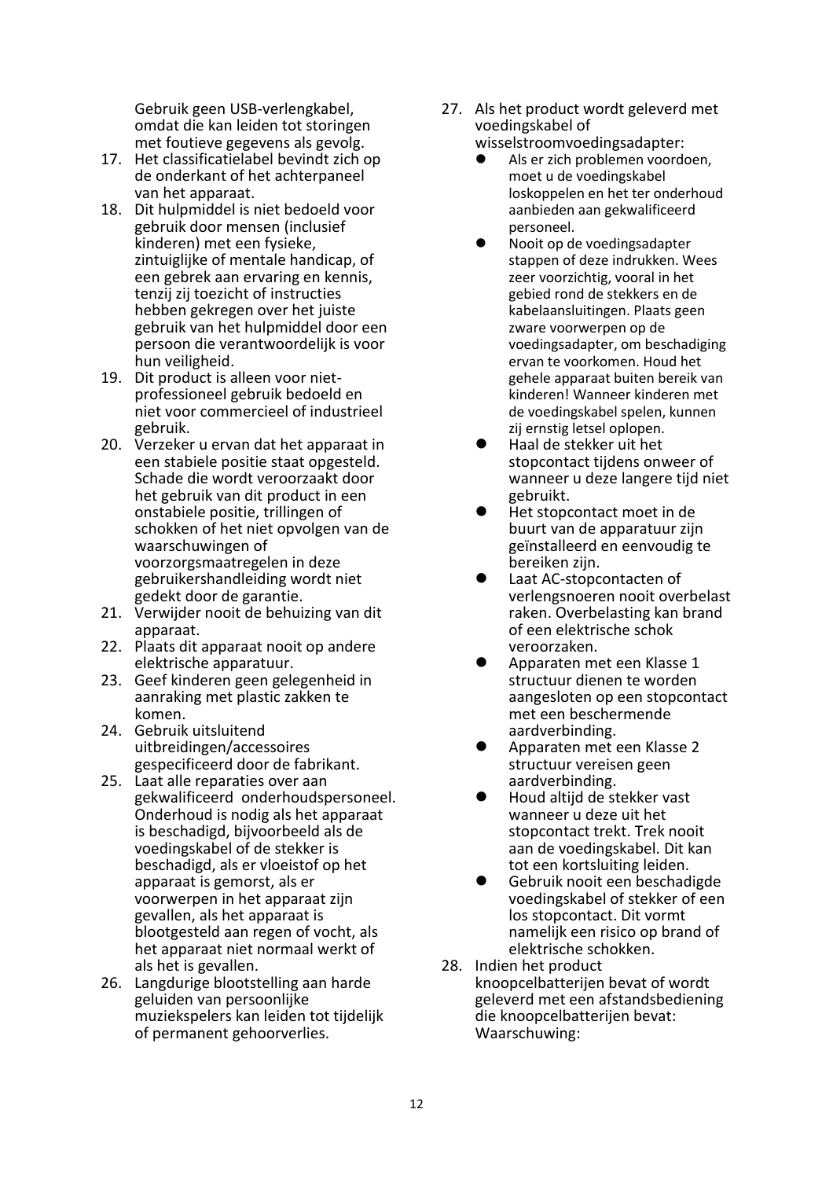Gebruik geen USB-verlengkabel, omdat die kan leiden tot storingen met foutieve gegevens als gevolg.

17. Het classificatielabel bevindt zich op de onderkant of het achterpaneel van het apparaat.
18. Dit hulpmiddel is niet bedoeld voor gebruik door mensen (inclusief kinderen) met een fysieke, zintuiglijke of mentale handicap, of een gebrek aan ervaring en kennis, tenzij zij toezicht of instructies hebben gekregen over het juiste gebruik van het hulpmiddel door een persoon die verantwoordelijk is voor hun veiligheid.
19. Dit product is alleen voor niet-professioneel gebruik bedoeld en niet voor commercieel of industrieel gebruik.
20. Verzeker u ervan dat het apparaat in een stabiele positie staat opgesteld. Schade die wordt veroorzaakt door het gebruik van dit product in een onstabiele positie, trillingen of schokken of het niet opvolgen van de waarschuwingen of voorzorgsmaatregelen in deze gebruikershandleiding wordt niet gedekt door de garantie.
21. Verwijder nooit de behuizing van dit apparaat.
22. Plaats dit apparaat nooit op andere elektrische apparatuur.
23. Geef kinderen geen gelegenheid in aanraking met plastic zakken te komen.
24. Gebruik uitsluitend uitbreidingen/accessoires gespecificeerd door de fabrikant.
25. Laat alle reparaties over aan gekwalificeerd onderhoudspersoneel. Onderhoud is nodig als het apparaat is beschadigd, bijvoorbeeld als de voedingskabel of de stekker is beschadigd, als er vloeistof op het apparaat is gemorst, als er voorwerpen in het apparaat zijn gevallen, als het apparaat is blootgesteld aan regen of vocht, als het apparaat niet normaal werkt of als het is gevallen.
26. Langdurige blootstelling aan harde geluiden van persoonlijke muziekspelers kan leiden tot tijdelijk of permanent gehoorverlies.
27. Als het product wordt geleverd met voedingskabel of wisselstroomvoedingsadapter:
    - Als er zich problemen voordoen, moet u de voedingskabel loskoppelen en het ter onderhoud aanbieden aan gekwalificeerd personeel.
    - Nooit op de voedingsadapter stappen of deze indrukken. Wees zeer voorzichtig, vooral in het gebied rond de stekkers en de kabelaansluitingen. Plaats geen zware voorwerpen op de voedingsadapter, om beschadiging ervan te voorkomen. Houd het gehele apparaat buiten bereik van kinderen! Wanneer kinderen met de voedingskabel spelen, kunnen zij ernstig letsel oplopen.
    - Haal de stekker uit het stopcontact tijdens onweer of wanneer u deze langere tijd niet gebruikt.
    - Het stopcontact moet in de buurt van de apparatuur zijn geïnstalleerd en eenvoudig te bereiken zijn.
    - Laat AC-stopcontacten of verlengsnoeren nooit overbelast raken. Overbelasting kan brand of een elektrische schok veroorzaken.
    - Apparaten met een Klasse 1 structuur dienen te worden aangesloten op een stopcontact met een beschermende aardverbinding.
    - Apparaten met een Klasse 2 structuur vereisen geen aardverbinding.
    - Houd altijd de stekker vast wanneer u deze uit het stopcontact trekt. Trek nooit aan de voedingskabel. Dit kan tot een kortsluiting leiden.
    - Gebruik nooit een beschadigde voedingskabel of stekker of een los stopcontact. Dit vormt namelijk een risico op brand of elektrische schokken.
28. Indien het product knoopcelbatterijen bevat of wordt geleverd met een afstandsbediening die knoopcelbatterijen bevat: Waarschuwing: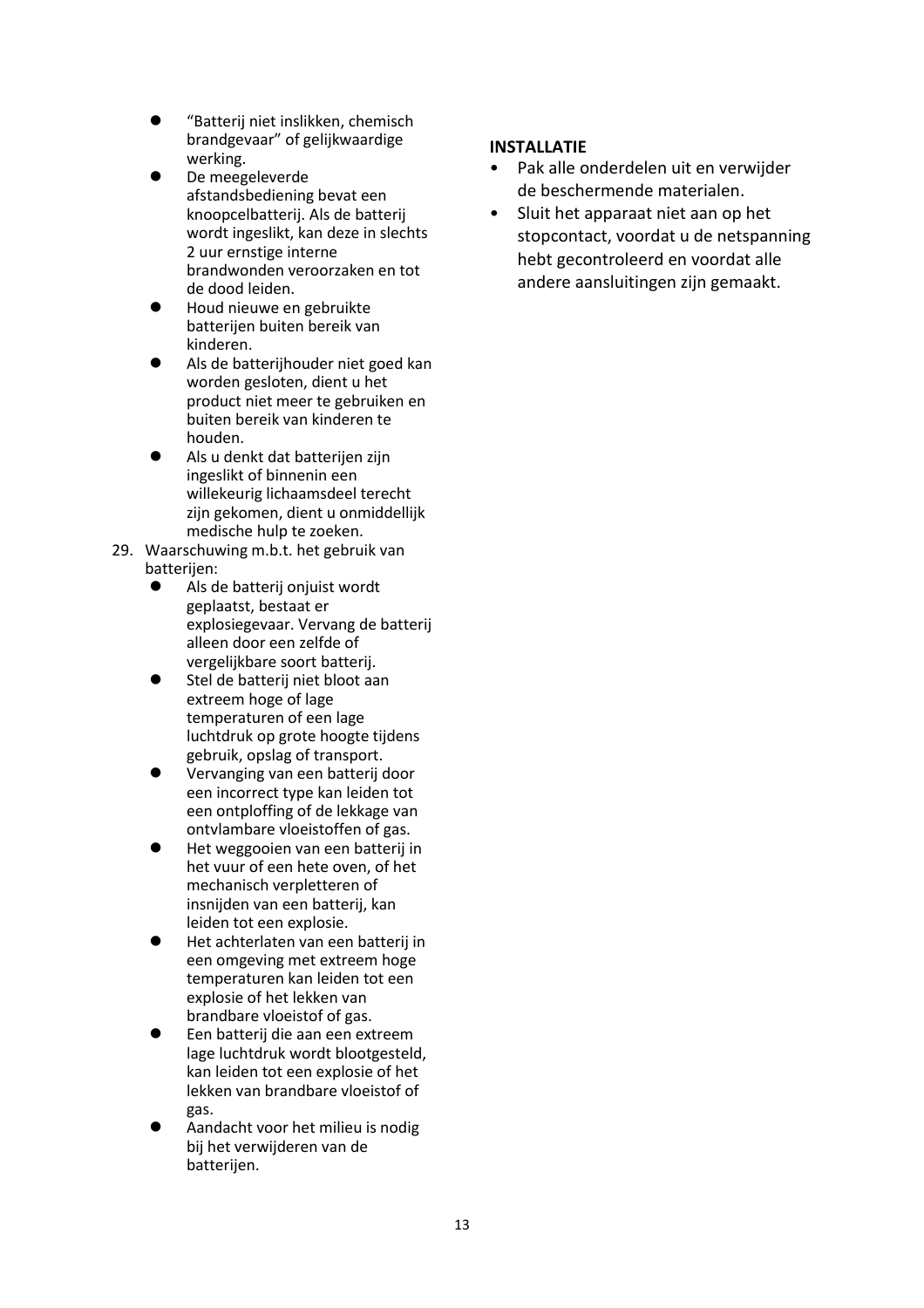- "Batterij niet inslikken, chemisch brandgevaar" of gelijkwaardige werking.
- De meegeleverde afstandsbediening bevat een knoopcelbatterij. Als de batterij wordt ingeslikt, kan deze in slechts 2 uur ernstige interne brandwonden veroorzaken en tot de dood leiden.
- Houd nieuwe en gebruikte batterijen buiten bereik van kinderen.
- Als de batterijhouder niet goed kan worden gesloten, dient u het product niet meer te gebruiken en buiten bereik van kinderen te houden.
- Als u denkt dat batterijen zijn ingeslikt of binnenin een willekeurig lichaamsdeel terecht zijn gekomen, dient u onmiddellijk medische hulp te zoeken.

29. Waarschuwing m.b.t. het gebruik van batterijen:
    - Als de batterij onjuist wordt geplaatst, bestaat er explosiegevaar. Vervang de batterij alleen door een zelfde of vergelijkbare soort batterij.
    - Stel de batterij niet bloot aan extreem hoge of lage temperaturen of een lage luchtdruk op grote hoogte tijdens gebruik, opslag of transport.
    - Vervanging van een batterij door een incorrect type kan leiden tot een ontploffing of de lekkage van ontvlambare vloeistoffen of gas.
    - Het weggooien van een batterij in het vuur of een hete oven, of het mechanisch verpletteren of insnijden van een batterij, kan leiden tot een explosie.
    - Het achterlaten van een batterij in een omgeving met extreem hoge temperaturen kan leiden tot een explosie of het lekken van brandbare vloeistof of gas.
    - Een batterij die aan een extreem lage luchtdruk wordt blootgesteld, kan leiden tot een explosie of het lekken van brandbare vloeistof of gas.
    - Aandacht voor het milieu is nodig bij het verwijderen van de batterijen.

**INSTALLATIE**

- Pak alle onderdelen uit en verwijder de beschermende materialen.
- Sluit het apparaat niet aan op het stopcontact, voordat u de netspanning hebt gecontroleerd en voordat alle andere aansluitingen zijn gemaakt.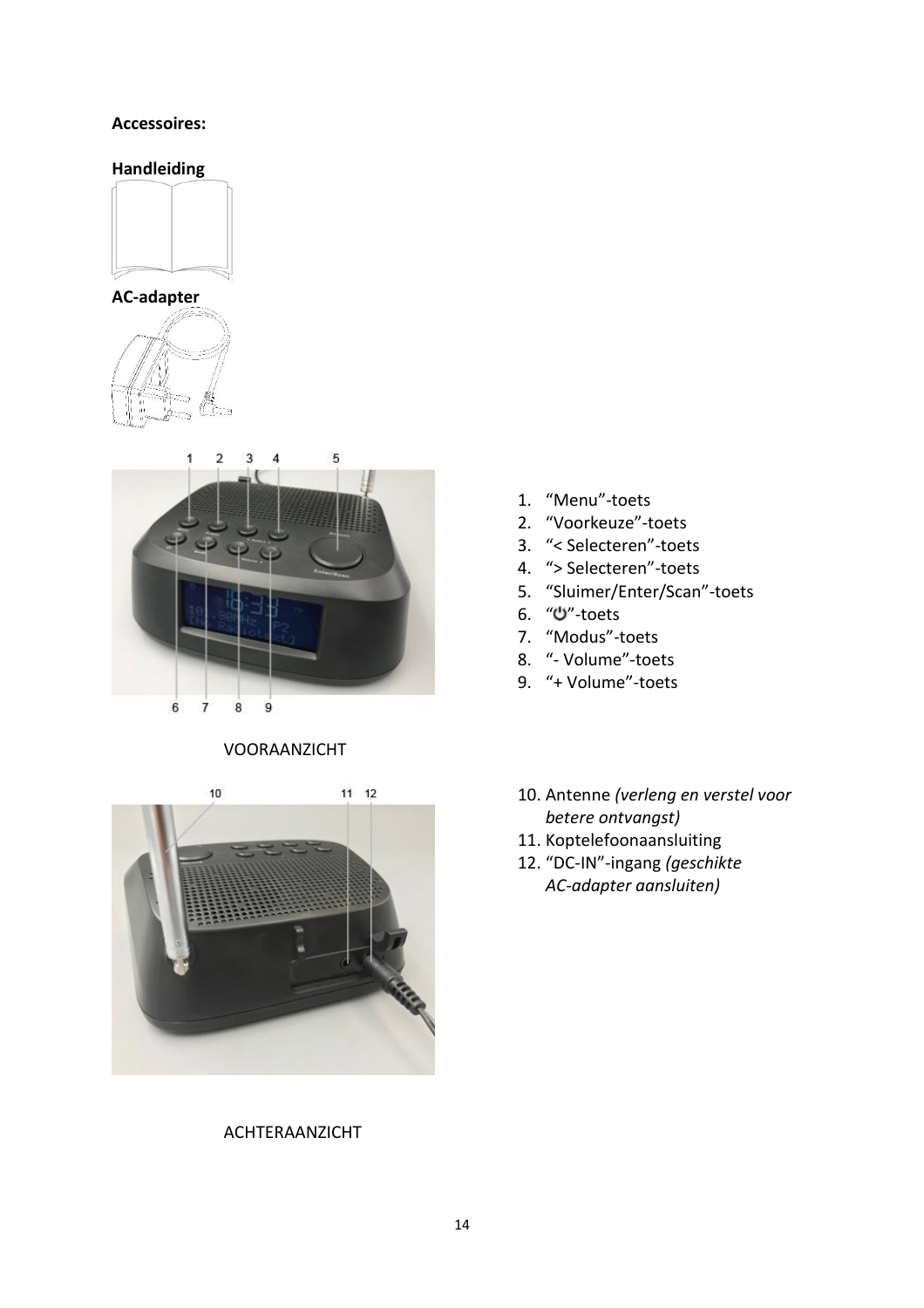**Accessoires:**

**Handleiding**

**AC-adapter**

1. “Menu”-toets
2. “Voorkeuze”-toets
3. “< Selecteren”-toets
4. “> Selecteren”-toets
5. “Sluimer/Enter/Scan”-toets
6. “⏻”-toets
7. “Modus”-toets
8. “- Volume”-toets
9. “+ Volume”-toets

VOORAANZICHT

10. Antenne *(verleng en verstel voor betere ontvangst)*
11. Koptelefoonaansluiting
12. “DC-IN”-ingang *(geschikte AC-adapter aansluiten)*

ACHTERAANZICHT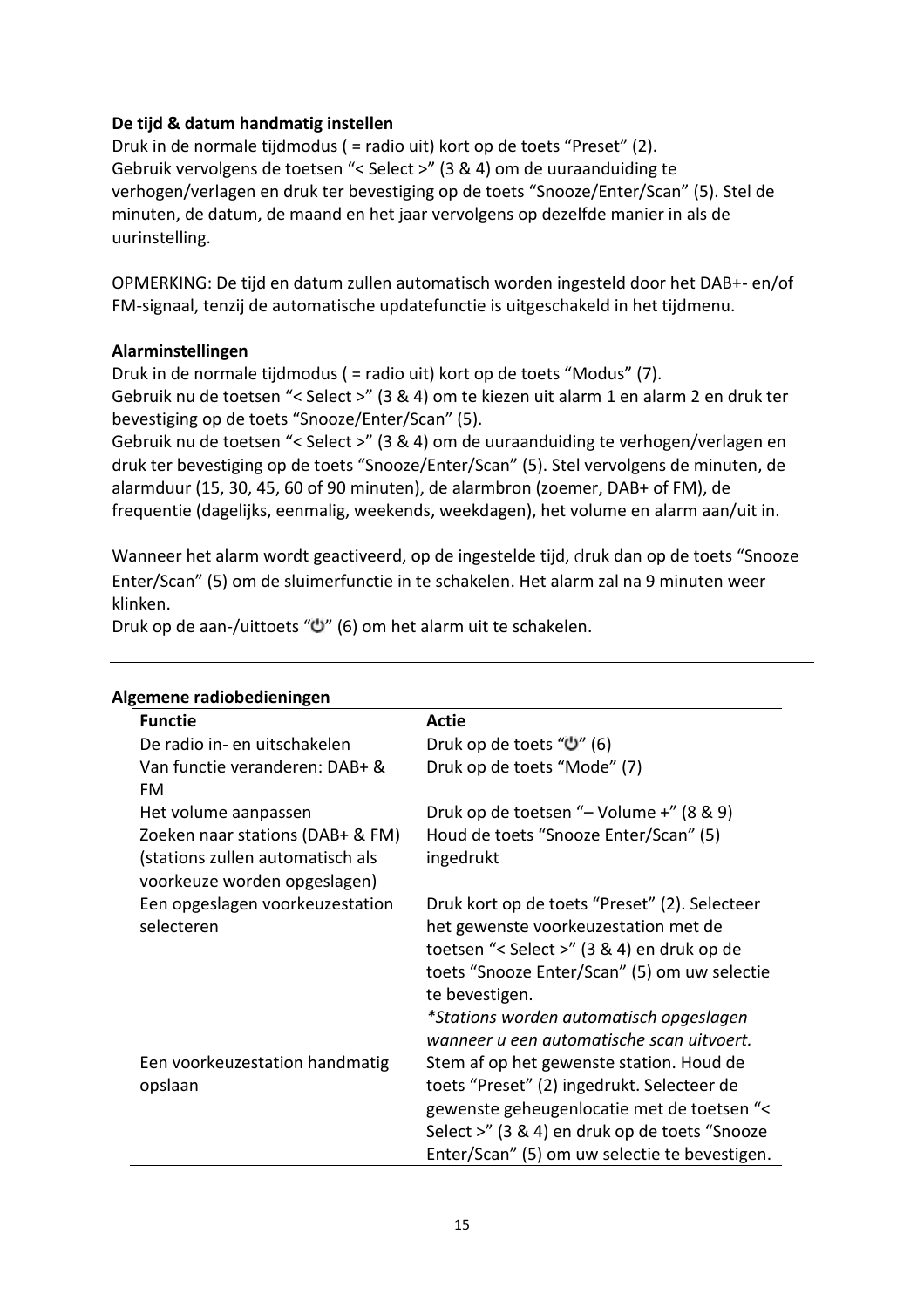**De tijd & datum handmatig instellen**
Druk in de normale tijdmodus ( = radio uit) kort op de toets “Preset” (2).
Gebruik vervolgens de toetsen “< Select >” (3 & 4) om de uuraanduiding te verhogen/verlagen en druk ter bevestiging op de toets “Snooze/Enter/Scan” (5). Stel de minuten, de datum, de maand en het jaar vervolgens op dezelfde manier in als de uurinstelling.

OPMERKING: De tijd en datum zullen automatisch worden ingesteld door het DAB+- en/of FM-signaal, tenzij de automatische updatefunctie is uitgeschakeld in het tijdmenu.

**Alarminstellingen**
Druk in de normale tijdmodus ( = radio uit) kort op de toets “Modus” (7).
Gebruik nu de toetsen “< Select >” (3 & 4) om te kiezen uit alarm 1 en alarm 2 en druk ter bevestiging op de toets “Snooze/Enter/Scan” (5).
Gebruik nu de toetsen “< Select >” (3 & 4) om de uuraanduiding te verhogen/verlagen en druk ter bevestiging op de toets “Snooze/Enter/Scan” (5). Stel vervolgens de minuten, de alarmduur (15, 30, 45, 60 of 90 minuten), de alarmbron (zoemer, DAB+ of FM), de frequentie (dagelijks, eenmalig, weekends, weekdagen), het volume en alarm aan/uit in.

Wanneer het alarm wordt geactiveerd, op de ingestelde tijd, druk dan op de toets “Snooze Enter/Scan” (5) om de sluimerfunctie in te schakelen. Het alarm zal na 9 minuten weer klinken.
Druk op de aan-/uittoets “⏻” (6) om het alarm uit te schakelen.

---

**Algemene radiobedieningen**

| Functie | Actie |
|---|---|
| De radio in- en uitschakelen | Druk op de toets “⏻” (6) |
| Van functie veranderen: DAB+ & FM | Druk op de toets “Mode” (7) |
| Het volume aanpassen | Druk op de toetsen “– Volume +” (8 & 9) |
| Zoeken naar stations (DAB+ & FM) (stations zullen automatisch als voorkeuze worden opgeslagen) | Houd de toets “Snooze Enter/Scan” (5) ingedrukt |
| Een opgeslagen voorkeuzestation selecteren | Druk kort op de toets “Preset” (2). Selecteer het gewenste voorkeuzestation met de toetsen “< Select >” (3 & 4) en druk op de toets “Snooze Enter/Scan” (5) om uw selectie te bevestigen. *\*Stations worden automatisch opgeslagen wanneer u een automatische scan uitvoert.* |
| Een voorkeuzestation handmatig opslaan | Stem af op het gewenste station. Houd de toets “Preset” (2) ingedrukt. Selecteer de gewenste geheugenlocatie met de toetsen “< Select >” (3 & 4) en druk op de toets “Snooze Enter/Scan” (5) om uw selectie te bevestigen. |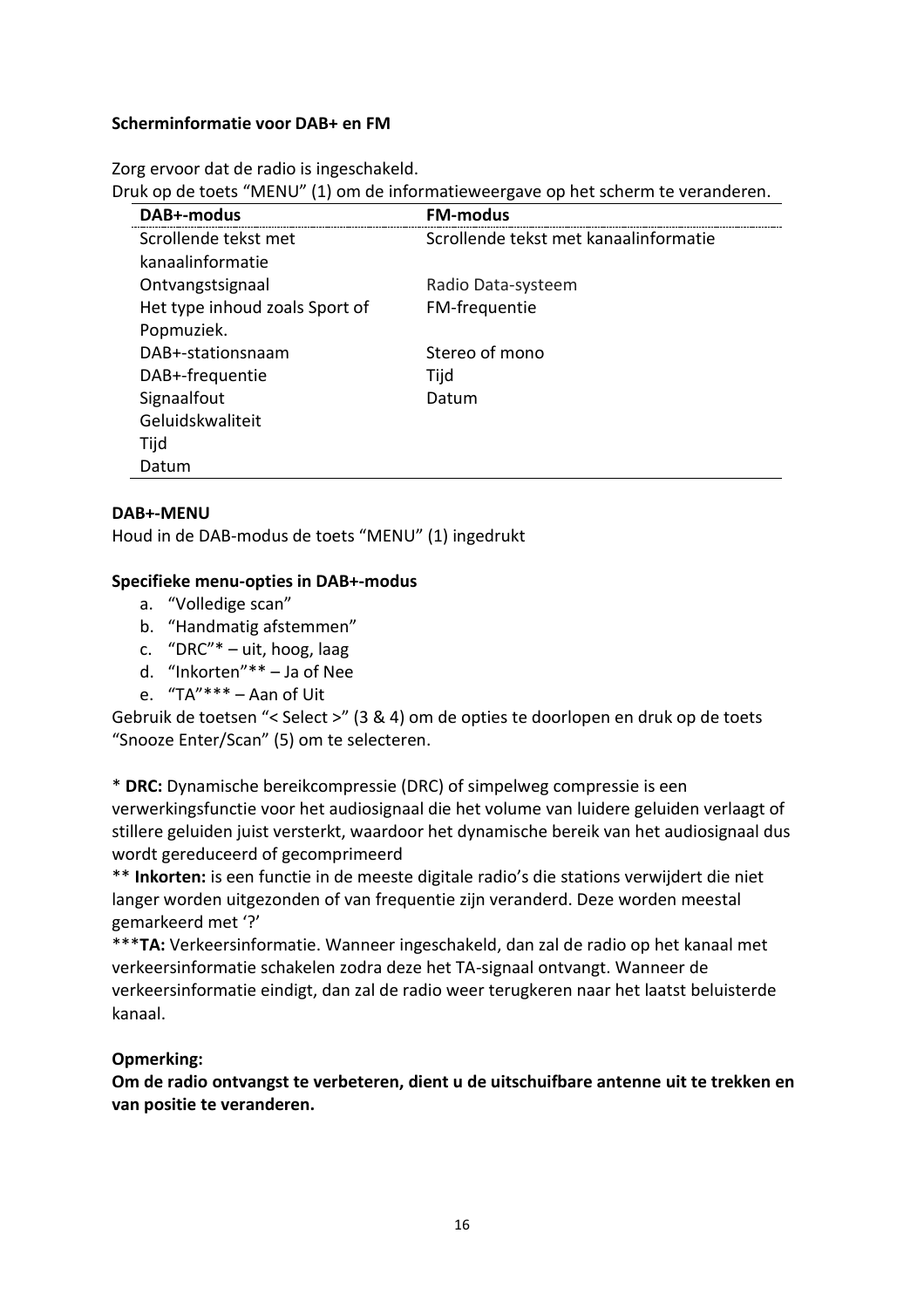**Scherminformatie voor DAB+ en FM**

Zorg ervoor dat de radio is ingeschakeld.
Druk op de toets "MENU" (1) om de informatieweergave op het scherm te veranderen.

| DAB+-modus | FM-modus |
|---|---|
| Scrollende tekst met kanaalinformatie | Scrollende tekst met kanaalinformatie |
| Ontvangstsignaal | Radio Data-systeem |
| Het type inhoud zoals Sport of Popmuziek. | FM-frequentie |
| DAB+-stationsnaam | Stereo of mono |
| DAB+-frequentie | Tijd |
| Signaalfout | Datum |
| Geluidskwaliteit | |
| Tijd | |
| Datum | |

**DAB+-MENU**
Houd in de DAB-modus de toets "MENU" (1) ingedrukt

**Specifieke menu-opties in DAB+-modus**

a. "Volledige scan"
b. "Handmatig afstemmen"
c. "DRC"* – uit, hoog, laag
d. "Inkorten"** – Ja of Nee
e. "TA"*** – Aan of Uit

Gebruik de toetsen "< Select >" (3 & 4) om de opties te doorlopen en druk op de toets "Snooze Enter/Scan" (5) om te selecteren.

* **DRC:** Dynamische bereikcompressie (DRC) of simpelweg compressie is een verwerkingsfunctie voor het audiosignaal die het volume van luidere geluiden verlaagt of stillere geluiden juist versterkt, waardoor het dynamische bereik van het audiosignaal dus wordt gereduceerd of gecomprimeerd
** **Inkorten:** is een functie in de meeste digitale radio's die stations verwijdert die niet langer worden uitgezonden of van frequentie zijn veranderd. Deze worden meestal gemarkeerd met '?'
***<b>TA:</b> Verkeersinformatie. Wanneer ingeschakeld, dan zal de radio op het kanaal met verkeersinformatie schakelen zodra deze het TA-signaal ontvangt. Wanneer de verkeersinformatie eindigt, dan zal de radio weer terugkeren naar het laatst beluisterde kanaal.

**Opmerking:**
**Om de radio ontvangst te verbeteren, dient u de uitschuifbare antenne uit te trekken en van positie te veranderen.**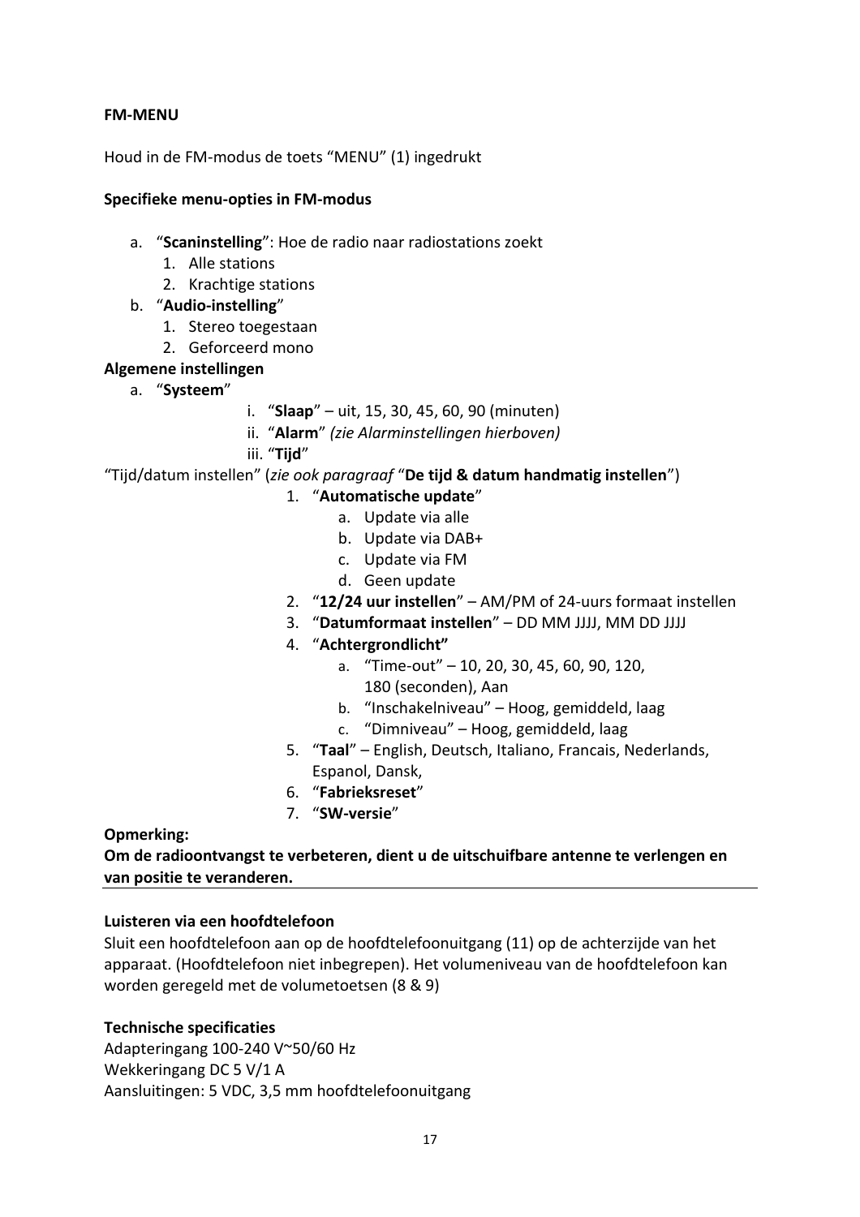**FM-MENU**

Houd in de FM-modus de toets "MENU" (1) ingedrukt

**Specifieke menu-opties in FM-modus**

a. "**Scaninstelling**": Hoe de radio naar radiostations zoekt
   1. Alle stations
   2. Krachtige stations
b. "**Audio-instelling**"
   1. Stereo toegestaan
   2. Geforceerd mono

**Algemene instellingen**

a. "**Systeem**"
   i. "**Slaap**" – uit, 15, 30, 45, 60, 90 (minuten)
   ii. "**Alarm**" *(zie Alarminstellingen hierboven)*
   iii. "**Tijd**"

"Tijd/datum instellen" (*zie ook paragraaf* "**De tijd & datum handmatig instellen**")

1. "**Automatische update**"
   a. Update via alle
   b. Update via DAB+
   c. Update via FM
   d. Geen update
2. "**12/24 uur instellen**" – AM/PM of 24-uurs formaat instellen
3. "**Datumformaat instellen**" – DD MM JJJJ, MM DD JJJJ
4. "**Achtergrondlicht"**
   a. "Time-out" – 10, 20, 30, 45, 60, 90, 120, 180 (seconden), Aan
   b. "Inschakelniveau" – Hoog, gemiddeld, laag
   c. "Dimniveau" – Hoog, gemiddeld, laag
5. "**Taal**" – English, Deutsch, Italiano, Francais, Nederlands, Espanol, Dansk,
6. "**Fabrieksreset**"
7. "**SW-versie**"

**Opmerking:**
**Om de radioontvangst te verbeteren, dient u de uitschuifbare antenne te verlengen en van positie te veranderen.**

---

**Luisteren via een hoofdtelefoon**
Sluit een hoofdtelefoon aan op de hoofdtelefoonuitgang (11) op de achterzijde van het apparaat. (Hoofdtelefoon niet inbegrepen). Het volumeniveau van de hoofdtelefoon kan worden geregeld met de volumetoetsen (8 & 9)

**Technische specificaties**
Adapteringang 100-240 V~50/60 Hz
Wekkeringang DC 5 V/1 A
Aansluitingen: 5 VDC, 3,5 mm hoofdtelefoonuitgang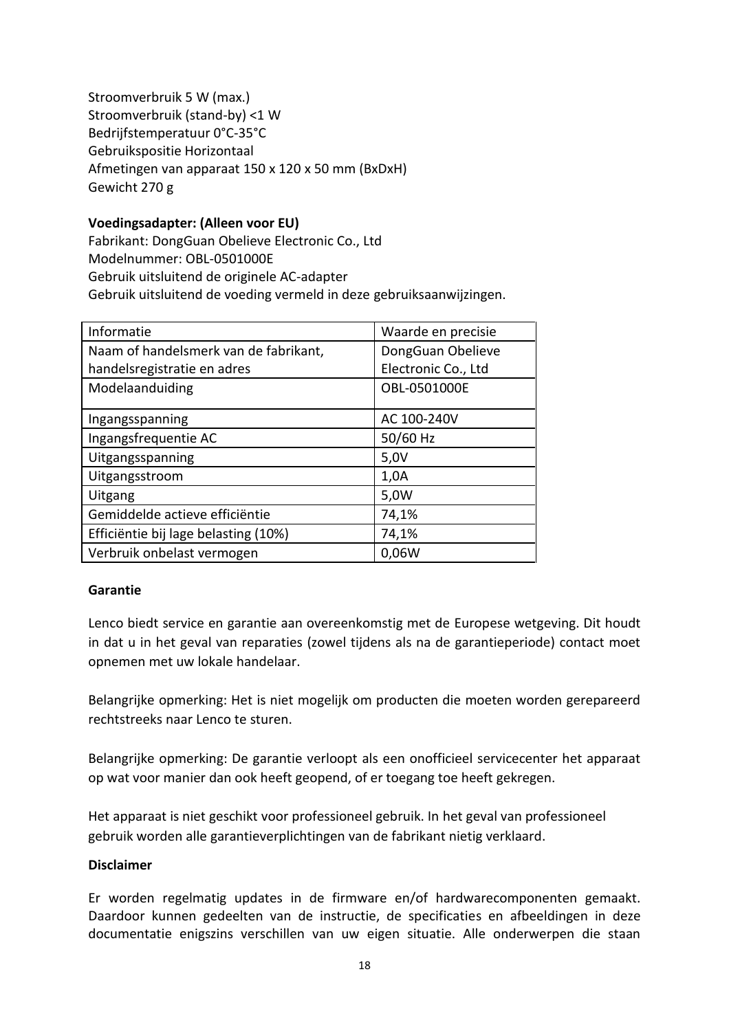Stroomverbruik 5 W (max.)
Stroomverbruik (stand-by) <1 W
Bedrijfstemperatuur 0°C-35°C
Gebruikspositie Horizontaal
Afmetingen van apparaat 150 x 120 x 50 mm (BxDxH)
Gewicht 270 g

**Voedingsadapter: (Alleen voor EU)**
Fabrikant: DongGuan Obelieve Electronic Co., Ltd
Modelnummer: OBL-0501000E
Gebruik uitsluitend de originele AC-adapter
Gebruik uitsluitend de voeding vermeld in deze gebruiksaanwijzingen.

| Informatie | Waarde en precisie |
|---|---|
| Naam of handelsmerk van de fabrikant, handelsregistratie en adres | DongGuan Obelieve Electronic Co., Ltd |
| Modelaanduiding | OBL-0501000E |
| Ingangsspanning | AC 100-240V |
| Ingangsfrequentie AC | 50/60 Hz |
| Uitgangsspanning | 5,0V |
| Uitgangsstroom | 1,0A |
| Uitgang | 5,0W |
| Gemiddelde actieve efficiëntie | 74,1% |
| Efficiëntie bij lage belasting (10%) | 74,1% |
| Verbruik onbelast vermogen | 0,06W |

**Garantie**

Lenco biedt service en garantie aan overeenkomstig met de Europese wetgeving. Dit houdt in dat u in het geval van reparaties (zowel tijdens als na de garantieperiode) contact moet opnemen met uw lokale handelaar.

Belangrijke opmerking: Het is niet mogelijk om producten die moeten worden gerepareerd rechtstreeks naar Lenco te sturen.

Belangrijke opmerking: De garantie verloopt als een onofficieel servicecenter het apparaat op wat voor manier dan ook heeft geopend, of er toegang toe heeft gekregen.

Het apparaat is niet geschikt voor professioneel gebruik. In het geval van professioneel gebruik worden alle garantieverplichtingen van de fabrikant nietig verklaard.

**Disclaimer**

Er worden regelmatig updates in de firmware en/of hardwarecomponenten gemaakt. Daardoor kunnen gedeelten van de instructie, de specificaties en afbeeldingen in deze documentatie enigszins verschillen van uw eigen situatie. Alle onderwerpen die staan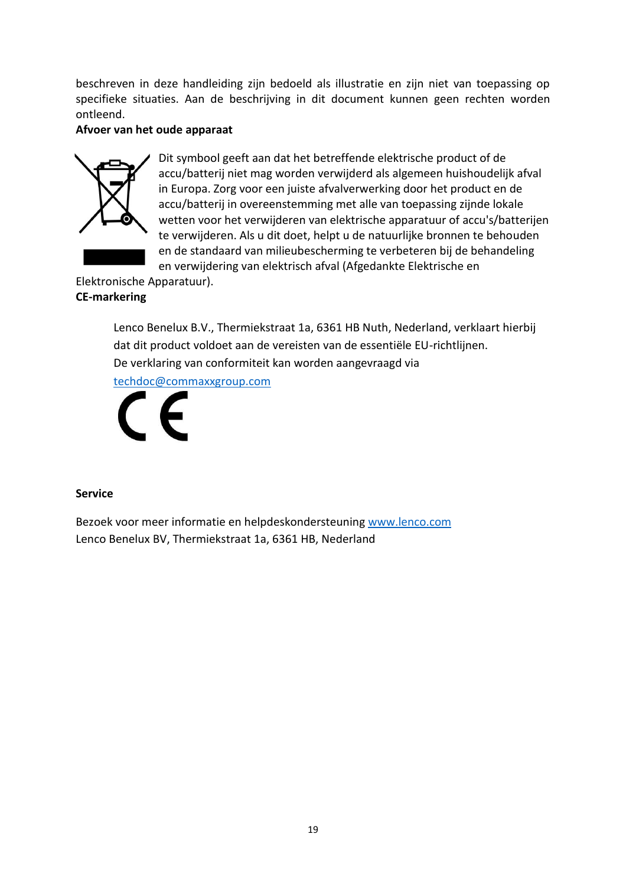beschreven in deze handleiding zijn bedoeld als illustratie en zijn niet van toepassing op specifieke situaties. Aan de beschrijving in dit document kunnen geen rechten worden ontleend.

**Afvoer van het oude apparaat**

Dit symbool geeft aan dat het betreffende elektrische product of de accu/batterij niet mag worden verwijderd als algemeen huishoudelijk afval in Europa. Zorg voor een juiste afvalverwerking door het product en de accu/batterij in overeenstemming met alle van toepassing zijnde lokale wetten voor het verwijderen van elektrische apparatuur of accu's/batterijen te verwijderen. Als u dit doet, helpt u de natuurlijke bronnen te behouden en de standaard van milieubescherming te verbeteren bij de behandeling en verwijdering van elektrisch afval (Afgedankte Elektrische en Elektronische Apparatuur).

**CE-markering**

Lenco Benelux B.V., Thermiekstraat 1a, 6361 HB Nuth, Nederland, verklaart hierbij dat dit product voldoet aan de vereisten van de essentiële EU-richtlijnen.
De verklaring van conformiteit kan worden aangevraagd via
techdoc@commaxxgroup.com

**Service**

Bezoek voor meer informatie en helpdeskondersteuning www.lenco.com
Lenco Benelux BV, Thermiekstraat 1a, 6361 HB, Nederland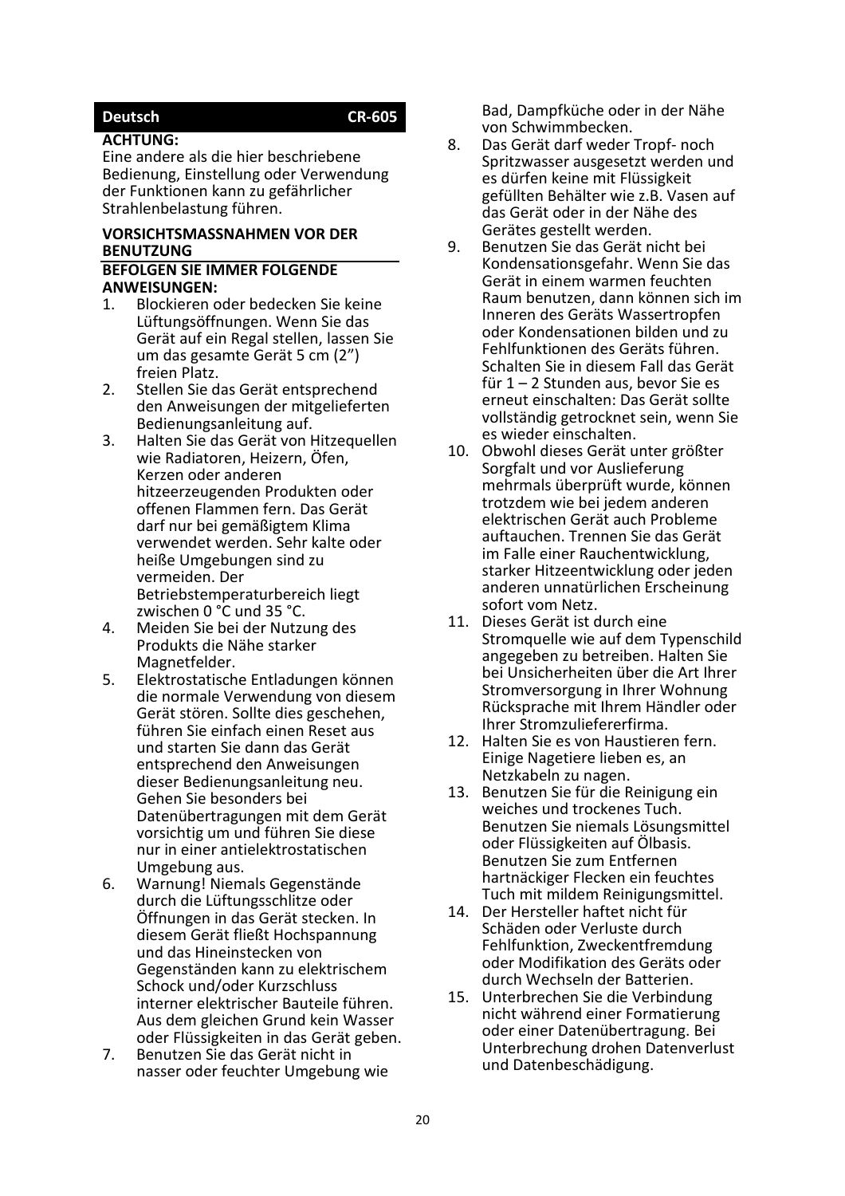**Deutsch** **CR-605**

**ACHTUNG:**
Eine andere als die hier beschriebene Bedienung, Einstellung oder Verwendung der Funktionen kann zu gefährlicher Strahlenbelastung führen.

**VORSICHTSMASSNAHMEN VOR DER BENUTZUNG**

**BEFOLGEN SIE IMMER FOLGENDE ANWEISUNGEN:**

1. Blockieren oder bedecken Sie keine Lüftungsöffnungen. Wenn Sie das Gerät auf ein Regal stellen, lassen Sie um das gesamte Gerät 5 cm (2”) freien Platz.
2. Stellen Sie das Gerät entsprechend den Anweisungen der mitgelieferten Bedienungsanleitung auf.
3. Halten Sie das Gerät von Hitzequellen wie Radiatoren, Heizern, Öfen, Kerzen oder anderen hitzeerzeugenden Produkten oder offenen Flammen fern. Das Gerät darf nur bei gemäßigtem Klima verwendet werden. Sehr kalte oder heiße Umgebungen sind zu vermeiden. Der Betriebstemperaturbereich liegt zwischen 0 °C und 35 °C.
4. Meiden Sie bei der Nutzung des Produkts die Nähe starker Magnetfelder.
5. Elektrostatische Entladungen können die normale Verwendung von diesem Gerät stören. Sollte dies geschehen, führen Sie einfach einen Reset aus und starten Sie dann das Gerät entsprechend den Anweisungen dieser Bedienungsanleitung neu. Gehen Sie besonders bei Datenübertragungen mit dem Gerät vorsichtig um und führen Sie diese nur in einer antielektrostatischen Umgebung aus.
6. Warnung! Niemals Gegenstände durch die Lüftungsschlitze oder Öffnungen in das Gerät stecken. In diesem Gerät fließt Hochspannung und das Hineinstecken von Gegenständen kann zu elektrischem Schock und/oder Kurzschluss interner elektrischer Bauteile führen. Aus dem gleichen Grund kein Wasser oder Flüssigkeiten in das Gerät geben.
7. Benutzen Sie das Gerät nicht in nasser oder feuchter Umgebung wie Bad, Dampfküche oder in der Nähe von Schwimmbecken.
8. Das Gerät darf weder Tropf- noch Spritzwasser ausgesetzt werden und es dürfen keine mit Flüssigkeit gefüllten Behälter wie z.B. Vasen auf das Gerät oder in der Nähe des Gerätes gestellt werden.
9. Benutzen Sie das Gerät nicht bei Kondensationsgefahr. Wenn Sie das Gerät in einem warmen feuchten Raum benutzen, dann können sich im Inneren des Geräts Wassertropfen oder Kondensationen bilden und zu Fehlfunktionen des Geräts führen. Schalten Sie in diesem Fall das Gerät für 1 – 2 Stunden aus, bevor Sie es erneut einschalten: Das Gerät sollte vollständig getrocknet sein, wenn Sie es wieder einschalten.
10. Obwohl dieses Gerät unter größter Sorgfalt und vor Auslieferung mehrmals überprüft wurde, können trotzdem wie bei jedem anderen elektrischen Gerät auch Probleme auftauchen. Trennen Sie das Gerät im Falle einer Rauchentwicklung, starker Hitzeentwicklung oder jeden anderen unnatürlichen Erscheinung sofort vom Netz.
11. Dieses Gerät ist durch eine Stromquelle wie auf dem Typenschild angegeben zu betreiben. Halten Sie bei Unsicherheiten über die Art Ihrer Stromversorgung in Ihrer Wohnung Rücksprache mit Ihrem Händler oder Ihrer Stromzuliefererfirma.
12. Halten Sie es von Haustieren fern. Einige Nagetiere lieben es, an Netzkabeln zu nagen.
13. Benutzen Sie für die Reinigung ein weiches und trockenes Tuch. Benutzen Sie niemals Lösungsmittel oder Flüssigkeiten auf Ölbasis. Benutzen Sie zum Entfernen hartnäckiger Flecken ein feuchtes Tuch mit mildem Reinigungsmittel.
14. Der Hersteller haftet nicht für Schäden oder Verluste durch Fehlfunktion, Zweckentfremdung oder Modifikation des Geräts oder durch Wechseln der Batterien.
15. Unterbrechen Sie die Verbindung nicht während einer Formatierung oder einer Datenübertragung. Bei Unterbrechung drohen Datenverlust und Datenbeschädigung.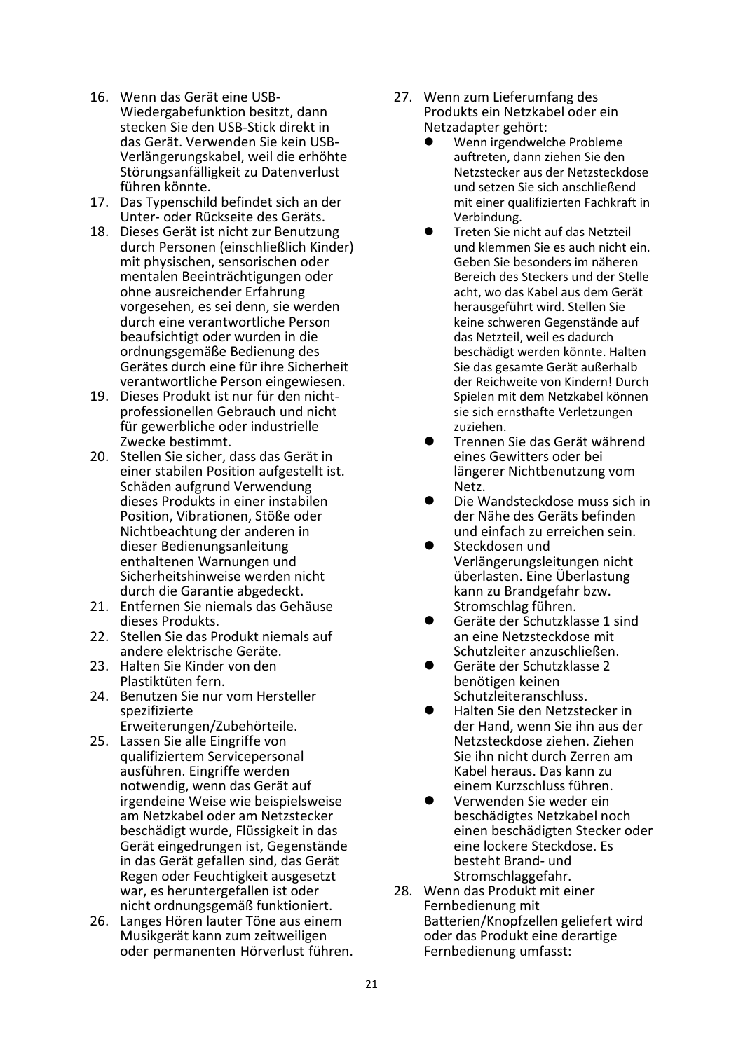16. Wenn das Gerät eine USB-Wiedergabefunktion besitzt, dann stecken Sie den USB-Stick direkt in das Gerät. Verwenden Sie kein USB-Verlängerungskabel, weil die erhöhte Störungsanfälligkeit zu Datenverlust führen könnte.
17. Das Typenschild befindet sich an der Unter- oder Rückseite des Geräts.
18. Dieses Gerät ist nicht zur Benutzung durch Personen (einschließlich Kinder) mit physischen, sensorischen oder mentalen Beeinträchtigungen oder ohne ausreichender Erfahrung vorgesehen, es sei denn, sie werden durch eine verantwortliche Person beaufsichtigt oder wurden in die ordnungsgemäße Bedienung des Gerätes durch eine für ihre Sicherheit verantwortliche Person eingewiesen.
19. Dieses Produkt ist nur für den nicht-professionellen Gebrauch und nicht für gewerbliche oder industrielle Zwecke bestimmt.
20. Stellen Sie sicher, dass das Gerät in einer stabilen Position aufgestellt ist. Schäden aufgrund Verwendung dieses Produkts in einer instabilen Position, Vibrationen, Stöße oder Nichtbeachtung der anderen in dieser Bedienungsanleitung enthaltenen Warnungen und Sicherheitshinweise werden nicht durch die Garantie abgedeckt.
21. Entfernen Sie niemals das Gehäuse dieses Produkts.
22. Stellen Sie das Produkt niemals auf andere elektrische Geräte.
23. Halten Sie Kinder von den Plastiktüten fern.
24. Benutzen Sie nur vom Hersteller spezifizierte Erweiterungen/Zubehörteile.
25. Lassen Sie alle Eingriffe von qualifiziertem Servicepersonal ausführen. Eingriffe werden notwendig, wenn das Gerät auf irgendeine Weise wie beispielsweise am Netzkabel oder am Netzstecker beschädigt wurde, Flüssigkeit in das Gerät eingedrungen ist, Gegenstände in das Gerät gefallen sind, das Gerät Regen oder Feuchtigkeit ausgesetzt war, es heruntergefallen ist oder nicht ordnungsgemäß funktioniert.
26. Langes Hören lauter Töne aus einem Musikgerät kann zum zeitweiligen oder permanenten Hörverlust führen.
27. Wenn zum Lieferumfang des Produkts ein Netzkabel oder ein Netzadapter gehört:
    - Wenn irgendwelche Probleme auftreten, dann ziehen Sie den Netzstecker aus der Netzsteckdose und setzen Sie sich anschließend mit einer qualifizierten Fachkraft in Verbindung.
    - Treten Sie nicht auf das Netzteil und klemmen Sie es auch nicht ein. Geben Sie besonders im näheren Bereich des Steckers und der Stelle acht, wo das Kabel aus dem Gerät herausgeführt wird. Stellen Sie keine schweren Gegenstände auf das Netzteil, weil es dadurch beschädigt werden könnte. Halten Sie das gesamte Gerät außerhalb der Reichweite von Kindern! Durch Spielen mit dem Netzkabel können sie sich ernsthafte Verletzungen zuziehen.
    - Trennen Sie das Gerät während eines Gewitters oder bei längerer Nichtbenutzung vom Netz.
    - Die Wandsteckdose muss sich in der Nähe des Geräts befinden und einfach zu erreichen sein.
    - Steckdosen und Verlängerungsleitungen nicht überlasten. Eine Überlastung kann zu Brandgefahr bzw. Stromschlag führen.
    - Geräte der Schutzklasse 1 sind an eine Netzsteckdose mit Schutzleiter anzuschließen.
    - Geräte der Schutzklasse 2 benötigen keinen Schutzleiteranschluss.
    - Halten Sie den Netzstecker in der Hand, wenn Sie ihn aus der Netzsteckdose ziehen. Ziehen Sie ihn nicht durch Zerren am Kabel heraus. Das kann zu einem Kurzschluss führen.
    - Verwenden Sie weder ein beschädigtes Netzkabel noch einen beschädigten Stecker oder eine lockere Steckdose. Es besteht Brand- und Stromschlaggefahr.
28. Wenn das Produkt mit einer Fernbedienung mit Batterien/Knopfzellen geliefert wird oder das Produkt eine derartige Fernbedienung umfasst: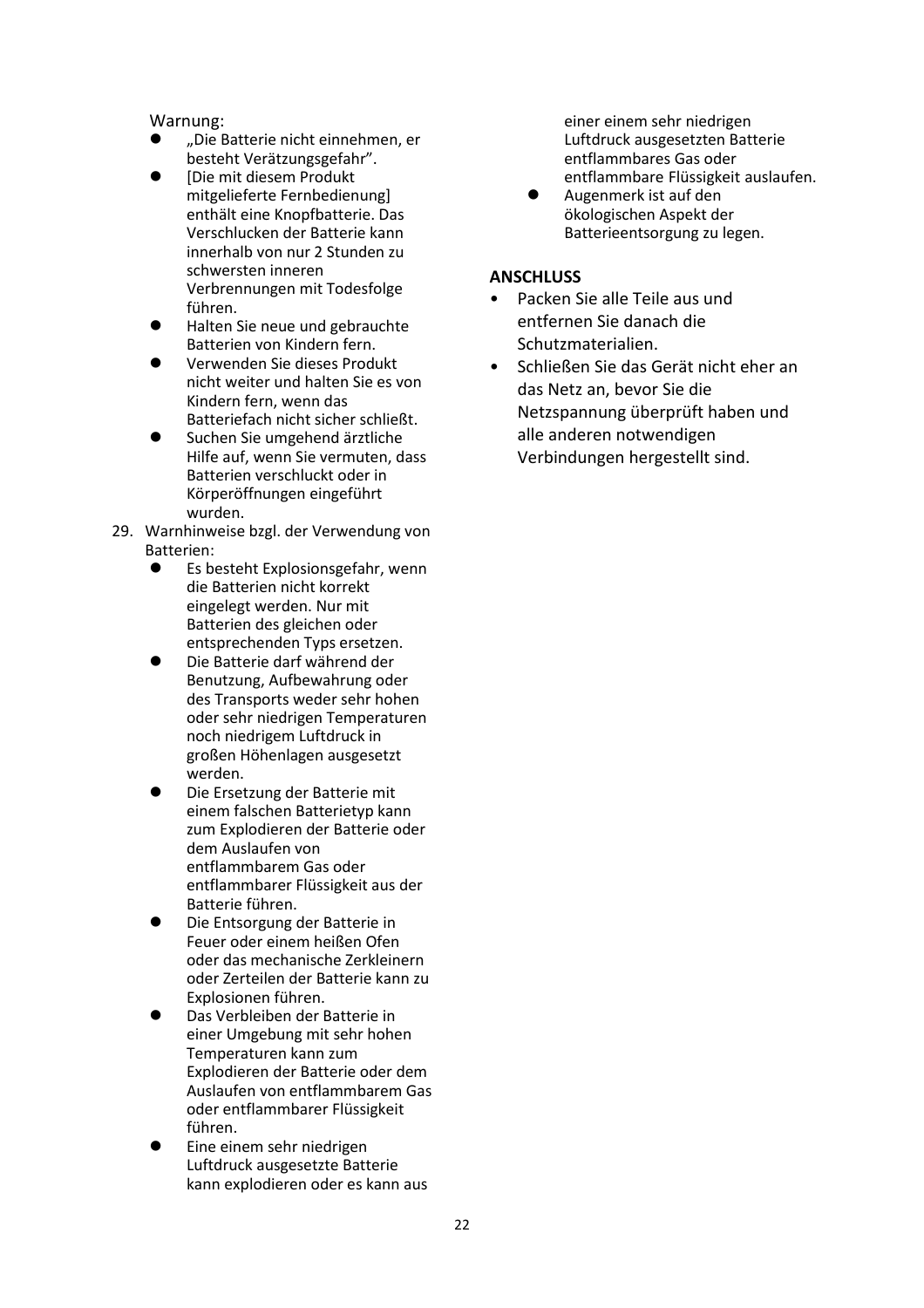Warnung:

- „Die Batterie nicht einnehmen, er besteht Verätzungsgefahr".
- [Die mit diesem Produkt mitgelieferte Fernbedienung] enthält eine Knopfbatterie. Das Verschlucken der Batterie kann innerhalb von nur 2 Stunden zu schwersten inneren Verbrennungen mit Todesfolge führen.
- Halten Sie neue und gebrauchte Batterien von Kindern fern.
- Verwenden Sie dieses Produkt nicht weiter und halten Sie es von Kindern fern, wenn das Batteriefach nicht sicher schließt.
- Suchen Sie umgehend ärztliche Hilfe auf, wenn Sie vermuten, dass Batterien verschluckt oder in Körperöffnungen eingeführt wurden.

29. Warnhinweise bzgl. der Verwendung von Batterien:
    - Es besteht Explosionsgefahr, wenn die Batterien nicht korrekt eingelegt werden. Nur mit Batterien des gleichen oder entsprechenden Typs ersetzen.
    - Die Batterie darf während der Benutzung, Aufbewahrung oder des Transports weder sehr hohen oder sehr niedrigen Temperaturen noch niedrigem Luftdruck in großen Höhenlagen ausgesetzt werden.
    - Die Ersetzung der Batterie mit einem falschen Batterietyp kann zum Explodieren der Batterie oder dem Auslaufen von entflammbarem Gas oder entflammbarer Flüssigkeit aus der Batterie führen.
    - Die Entsorgung der Batterie in Feuer oder einem heißen Ofen oder das mechanische Zerkleinern oder Zerteilen der Batterie kann zu Explosionen führen.
    - Das Verbleiben der Batterie in einer Umgebung mit sehr hohen Temperaturen kann zum Explodieren der Batterie oder dem Auslaufen von entflammbarem Gas oder entflammbarer Flüssigkeit führen.
    - Eine einem sehr niedrigen Luftdruck ausgesetzte Batterie kann explodieren oder es kann aus einer einem sehr niedrigen Luftdruck ausgesetzten Batterie entflammbares Gas oder entflammbare Flüssigkeit auslaufen.
    - Augenmerk ist auf den ökologischen Aspekt der Batterieentsorgung zu legen.

**ANSCHLUSS**

- Packen Sie alle Teile aus und entfernen Sie danach die Schutzmaterialien.
- Schließen Sie das Gerät nicht eher an das Netz an, bevor Sie die Netzspannung überprüft haben und alle anderen notwendigen Verbindungen hergestellt sind.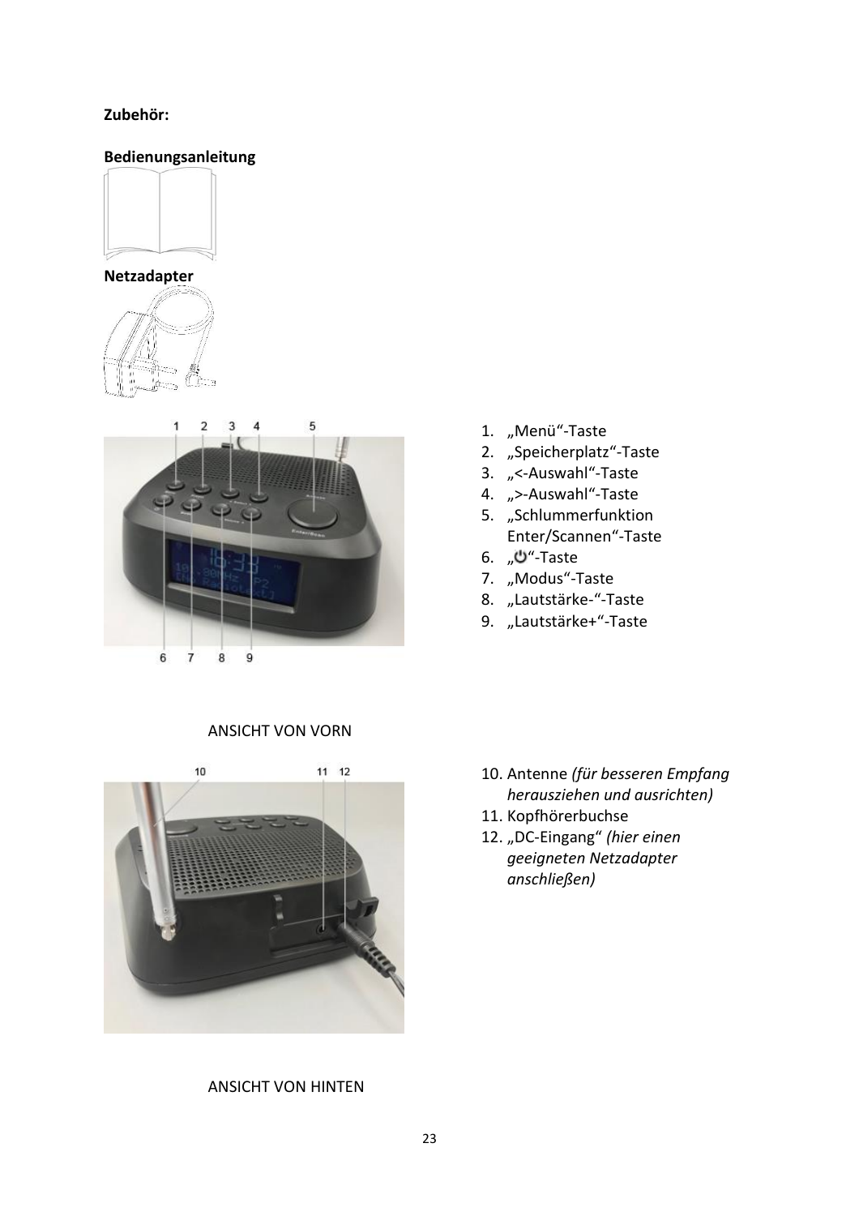**Zubehör:**

**Bedienungsanleitung**

**Netzadapter**

1. „Menü"-Taste
2. „Speicherplatz"-Taste
3. „<-Auswahl"-Taste
4. „>-Auswahl"-Taste
5. „Schlummerfunktion Enter/Scannen"-Taste
6. „⏻"-Taste
7. „Modus"-Taste
8. „Lautstärke-"-Taste
9. „Lautstärke+"-Taste

ANSICHT VON VORN

10. Antenne *(für besseren Empfang herausziehen und ausrichten)*
11. Kopfhörerbuchse
12. „DC-Eingang" *(hier einen geeigneten Netzadapter anschließen)*

ANSICHT VON HINTEN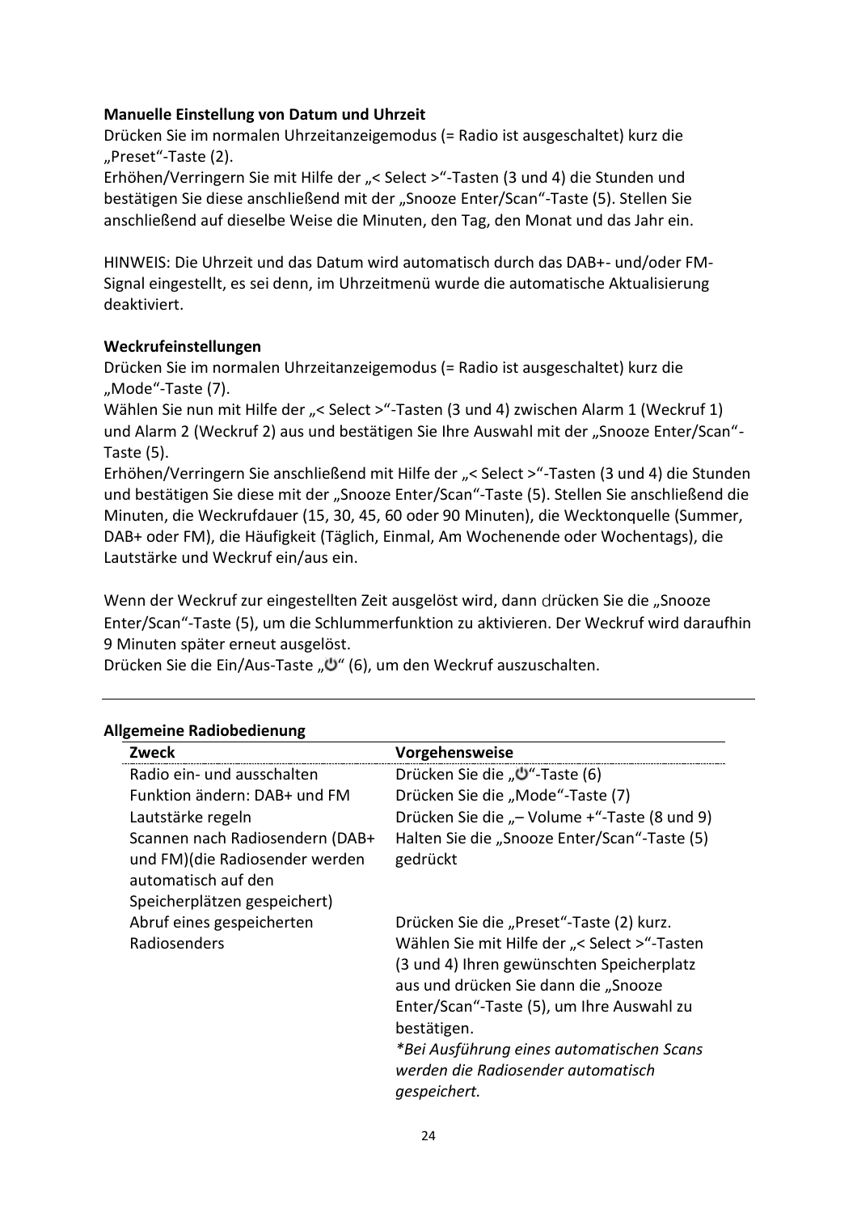**Manuelle Einstellung von Datum und Uhrzeit**

Drücken Sie im normalen Uhrzeitanzeigemodus (= Radio ist ausgeschaltet) kurz die „Preset"-Taste (2).
Erhöhen/Verringern Sie mit Hilfe der „< Select >"-Tasten (3 und 4) die Stunden und bestätigen Sie diese anschließend mit der „Snooze Enter/Scan"-Taste (5). Stellen Sie anschließend auf dieselbe Weise die Minuten, den Tag, den Monat und das Jahr ein.

HINWEIS: Die Uhrzeit und das Datum wird automatisch durch das DAB+- und/oder FM-Signal eingestellt, es sei denn, im Uhrzeitmenü wurde die automatische Aktualisierung deaktiviert.

**Weckrufeinstellungen**

Drücken Sie im normalen Uhrzeitanzeigemodus (= Radio ist ausgeschaltet) kurz die „Mode"-Taste (7).
Wählen Sie nun mit Hilfe der „< Select >"-Tasten (3 und 4) zwischen Alarm 1 (Weckruf 1) und Alarm 2 (Weckruf 2) aus und bestätigen Sie Ihre Auswahl mit der „Snooze Enter/Scan"-Taste (5).
Erhöhen/Verringern Sie anschließend mit Hilfe der „< Select >"-Tasten (3 und 4) die Stunden und bestätigen Sie diese mit der „Snooze Enter/Scan"-Taste (5). Stellen Sie anschließend die Minuten, die Weckrufdauer (15, 30, 45, 60 oder 90 Minuten), die Wecktonquelle (Summer, DAB+ oder FM), die Häufigkeit (Täglich, Einmal, Am Wochenende oder Wochentags), die Lautstärke und Weckruf ein/aus ein.

Wenn der Weckruf zur eingestellten Zeit ausgelöst wird, dann drücken Sie die „Snooze Enter/Scan"-Taste (5), um die Schlummerfunktion zu aktivieren. Der Weckruf wird daraufhin 9 Minuten später erneut ausgelöst.
Drücken Sie die Ein/Aus-Taste „⏻" (6), um den Weckruf auszuschalten.

---

**Allgemeine Radiobedienung**

| Zweck | Vorgehensweise |
|---|---|
| Radio ein- und ausschalten | Drücken Sie die „⏻"-Taste (6) |
| Funktion ändern: DAB+ und FM | Drücken Sie die „Mode"-Taste (7) |
| Lautstärke regeln | Drücken Sie die „– Volume +"-Taste (8 und 9) |
| Scannen nach Radiosendern (DAB+ und FM)(die Radiosender werden automatisch auf den Speicherplätzen gespeichert) | Halten Sie die „Snooze Enter/Scan"-Taste (5) gedrückt |
| Abruf eines gespeicherten Radiosenders | Drücken Sie die „Preset"-Taste (2) kurz. Wählen Sie mit Hilfe der „< Select >"-Tasten (3 und 4) Ihren gewünschten Speicherplatz aus und drücken Sie dann die „Snooze Enter/Scan"-Taste (5), um Ihre Auswahl zu bestätigen. *\*Bei Ausführung eines automatischen Scans werden die Radiosender automatisch gespeichert.* |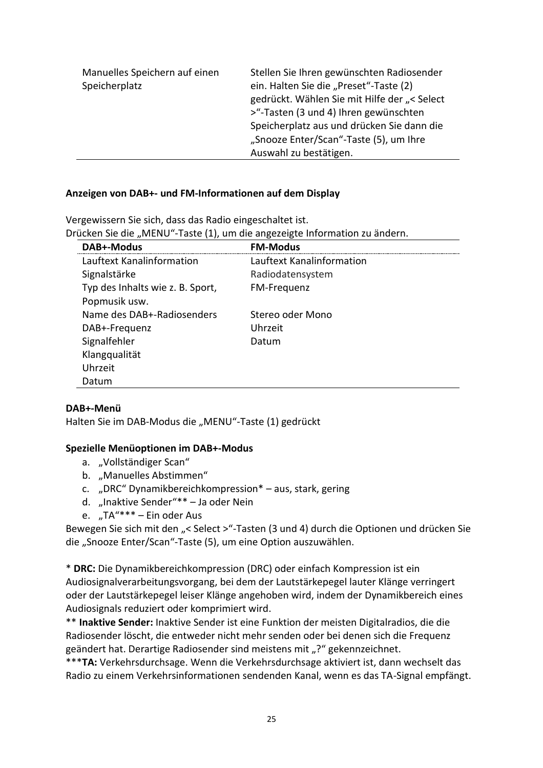| | |
|---|---|
| Manuelles Speichern auf einen Speicherplatz | Stellen Sie Ihren gewünschten Radiosender ein. Halten Sie die „Preset“-Taste (2) gedrückt. Wählen Sie mit Hilfe der „< Select >“-Tasten (3 und 4) Ihren gewünschten Speicherplatz aus und drücken Sie dann die „Snooze Enter/Scan“-Taste (5), um Ihre Auswahl zu bestätigen. |

**Anzeigen von DAB+- und FM-Informationen auf dem Display**

Vergewissern Sie sich, dass das Radio eingeschaltet ist.
Drücken Sie die „MENU“-Taste (1), um die angezeigte Information zu ändern.

| DAB+-Modus | FM-Modus |
|---|---|
| Lauftext Kanalinformation | Lauftext Kanalinformation |
| Signalstärke | Radiodatensystem |
| Typ des Inhalts wie z. B. Sport, Popmusik usw. | FM-Frequenz |
| Name des DAB+-Radiosenders | Stereo oder Mono |
| DAB+-Frequenz | Uhrzeit |
| Signalfehler | Datum |
| Klangqualität | |
| Uhrzeit | |
| Datum | |

**DAB+-Menü**
Halten Sie im DAB-Modus die „MENU“-Taste (1) gedrückt

**Spezielle Menüoptionen im DAB+-Modus**

a. „Vollständiger Scan“
b. „Manuelles Abstimmen“
c. „DRC“ Dynamikbereichkompression* – aus, stark, gering
d. „Inaktive Sender“** – Ja oder Nein
e. „TA“*** – Ein oder Aus

Bewegen Sie sich mit den „< Select >“-Tasten (3 und 4) durch die Optionen und drücken Sie die „Snooze Enter/Scan“-Taste (5), um eine Option auszuwählen.

* **DRC:** Die Dynamikbereichkompression (DRC) oder einfach Kompression ist ein Audiosignalverarbeitungsvorgang, bei dem der Lautstärkepegel lauter Klänge verringert oder der Lautstärkepegel leiser Klänge angehoben wird, indem der Dynamikbereich eines Audiosignals reduziert oder komprimiert wird.
** **Inaktive Sender:** Inaktive Sender ist eine Funktion der meisten Digitalradios, die die Radiosender löscht, die entweder nicht mehr senden oder bei denen sich die Frequenz geändert hat. Derartige Radiosender sind meistens mit „?“ gekennzeichnet.
***__TA:__ Verkehrsdurchsage. Wenn die Verkehrsdurchsage aktiviert ist, dann wechselt das Radio zu einem Verkehrsinformationen sendenden Kanal, wenn es das TA-Signal empfängt.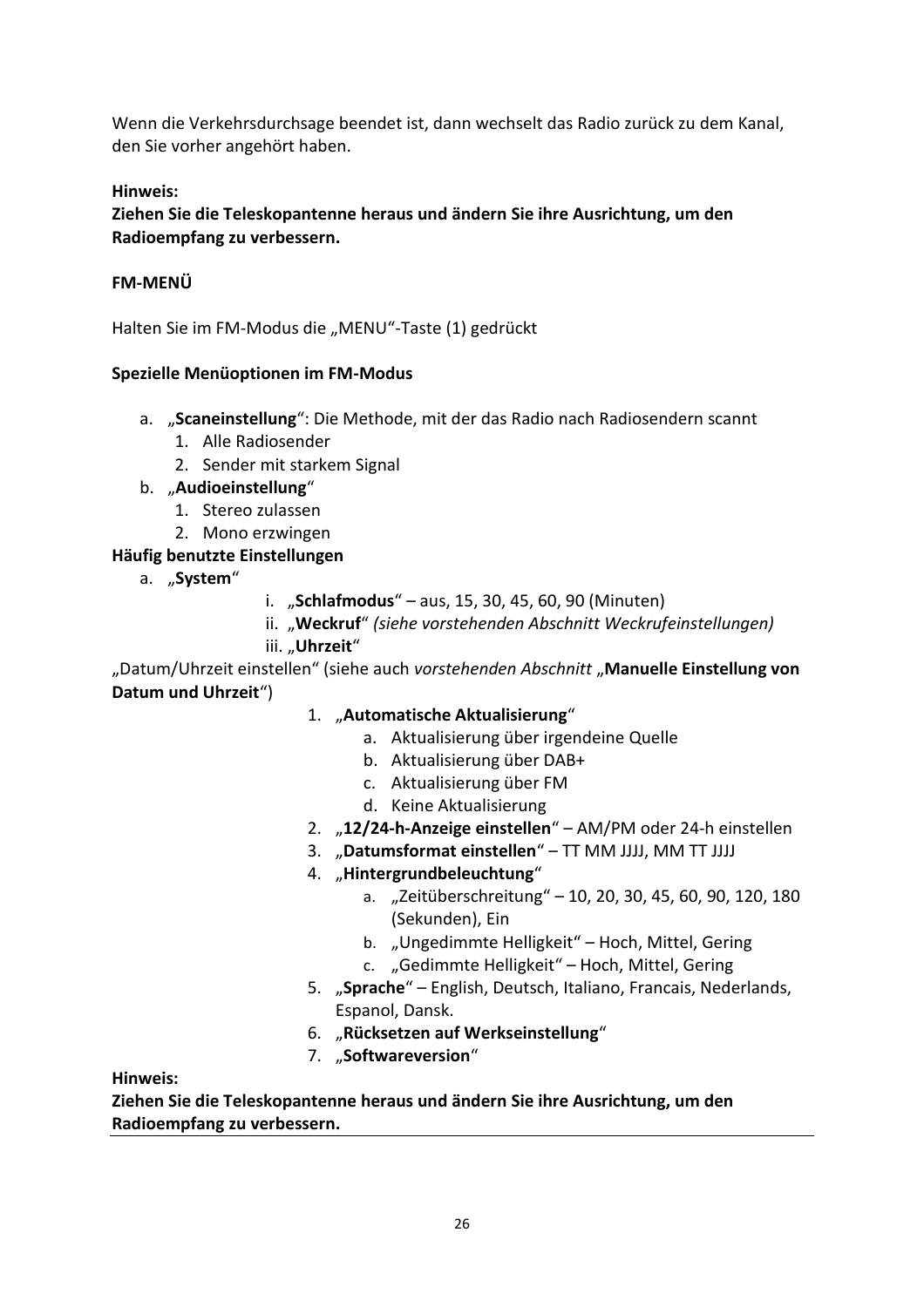Wenn die Verkehrsdurchsage beendet ist, dann wechselt das Radio zurück zu dem Kanal, den Sie vorher angehört haben.

**Hinweis:**
**Ziehen Sie die Teleskopantenne heraus und ändern Sie ihre Ausrichtung, um den Radioempfang zu verbessern.**

**FM-MENÜ**

Halten Sie im FM-Modus die „MENU"-Taste (1) gedrückt

**Spezielle Menüoptionen im FM-Modus**

a. „**Scaneinstellung**": Die Methode, mit der das Radio nach Radiosendern scannt
    1. Alle Radiosender
    2. Sender mit starkem Signal
b. „**Audioeinstellung**"
    1. Stereo zulassen
    2. Mono erzwingen

**Häufig benutzte Einstellungen**

a. „**System**"
    i. „**Schlafmodus**" – aus, 15, 30, 45, 60, 90 (Minuten)
    ii. „**Weckruf**" *(siehe vorstehenden Abschnitt Weckrufeinstellungen)*
    iii. „**Uhrzeit**"

„Datum/Uhrzeit einstellen" (siehe auch *vorstehenden Abschnitt* „**Manuelle Einstellung von Datum und Uhrzeit**")

1. „**Automatische Aktualisierung**"
    a. Aktualisierung über irgendeine Quelle
    b. Aktualisierung über DAB+
    c. Aktualisierung über FM
    d. Keine Aktualisierung
2. „**12/24-h-Anzeige einstellen**" – AM/PM oder 24-h einstellen
3. „**Datumsformat einstellen**" – TT MM JJJJ, MM TT JJJJ
4. „**Hintergrundbeleuchtung**"
    a. „Zeitüberschreitung" – 10, 20, 30, 45, 60, 90, 120, 180 (Sekunden), Ein
    b. „Ungedimmte Helligkeit" – Hoch, Mittel, Gering
    c. „Gedimmte Helligkeit" – Hoch, Mittel, Gering
5. „**Sprache**" – English, Deutsch, Italiano, Francais, Nederlands, Espanol, Dansk.
6. „**Rücksetzen auf Werkseinstellung**"
7. „**Softwareversion**"

**Hinweis:**
**Ziehen Sie die Teleskopantenne heraus und ändern Sie ihre Ausrichtung, um den Radioempfang zu verbessern.**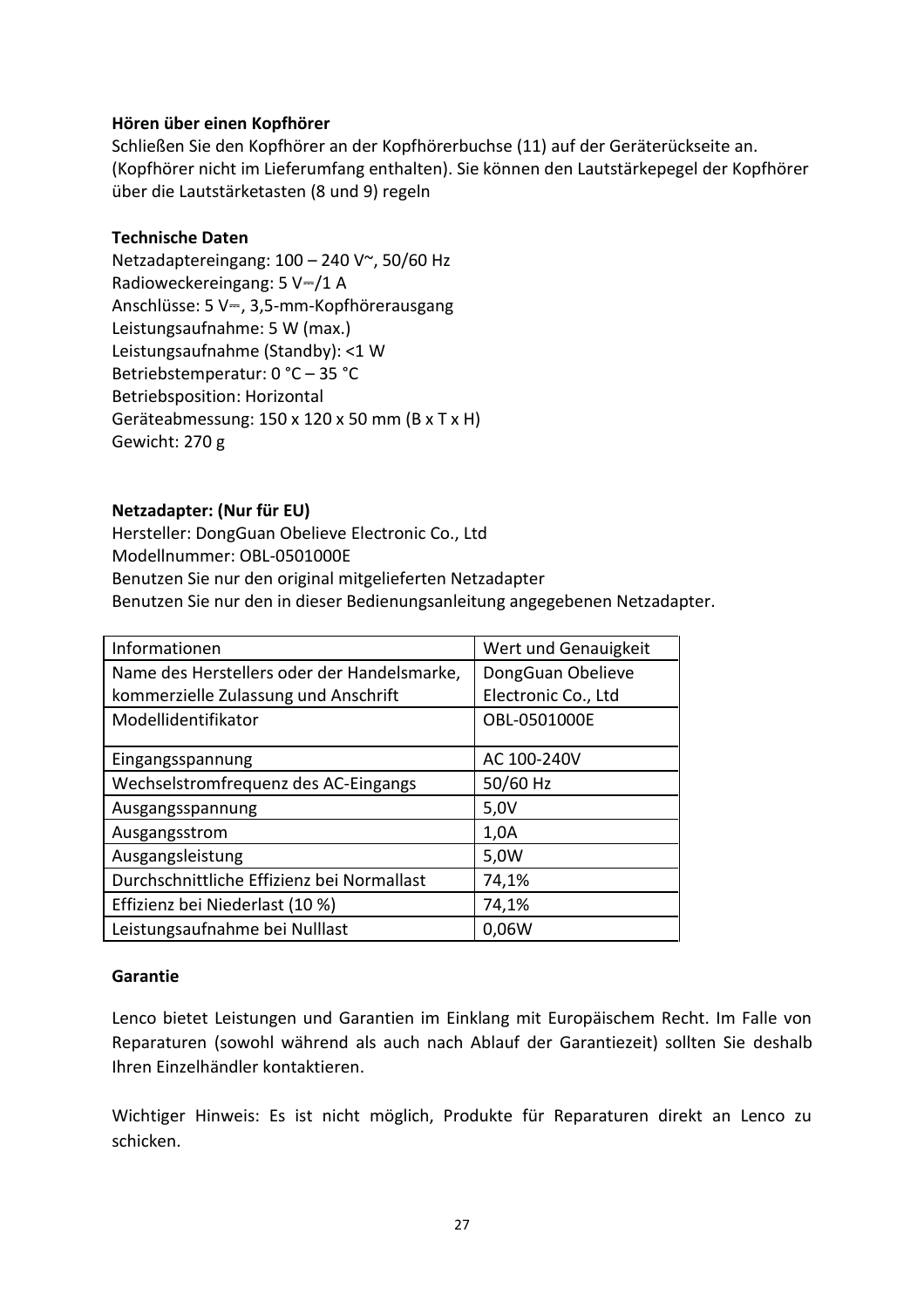**Hören über einen Kopfhörer**

Schließen Sie den Kopfhörer an der Kopfhörerbuchse (11) auf der Geräterückseite an. (Kopfhörer nicht im Lieferumfang enthalten). Sie können den Lautstärkepegel der Kopfhörer über die Lautstärketasten (8 und 9) regeln

**Technische Daten**

Netzadaptereingang: 100 – 240 V~, 50/60 Hz
Radioweckereingang: 5 V⎓/1 A
Anschlüsse: 5 V⎓, 3,5-mm-Kopfhörerausgang
Leistungsaufnahme: 5 W (max.)
Leistungsaufnahme (Standby): <1 W
Betriebstemperatur: 0 °C – 35 °C
Betriebsposition: Horizontal
Geräteabmessung: 150 x 120 x 50 mm (B x T x H)
Gewicht: 270 g

**Netzadapter: (Nur für EU)**

Hersteller: DongGuan Obelieve Electronic Co., Ltd
Modellnummer: OBL-0501000E
Benutzen Sie nur den original mitgelieferten Netzadapter
Benutzen Sie nur den in dieser Bedienungsanleitung angegebenen Netzadapter.

| Informationen | Wert und Genauigkeit |
|---|---|
| Name des Herstellers oder der Handelsmarke, kommerzielle Zulassung und Anschrift | DongGuan Obelieve Electronic Co., Ltd |
| Modellidentifikator | OBL-0501000E |
| Eingangsspannung | AC 100-240V |
| Wechselstromfrequenz des AC-Eingangs | 50/60 Hz |
| Ausgangsspannung | 5,0V |
| Ausgangsstrom | 1,0A |
| Ausgangsleistung | 5,0W |
| Durchschnittliche Effizienz bei Normallast | 74,1% |
| Effizienz bei Niederlast (10 %) | 74,1% |
| Leistungsaufnahme bei Nulllast | 0,06W |

**Garantie**

Lenco bietet Leistungen und Garantien im Einklang mit Europäischem Recht. Im Falle von Reparaturen (sowohl während als auch nach Ablauf der Garantiezeit) sollten Sie deshalb Ihren Einzelhändler kontaktieren.

Wichtiger Hinweis: Es ist nicht möglich, Produkte für Reparaturen direkt an Lenco zu schicken.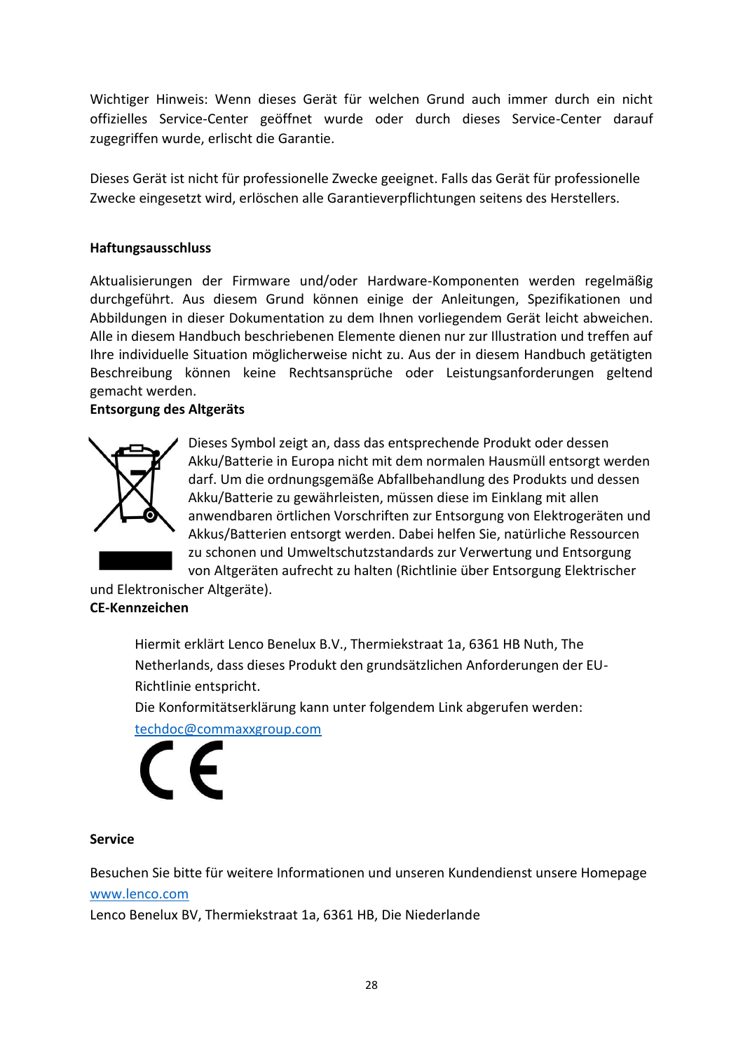Wichtiger Hinweis: Wenn dieses Gerät für welchen Grund auch immer durch ein nicht offizielles Service-Center geöffnet wurde oder durch dieses Service-Center darauf zugegriffen wurde, erlischt die Garantie.

Dieses Gerät ist nicht für professionelle Zwecke geeignet. Falls das Gerät für professionelle Zwecke eingesetzt wird, erlöschen alle Garantieverpflichtungen seitens des Herstellers.

**Haftungsausschluss**

Aktualisierungen der Firmware und/oder Hardware-Komponenten werden regelmäßig durchgeführt. Aus diesem Grund können einige der Anleitungen, Spezifikationen und Abbildungen in dieser Dokumentation zu dem Ihnen vorliegendem Gerät leicht abweichen. Alle in diesem Handbuch beschriebenen Elemente dienen nur zur Illustration und treffen auf Ihre individuelle Situation möglicherweise nicht zu. Aus der in diesem Handbuch getätigten Beschreibung können keine Rechtsansprüche oder Leistungsanforderungen geltend gemacht werden.

**Entsorgung des Altgeräts**

Dieses Symbol zeigt an, dass das entsprechende Produkt oder dessen Akku/Batterie in Europa nicht mit dem normalen Hausmüll entsorgt werden darf. Um die ordnungsgemäße Abfallbehandlung des Produkts und dessen Akku/Batterie zu gewährleisten, müssen diese im Einklang mit allen anwendbaren örtlichen Vorschriften zur Entsorgung von Elektrogeräten und Akkus/Batterien entsorgt werden. Dabei helfen Sie, natürliche Ressourcen zu schonen und Umweltschutzstandards zur Verwertung und Entsorgung von Altgeräten aufrecht zu halten (Richtlinie über Entsorgung Elektrischer und Elektronischer Altgeräte).

**CE-Kennzeichen**

Hiermit erklärt Lenco Benelux B.V., Thermiekstraat 1a, 6361 HB Nuth, The Netherlands, dass dieses Produkt den grundsätzlichen Anforderungen der EU-Richtlinie entspricht.
Die Konformitätserklärung kann unter folgendem Link abgerufen werden:
techdoc@commaxxgroup.com

**Service**

Besuchen Sie bitte für weitere Informationen und unseren Kundendienst unsere Homepage www.lenco.com
Lenco Benelux BV, Thermiekstraat 1a, 6361 HB, Die Niederlande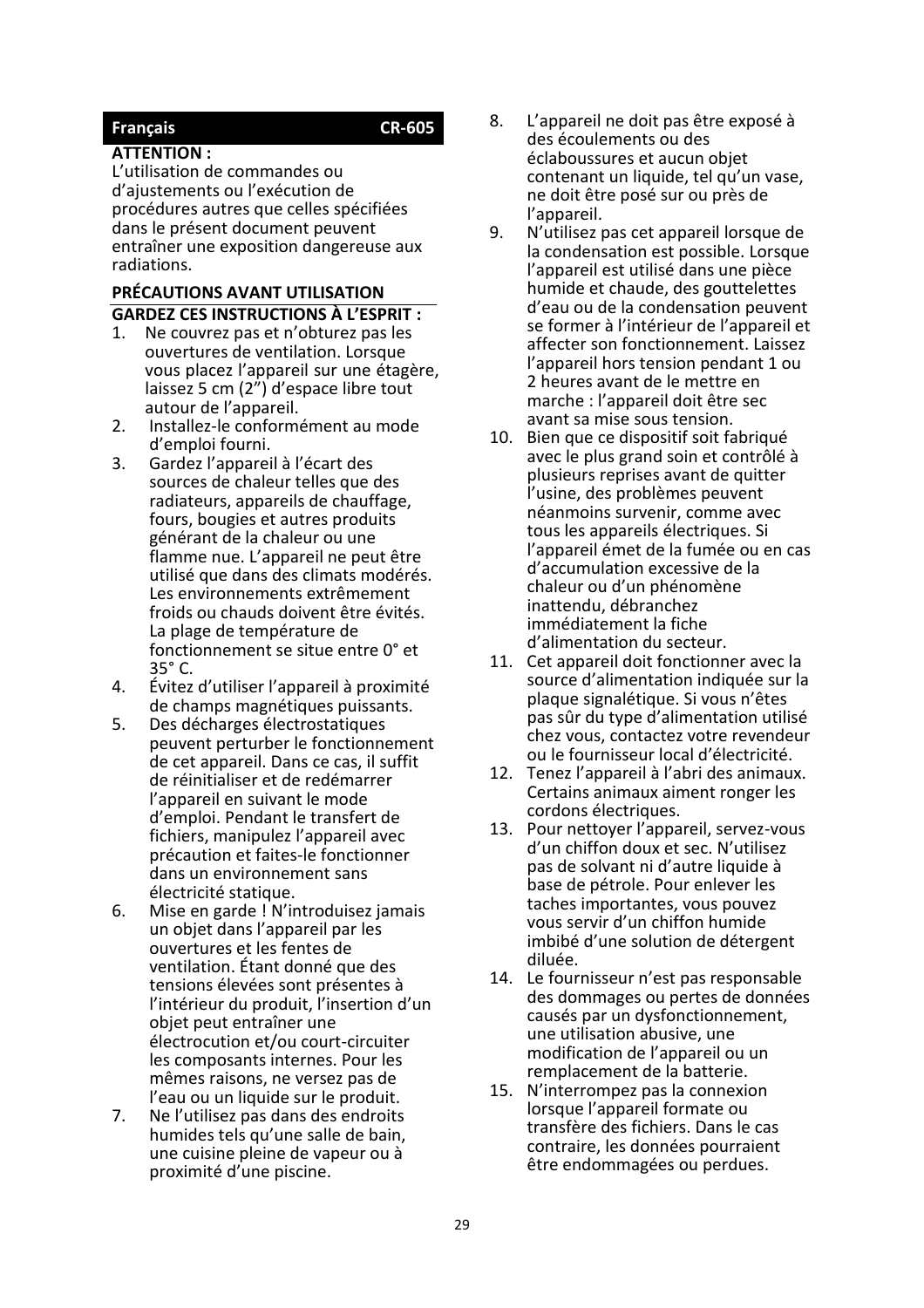**Français CR-605**

**ATTENTION :**
L'utilisation de commandes ou d'ajustements ou l'exécution de procédures autres que celles spécifiées dans le présent document peuvent entraîner une exposition dangereuse aux radiations.

**PRÉCAUTIONS AVANT UTILISATION**

**GARDEZ CES INSTRUCTIONS À L'ESPRIT :**

1. Ne couvrez pas et n'obturez pas les ouvertures de ventilation. Lorsque vous placez l'appareil sur une étagère, laissez 5 cm (2") d'espace libre tout autour de l'appareil.
2. Installez-le conformément au mode d'emploi fourni.
3. Gardez l'appareil à l'écart des sources de chaleur telles que des radiateurs, appareils de chauffage, fours, bougies et autres produits générant de la chaleur ou une flamme nue. L'appareil ne peut être utilisé que dans des climats modérés. Les environnements extrêmement froids ou chauds doivent être évités. La plage de température de fonctionnement se situe entre 0° et 35° C.
4. Évitez d'utiliser l'appareil à proximité de champs magnétiques puissants.
5. Des décharges électrostatiques peuvent perturber le fonctionnement de cet appareil. Dans ce cas, il suffit de réinitialiser et de redémarrer l'appareil en suivant le mode d'emploi. Pendant le transfert de fichiers, manipulez l'appareil avec précaution et faites-le fonctionner dans un environnement sans électricité statique.
6. Mise en garde ! N'introduisez jamais un objet dans l'appareil par les ouvertures et les fentes de ventilation. Étant donné que des tensions élevées sont présentes à l'intérieur du produit, l'insertion d'un objet peut entraîner une électrocution et/ou court-circuiter les composants internes. Pour les mêmes raisons, ne versez pas de l'eau ou un liquide sur le produit.
7. Ne l'utilisez pas dans des endroits humides tels qu'une salle de bain, une cuisine pleine de vapeur ou à proximité d'une piscine.
8. L'appareil ne doit pas être exposé à des écoulements ou des éclaboussures et aucun objet contenant un liquide, tel qu'un vase, ne doit être posé sur ou près de l'appareil.
9. N'utilisez pas cet appareil lorsque de la condensation est possible. Lorsque l'appareil est utilisé dans une pièce humide et chaude, des gouttelettes d'eau ou de la condensation peuvent se former à l'intérieur de l'appareil et affecter son fonctionnement. Laissez l'appareil hors tension pendant 1 ou 2 heures avant de le mettre en marche : l'appareil doit être sec avant sa mise sous tension.
10. Bien que ce dispositif soit fabriqué avec le plus grand soin et contrôlé à plusieurs reprises avant de quitter l'usine, des problèmes peuvent néanmoins survenir, comme avec tous les appareils électriques. Si l'appareil émet de la fumée ou en cas d'accumulation excessive de la chaleur ou d'un phénomène inattendu, débranchez immédiatement la fiche d'alimentation du secteur.
11. Cet appareil doit fonctionner avec la source d'alimentation indiquée sur la plaque signalétique. Si vous n'êtes pas sûr du type d'alimentation utilisé chez vous, contactez votre revendeur ou le fournisseur local d'électricité.
12. Tenez l'appareil à l'abri des animaux. Certains animaux aiment ronger les cordons électriques.
13. Pour nettoyer l'appareil, servez-vous d'un chiffon doux et sec. N'utilisez pas de solvant ni d'autre liquide à base de pétrole. Pour enlever les taches importantes, vous pouvez vous servir d'un chiffon humide imbibé d'une solution de détergent diluée.
14. Le fournisseur n'est pas responsable des dommages ou pertes de données causés par un dysfonctionnement, une utilisation abusive, une modification de l'appareil ou un remplacement de la batterie.
15. N'interrompez pas la connexion lorsque l'appareil formate ou transfère des fichiers. Dans le cas contraire, les données pourraient être endommagées ou perdues.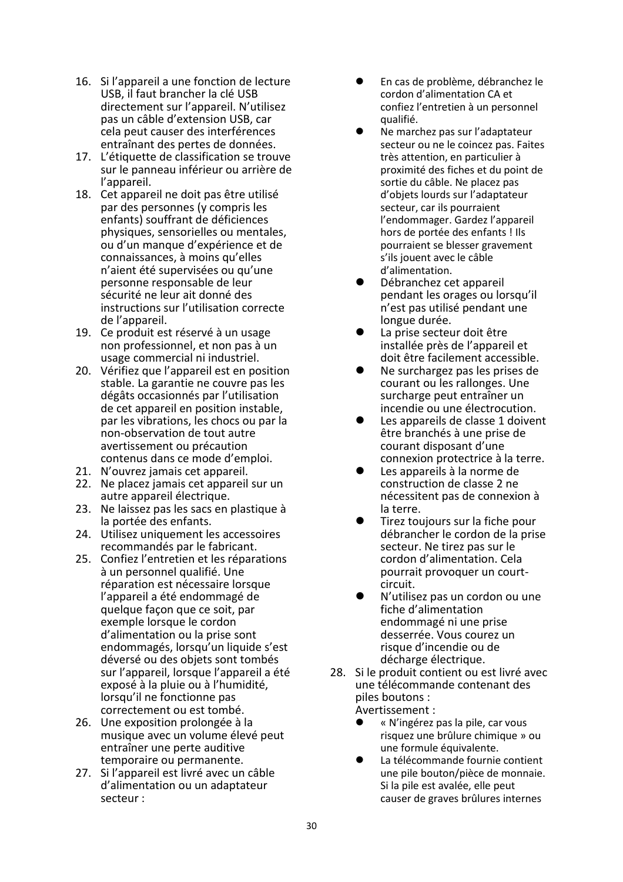16. Si l'appareil a une fonction de lecture USB, il faut brancher la clé USB directement sur l'appareil. N'utilisez pas un câble d'extension USB, car cela peut causer des interférences entraînant des pertes de données.
17. L'étiquette de classification se trouve sur le panneau inférieur ou arrière de l'appareil.
18. Cet appareil ne doit pas être utilisé par des personnes (y compris les enfants) souffrant de déficiences physiques, sensorielles ou mentales, ou d'un manque d'expérience et de connaissances, à moins qu'elles n'aient été supervisées ou qu'une personne responsable de leur sécurité ne leur ait donné des instructions sur l'utilisation correcte de l'appareil.
19. Ce produit est réservé à un usage non professionnel, et non pas à un usage commercial ni industriel.
20. Vérifiez que l'appareil est en position stable. La garantie ne couvre pas les dégâts occasionnés par l'utilisation de cet appareil en position instable, par les vibrations, les chocs ou par la non-observation de tout autre avertissement ou précaution contenus dans ce mode d'emploi.
21. N'ouvrez jamais cet appareil.
22. Ne placez jamais cet appareil sur un autre appareil électrique.
23. Ne laissez pas les sacs en plastique à la portée des enfants.
24. Utilisez uniquement les accessoires recommandés par le fabricant.
25. Confiez l'entretien et les réparations à un personnel qualifié. Une réparation est nécessaire lorsque l'appareil a été endommagé de quelque façon que ce soit, par exemple lorsque le cordon d'alimentation ou la prise sont endommagés, lorsqu'un liquide s'est déversé ou des objets sont tombés sur l'appareil, lorsque l'appareil a été exposé à la pluie ou à l'humidité, lorsqu'il ne fonctionne pas correctement ou est tombé.
26. Une exposition prolongée à la musique avec un volume élevé peut entraîner une perte auditive temporaire ou permanente.
27. Si l'appareil est livré avec un câble d'alimentation ou un adaptateur secteur :
    - En cas de problème, débranchez le cordon d'alimentation CA et confiez l'entretien à un personnel qualifié.
    - Ne marchez pas sur l'adaptateur secteur ou ne le coincez pas. Faites très attention, en particulier à proximité des fiches et du point de sortie du câble. Ne placez pas d'objets lourds sur l'adaptateur secteur, car ils pourraient l'endommager. Gardez l'appareil hors de portée des enfants ! Ils pourraient se blesser gravement s'ils jouent avec le câble d'alimentation.
    - Débranchez cet appareil pendant les orages ou lorsqu'il n'est pas utilisé pendant une longue durée.
    - La prise secteur doit être installée près de l'appareil et doit être facilement accessible.
    - Ne surchargez pas les prises de courant ou les rallonges. Une surcharge peut entraîner un incendie ou une électrocution.
    - Les appareils de classe 1 doivent être branchés à une prise de courant disposant d'une connexion protectrice à la terre.
    - Les appareils à la norme de construction de classe 2 ne nécessitent pas de connexion à la terre.
    - Tirez toujours sur la fiche pour débrancher le cordon de la prise secteur. Ne tirez pas sur le cordon d'alimentation. Cela pourrait provoquer un court-circuit.
    - N'utilisez pas un cordon ou une fiche d'alimentation endommagé ni une prise desserrée. Vous courez un risque d'incendie ou de décharge électrique.
28. Si le produit contient ou est livré avec une télécommande contenant des piles boutons :
    Avertissement :
    - « N'ingérez pas la pile, car vous risquez une brûlure chimique » ou une formule équivalente.
    - La télécommande fournie contient une pile bouton/pièce de monnaie. Si la pile est avalée, elle peut causer de graves brûlures internes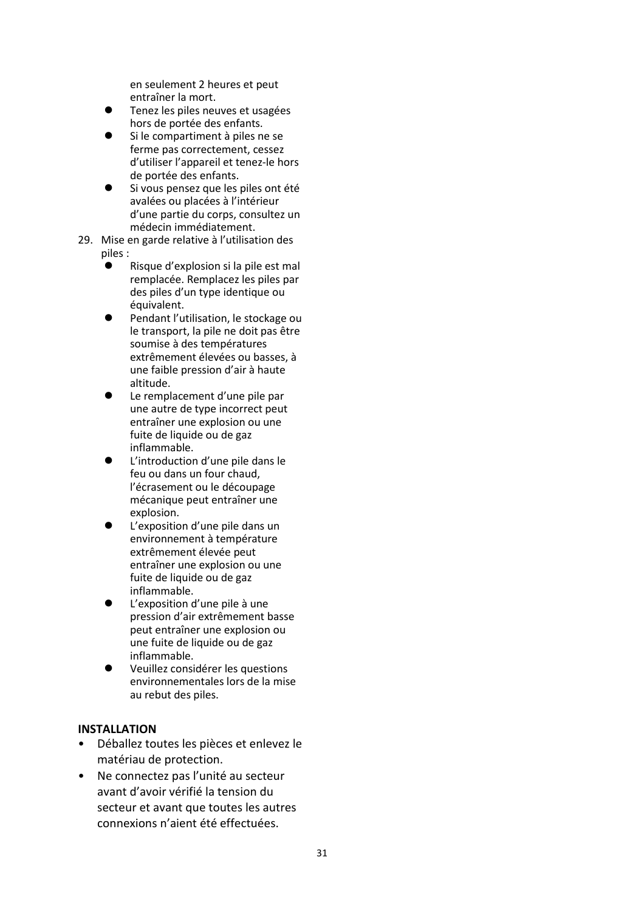en seulement 2 heures et peut entraîner la mort.

- Tenez les piles neuves et usagées hors de portée des enfants.
- Si le compartiment à piles ne se ferme pas correctement, cessez d'utiliser l'appareil et tenez-le hors de portée des enfants.
- Si vous pensez que les piles ont été avalées ou placées à l'intérieur d'une partie du corps, consultez un médecin immédiatement.

29. Mise en garde relative à l'utilisation des piles :
    - Risque d'explosion si la pile est mal remplacée. Remplacez les piles par des piles d'un type identique ou équivalent.
    - Pendant l'utilisation, le stockage ou le transport, la pile ne doit pas être soumise à des températures extrêmement élevées ou basses, à une faible pression d'air à haute altitude.
    - Le remplacement d'une pile par une autre de type incorrect peut entraîner une explosion ou une fuite de liquide ou de gaz inflammable.
    - L'introduction d'une pile dans le feu ou dans un four chaud, l'écrasement ou le découpage mécanique peut entraîner une explosion.
    - L'exposition d'une pile dans un environnement à température extrêmement élevée peut entraîner une explosion ou une fuite de liquide ou de gaz inflammable.
    - L'exposition d'une pile à une pression d'air extrêmement basse peut entraîner une explosion ou une fuite de liquide ou de gaz inflammable.
    - Veuillez considérer les questions environnementales lors de la mise au rebut des piles.

**INSTALLATION**

- Déballez toutes les pièces et enlevez le matériau de protection.
- Ne connectez pas l'unité au secteur avant d'avoir vérifié la tension du secteur et avant que toutes les autres connexions n'aient été effectuées.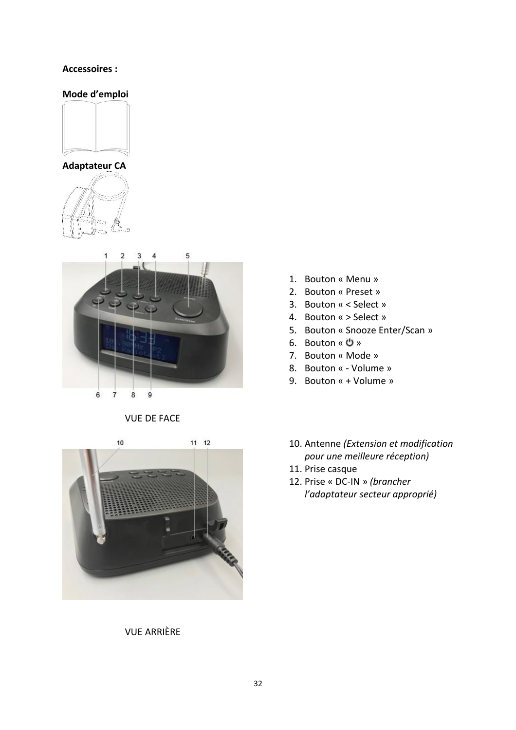**Accessoires :**

**Mode d'emploi**

**Adaptateur CA**

VUE DE FACE

1. Bouton « Menu »
2. Bouton « Preset »
3. Bouton « < Select »
4. Bouton « > Select »
5. Bouton « Snooze Enter/Scan »
6. Bouton « ⏻ »
7. Bouton « Mode »
8. Bouton « - Volume »
9. Bouton « + Volume »

VUE ARRIÈRE

10. Antenne *(Extension et modification pour une meilleure réception)*
11. Prise casque
12. Prise « DC-IN » *(brancher l'adaptateur secteur approprié)*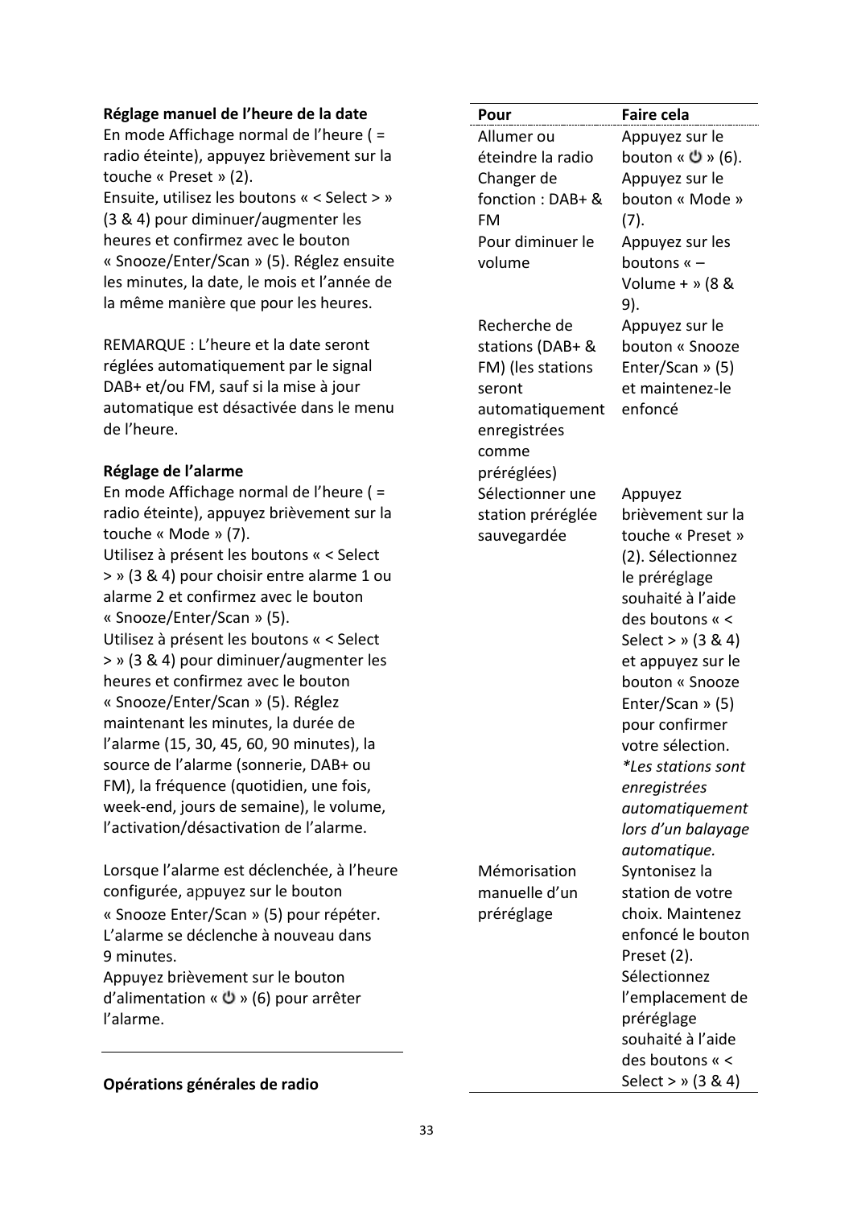**Réglage manuel de l'heure de la date**

En mode Affichage normal de l'heure ( = radio éteinte), appuyez brièvement sur la touche « Preset » (2).
Ensuite, utilisez les boutons « < Select > » (3 & 4) pour diminuer/augmenter les heures et confirmez avec le bouton « Snooze/Enter/Scan » (5). Réglez ensuite les minutes, la date, le mois et l'année de la même manière que pour les heures.

REMARQUE : L'heure et la date seront réglées automatiquement par le signal DAB+ et/ou FM, sauf si la mise à jour automatique est désactivée dans le menu de l'heure.

**Réglage de l'alarme**

En mode Affichage normal de l'heure ( = radio éteinte), appuyez brièvement sur la touche « Mode » (7).
Utilisez à présent les boutons « < Select > » (3 & 4) pour choisir entre alarme 1 ou alarme 2 et confirmez avec le bouton « Snooze/Enter/Scan » (5).
Utilisez à présent les boutons « < Select > » (3 & 4) pour diminuer/augmenter les heures et confirmez avec le bouton « Snooze/Enter/Scan » (5). Réglez maintenant les minutes, la durée de l'alarme (15, 30, 45, 60, 90 minutes), la source de l'alarme (sonnerie, DAB+ ou FM), la fréquence (quotidien, une fois, week-end, jours de semaine), le volume, l'activation/désactivation de l'alarme.

Lorsque l'alarme est déclenchée, à l'heure configurée, appuyez sur le bouton « Snooze Enter/Scan » (5) pour répéter. L'alarme se déclenche à nouveau dans 9 minutes.
Appuyez brièvement sur le bouton d'alimentation « ⏻ » (6) pour arrêter l'alarme.

**Opérations générales de radio**

| Pour | Faire cela |
|---|---|
| Allumer ou éteindre la radio | Appuyez sur le bouton « ⏻ » (6). |
| Changer de fonction : DAB+ & FM | Appuyez sur le bouton « Mode » (7). |
| Pour diminuer le volume | Appuyez sur les boutons « – Volume + » (8 & 9). |
| Recherche de stations (DAB+ & FM) (les stations seront automatiquement enregistrées comme préréglées) | Appuyez sur le bouton « Snooze Enter/Scan » (5) et maintenez-le enfoncé |
| Sélectionner une station préréglée sauvegardée | Appuyez brièvement sur la touche « Preset » (2). Sélectionnez le préréglage souhaité à l'aide des boutons « < Select > » (3 & 4) et appuyez sur le bouton « Snooze Enter/Scan » (5) pour confirmer votre sélection. *\*Les stations sont enregistrées automatiquement lors d'un balayage automatique.* |
| Mémorisation manuelle d'un préréglage | Syntonisez la station de votre choix. Maintenez enfoncé le bouton Preset (2). Sélectionnez l'emplacement de préréglage souhaité à l'aide des boutons « < Select > » (3 & 4) |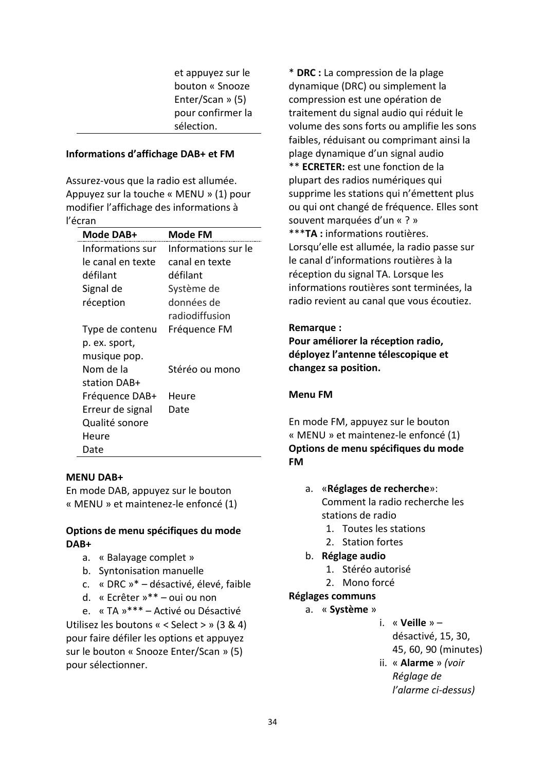| | et appuyez sur le bouton « Snooze Enter/Scan » (5) pour confirmer la sélection. |
|---|---|

**Informations d'affichage DAB+ et FM**

Assurez-vous que la radio est allumée. Appuyez sur la touche « MENU » (1) pour modifier l'affichage des informations à l'écran

| Mode DAB+ | Mode FM |
|---|---|
| Informations sur le canal en texte défilant | Informations sur le canal en texte défilant |
| Signal de réception | Système de données de radiodiffusion |
| Type de contenu p. ex. sport, musique pop. | Fréquence FM |
| Nom de la station DAB+ | Stéréo ou mono |
| Fréquence DAB+ | Heure |
| Erreur de signal | Date |
| Qualité sonore | |
| Heure | |
| Date | |

**MENU DAB+**
En mode DAB, appuyez sur le bouton « MENU » et maintenez-le enfoncé (1)

**Options de menu spécifiques du mode DAB+**

a. « Balayage complet »
b. Syntonisation manuelle
c. « DRC »* – désactivé, élevé, faible
d. « Ecrêter »** – oui ou non
e. « TA »*** – Activé ou Désactivé

Utilisez les boutons « < Select > » (3 & 4) pour faire défiler les options et appuyez sur le bouton « Snooze Enter/Scan » (5) pour sélectionner.

* **DRC :** La compression de la plage dynamique (DRC) ou simplement la compression est une opération de traitement du signal audio qui réduit le volume des sons forts ou amplifie les sons faibles, réduisant ou comprimant ainsi la plage dynamique d'un signal audio
** **ECRETER:** est une fonction de la plupart des radios numériques qui supprime les stations qui n'émettent plus ou qui ont changé de fréquence. Elles sont souvent marquées d'un « ? »
***TA : informations routières. Lorsqu'elle est allumée, la radio passe sur le canal d'informations routières à la réception du signal TA. Lorsque les informations routières sont terminées, la radio revient au canal que vous écoutiez.

**Remarque :**
**Pour améliorer la réception radio, déployez l'antenne télescopique et changez sa position.**

**Menu FM**

En mode FM, appuyez sur le bouton « MENU » et maintenez-le enfoncé (1)
**Options de menu spécifiques du mode FM**

a. «**Réglages de recherche**»: Comment la radio recherche les stations de radio
    1. Toutes les stations
    2. Station fortes
b. **Réglage audio**
    1. Stéréo autorisé
    2. Mono forcé

**Réglages communs**

a. « **Système** »
    i. « **Veille** » – désactivé, 15, 30, 45, 60, 90 (minutes)
    ii. « **Alarme** » *(voir Réglage de l'alarme ci-dessus)*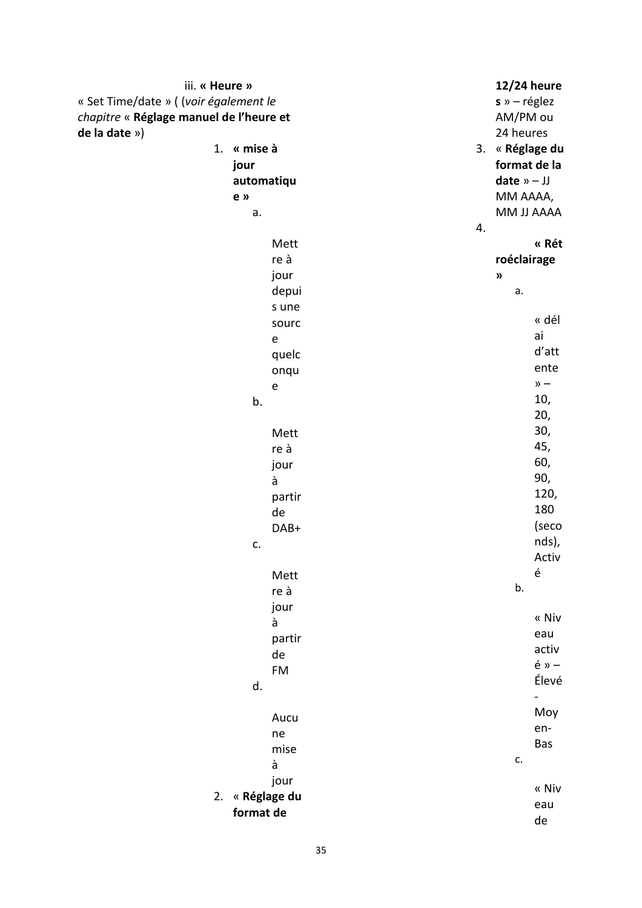iii. **« Heure »**

« Set Time/date » ( (*voir également le chapitre* « **Réglage manuel de l'heure et de la date** »)

1. **« mise à jour automatique »**
   a. Mettre à jour depuis une source quelconque
   b. Mettre à jour à partir de DAB+
   c. Mettre à jour à partir de FM
   d. Aucune mise à jour
2. « **Réglage du format de 12/24 heures** » – réglez AM/PM ou 24 heures
3. « **Réglage du format de la date** » – JJ MM AAAA, MM JJ AAAA
4. **« Rétroéclairage »**
   a. « délai d'attente » – 10, 20, 30, 45, 60, 90, 120, 180 (seconds), Activé
   b. « Niveau activé » – Élevé-Moyen-Bas
   c. « Niveau de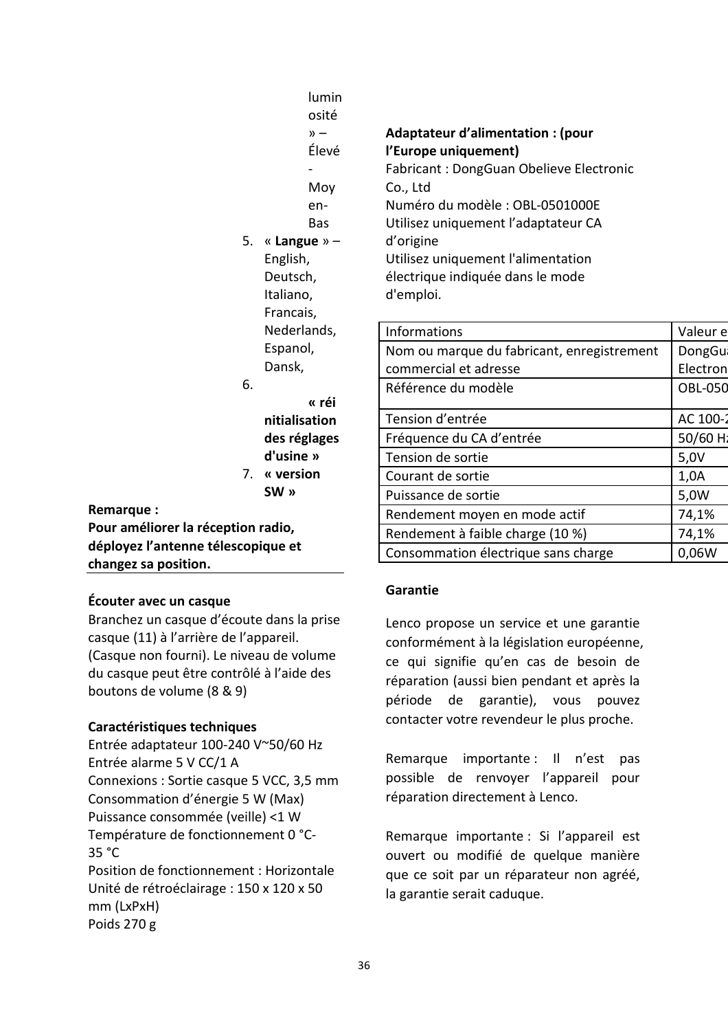luminosité » – Élevé - Moyen- Bas

5. « **Langue** » – English, Deutsch, Italiano, Francais, Nederlands, Espanol, Dansk,
6. **« réinitialisation des réglages d'usine »**
7. **« version SW »**

**Remarque :**
**Pour améliorer la réception radio, déployez l'antenne télescopique et changez sa position.**

**Écouter avec un casque**

Branchez un casque d'écoute dans la prise casque (11) à l'arrière de l'appareil. (Casque non fourni). Le niveau de volume du casque peut être contrôlé à l'aide des boutons de volume (8 & 9)

**Caractéristiques techniques**

Entrée adaptateur 100-240 V~50/60 Hz
Entrée alarme 5 V CC/1 A
Connexions : Sortie casque 5 VCC, 3,5 mm
Consommation d'énergie 5 W (Max)
Puissance consommée (veille) <1 W
Température de fonctionnement 0 °C-35 °C
Position de fonctionnement : Horizontale
Unité de rétroéclairage : 150 x 120 x 50 mm (LxPxH)
Poids 270 g

**Adaptateur d'alimentation : (pour l'Europe uniquement)**

Fabricant : DongGuan Obelieve Electronic Co., Ltd
Numéro du modèle : OBL-0501000E
Utilisez uniquement l'adaptateur CA d'origine
Utilisez uniquement l'alimentation électrique indiquée dans le mode d'emploi.

| Informations | Valeur e |
|---|---|
| Nom ou marque du fabricant, enregistrement commercial et adresse | DongGua Electron |
| Référence du modèle | OBL-050 |
| Tension d'entrée | AC 100-2 |
| Fréquence du CA d'entrée | 50/60 Hz |
| Tension de sortie | 5,0V |
| Courant de sortie | 1,0A |
| Puissance de sortie | 5,0W |
| Rendement moyen en mode actif | 74,1% |
| Rendement à faible charge (10 %) | 74,1% |
| Consommation électrique sans charge | 0,06W |

**Garantie**

Lenco propose un service et une garantie conformément à la législation européenne, ce qui signifie qu'en cas de besoin de réparation (aussi bien pendant et après la période de garantie), vous pouvez contacter votre revendeur le plus proche.

Remarque importante : Il n'est pas possible de renvoyer l'appareil pour réparation directement à Lenco.

Remarque importante : Si l'appareil est ouvert ou modifié de quelque manière que ce soit par un réparateur non agréé, la garantie serait caduque.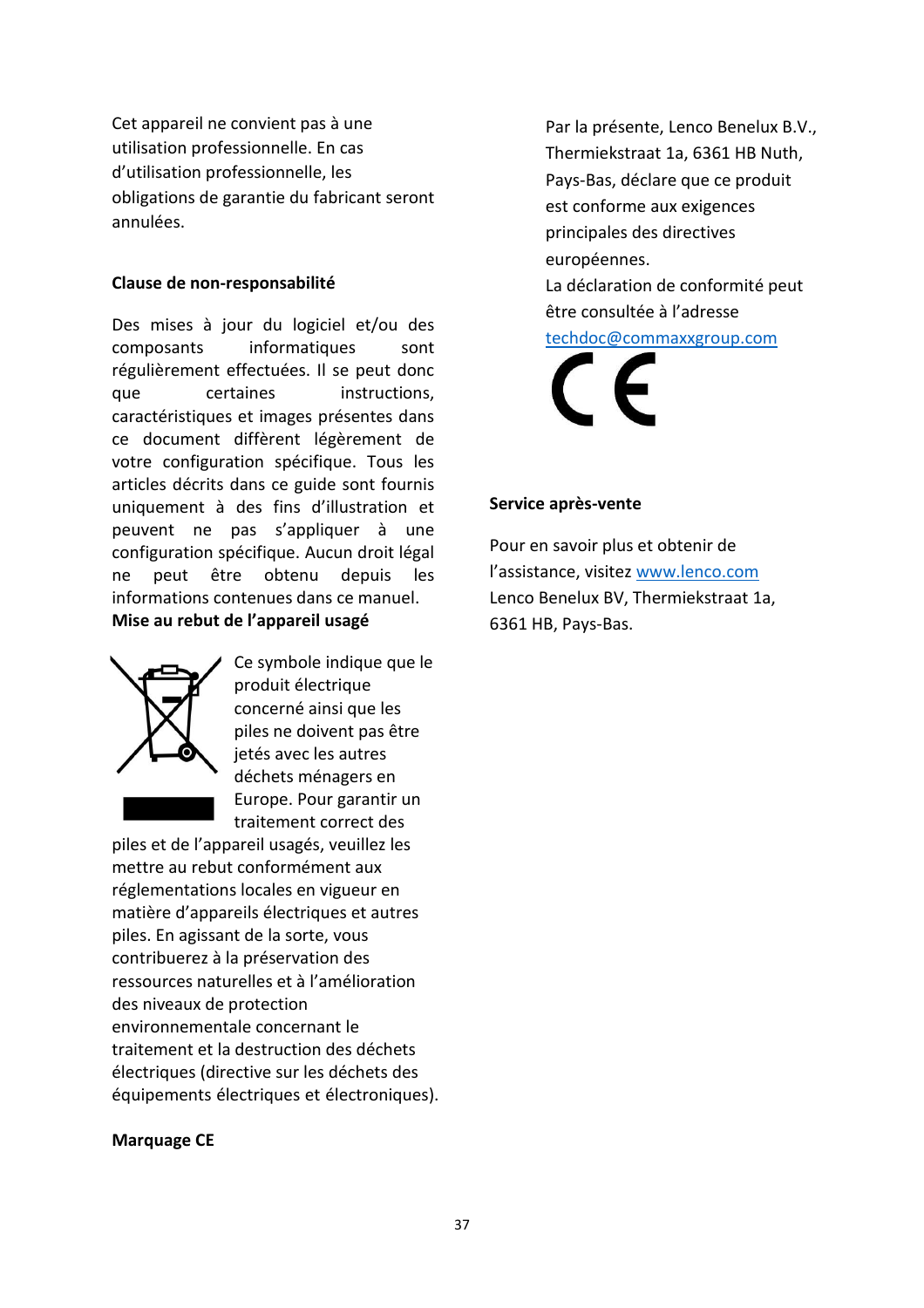Cet appareil ne convient pas à une utilisation professionnelle. En cas d'utilisation professionnelle, les obligations de garantie du fabricant seront annulées.

**Clause de non-responsabilité**

Des mises à jour du logiciel et/ou des composants informatiques sont régulièrement effectuées. Il se peut donc que certaines instructions, caractéristiques et images présentes dans ce document diffèrent légèrement de votre configuration spécifique. Tous les articles décrits dans ce guide sont fournis uniquement à des fins d'illustration et peuvent ne pas s'appliquer à une configuration spécifique. Aucun droit légal ne peut être obtenu depuis les informations contenues dans ce manuel.

**Mise au rebut de l'appareil usagé**

Ce symbole indique que le produit électrique concerné ainsi que les piles ne doivent pas être jetés avec les autres déchets ménagers en Europe. Pour garantir un traitement correct des piles et de l'appareil usagés, veuillez les mettre au rebut conformément aux réglementations locales en vigueur en matière d'appareils électriques et autres piles. En agissant de la sorte, vous contribuerez à la préservation des ressources naturelles et à l'amélioration des niveaux de protection environnementale concernant le traitement et la destruction des déchets électriques (directive sur les déchets des équipements électriques et électroniques).

**Marquage CE**

Par la présente, Lenco Benelux B.V., Thermiekstraat 1a, 6361 HB Nuth, Pays-Bas, déclare que ce produit est conforme aux exigences principales des directives européennes.
La déclaration de conformité peut être consultée à l'adresse techdoc@commaxxgroup.com

**Service après-vente**

Pour en savoir plus et obtenir de l'assistance, visitez www.lenco.com
Lenco Benelux BV, Thermiekstraat 1a, 6361 HB, Pays-Bas.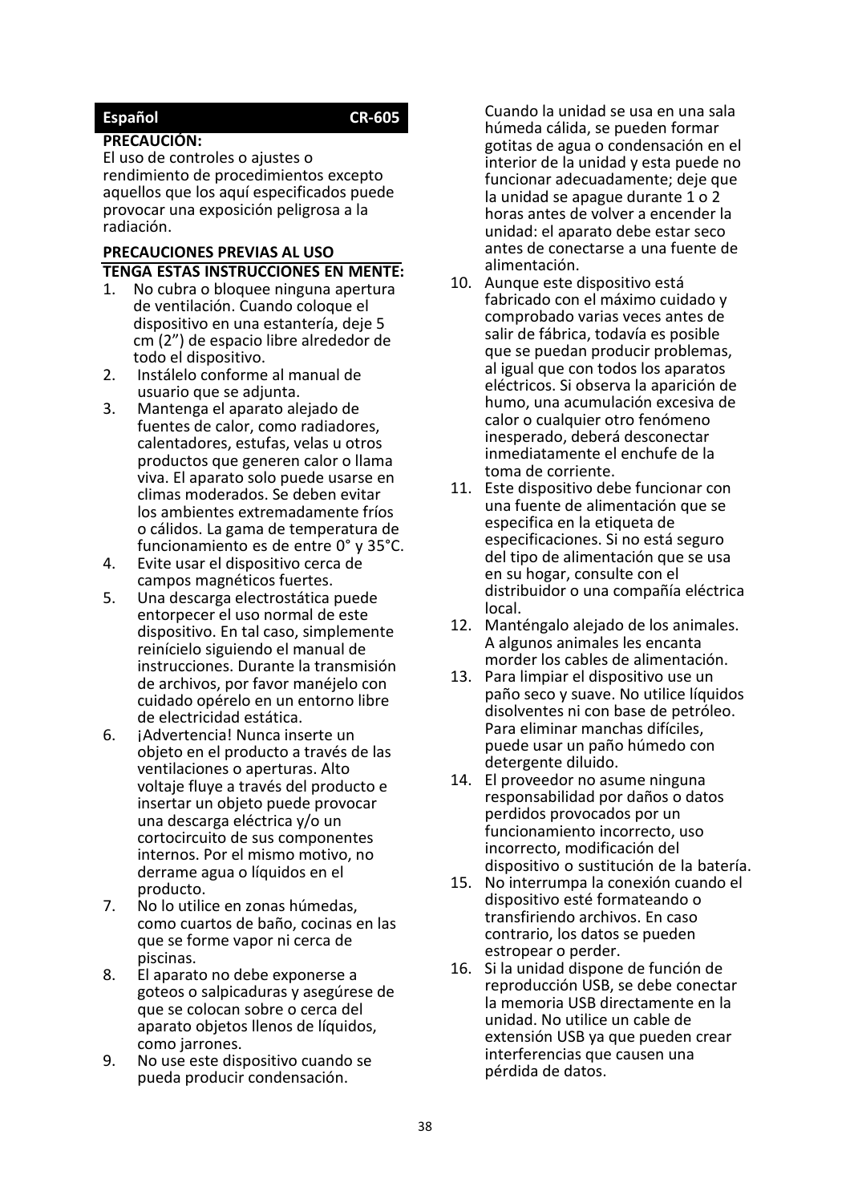**Español CR-605**

**PRECAUCIÓN:**

El uso de controles o ajustes o rendimiento de procedimientos excepto aquellos que los aquí especificados puede provocar una exposición peligrosa a la radiación.

**PRECAUCIONES PREVIAS AL USO**

**TENGA ESTAS INSTRUCCIONES EN MENTE:**

1. No cubra o bloquee ninguna apertura de ventilación. Cuando coloque el dispositivo en una estantería, deje 5 cm (2”) de espacio libre alrededor de todo el dispositivo.
2. Instálelo conforme al manual de usuario que se adjunta.
3. Mantenga el aparato alejado de fuentes de calor, como radiadores, calentadores, estufas, velas u otros productos que generen calor o llama viva. El aparato solo puede usarse en climas moderados. Se deben evitar los ambientes extremadamente fríos o cálidos. La gama de temperatura de funcionamiento es de entre 0° y 35°C.
4. Evite usar el dispositivo cerca de campos magnéticos fuertes.
5. Una descarga electrostática puede entorpecer el uso normal de este dispositivo. En tal caso, simplemente reinícielo siguiendo el manual de instrucciones. Durante la transmisión de archivos, por favor manéjelo con cuidado opérelo en un entorno libre de electricidad estática.
6. ¡Advertencia! Nunca inserte un objeto en el producto a través de las ventilaciones o aperturas. Alto voltaje fluye a través del producto e insertar un objeto puede provocar una descarga eléctrica y/o un cortocircuito de sus componentes internos. Por el mismo motivo, no derrame agua o líquidos en el producto.
7. No lo utilice en zonas húmedas, como cuartos de baño, cocinas en las que se forme vapor ni cerca de piscinas.
8. El aparato no debe exponerse a goteos o salpicaduras y asegúrese de que se colocan sobre o cerca del aparato objetos llenos de líquidos, como jarrones.
9. No use este dispositivo cuando se pueda producir condensación. Cuando la unidad se usa en una sala húmeda cálida, se pueden formar gotitas de agua o condensación en el interior de la unidad y esta puede no funcionar adecuadamente; deje que la unidad se apague durante 1 o 2 horas antes de volver a encender la unidad: el aparato debe estar seco antes de conectarse a una fuente de alimentación.
10. Aunque este dispositivo está fabricado con el máximo cuidado y comprobado varias veces antes de salir de fábrica, todavía es posible que se puedan producir problemas, al igual que con todos los aparatos eléctricos. Si observa la aparición de humo, una acumulación excesiva de calor o cualquier otro fenómeno inesperado, deberá desconectar inmediatamente el enchufe de la toma de corriente.
11. Este dispositivo debe funcionar con una fuente de alimentación que se especifica en la etiqueta de especificaciones. Si no está seguro del tipo de alimentación que se usa en su hogar, consulte con el distribuidor o una compañía eléctrica local.
12. Manténgalo alejado de los animales. A algunos animales les encanta morder los cables de alimentación.
13. Para limpiar el dispositivo use un paño seco y suave. No utilice líquidos disolventes ni con base de petróleo. Para eliminar manchas difíciles, puede usar un paño húmedo con detergente diluido.
14. El proveedor no asume ninguna responsabilidad por daños o datos perdidos provocados por un funcionamiento incorrecto, uso incorrecto, modificación del dispositivo o sustitución de la batería.
15. No interrumpa la conexión cuando el dispositivo esté formateando o transfiriendo archivos. En caso contrario, los datos se pueden estropear o perder.
16. Si la unidad dispone de función de reproducción USB, se debe conectar la memoria USB directamente en la unidad. No utilice un cable de extensión USB ya que pueden crear interferencias que causen una pérdida de datos.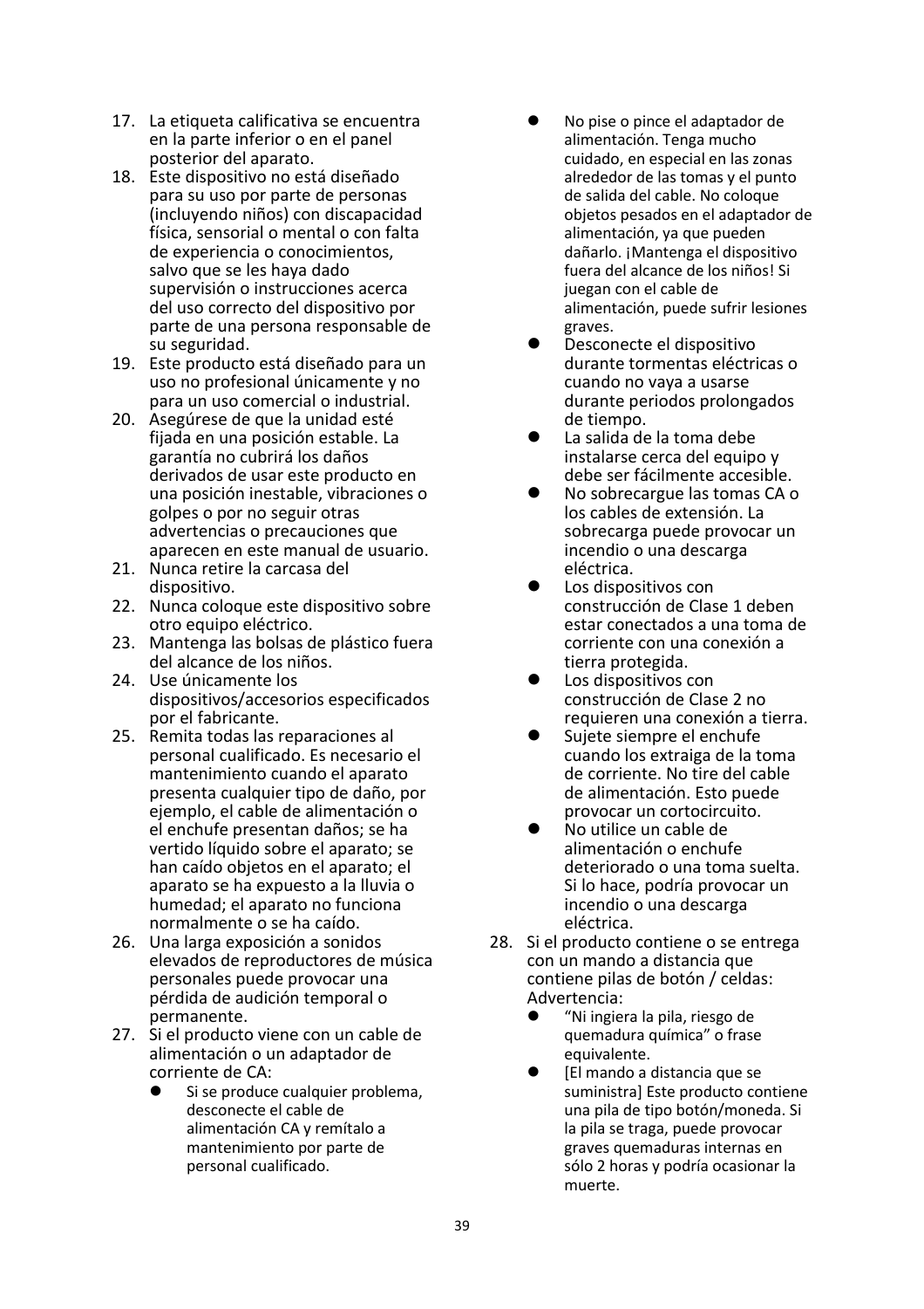17. La etiqueta calificativa se encuentra en la parte inferior o en el panel posterior del aparato.
18. Este dispositivo no está diseñado para su uso por parte de personas (incluyendo niños) con discapacidad física, sensorial o mental o con falta de experiencia o conocimientos, salvo que se les haya dado supervisión o instrucciones acerca del uso correcto del dispositivo por parte de una persona responsable de su seguridad.
19. Este producto está diseñado para un uso no profesional únicamente y no para un uso comercial o industrial.
20. Asegúrese de que la unidad esté fijada en una posición estable. La garantía no cubrirá los daños derivados de usar este producto en una posición inestable, vibraciones o golpes o por no seguir otras advertencias o precauciones que aparecen en este manual de usuario.
21. Nunca retire la carcasa del dispositivo.
22. Nunca coloque este dispositivo sobre otro equipo eléctrico.
23. Mantenga las bolsas de plástico fuera del alcance de los niños.
24. Use únicamente los dispositivos/accesorios especificados por el fabricante.
25. Remita todas las reparaciones al personal cualificado. Es necesario el mantenimiento cuando el aparato presenta cualquier tipo de daño, por ejemplo, el cable de alimentación o el enchufe presentan daños; se ha vertido líquido sobre el aparato; se han caído objetos en el aparato; el aparato se ha expuesto a la lluvia o humedad; el aparato no funciona normalmente o se ha caído.
26. Una larga exposición a sonidos elevados de reproductores de música personales puede provocar una pérdida de audición temporal o permanente.
27. Si el producto viene con un cable de alimentación o un adaptador de corriente de CA:
    - Si se produce cualquier problema, desconecte el cable de alimentación CA y remítalo a mantenimiento por parte de personal cualificado.
    - No pise o pince el adaptador de alimentación. Tenga mucho cuidado, en especial en las zonas alrededor de las tomas y el punto de salida del cable. No coloque objetos pesados en el adaptador de alimentación, ya que pueden dañarlo. ¡Mantenga el dispositivo fuera del alcance de los niños! Si juegan con el cable de alimentación, puede sufrir lesiones graves.
    - Desconecte el dispositivo durante tormentas eléctricas o cuando no vaya a usarse durante periodos prolongados de tiempo.
    - La salida de la toma debe instalarse cerca del equipo y debe ser fácilmente accesible.
    - No sobrecargue las tomas CA o los cables de extensión. La sobrecarga puede provocar un incendio o una descarga eléctrica.
    - Los dispositivos con construcción de Clase 1 deben estar conectados a una toma de corriente con una conexión a tierra protegida.
    - Los dispositivos con construcción de Clase 2 no requieren una conexión a tierra.
    - Sujete siempre el enchufe cuando los extraiga de la toma de corriente. No tire del cable de alimentación. Esto puede provocar un cortocircuito.
    - No utilice un cable de alimentación o enchufe deteriorado o una toma suelta. Si lo hace, podría provocar un incendio o una descarga eléctrica.
28. Si el producto contiene o se entrega con un mando a distancia que contiene pilas de botón / celdas: Advertencia:
    - "Ni ingiera la pila, riesgo de quemadura química" o frase equivalente.
    - [El mando a distancia que se suministra] Este producto contiene una pila de tipo botón/moneda. Si la pila se traga, puede provocar graves quemaduras internas en sólo 2 horas y podría ocasionar la muerte.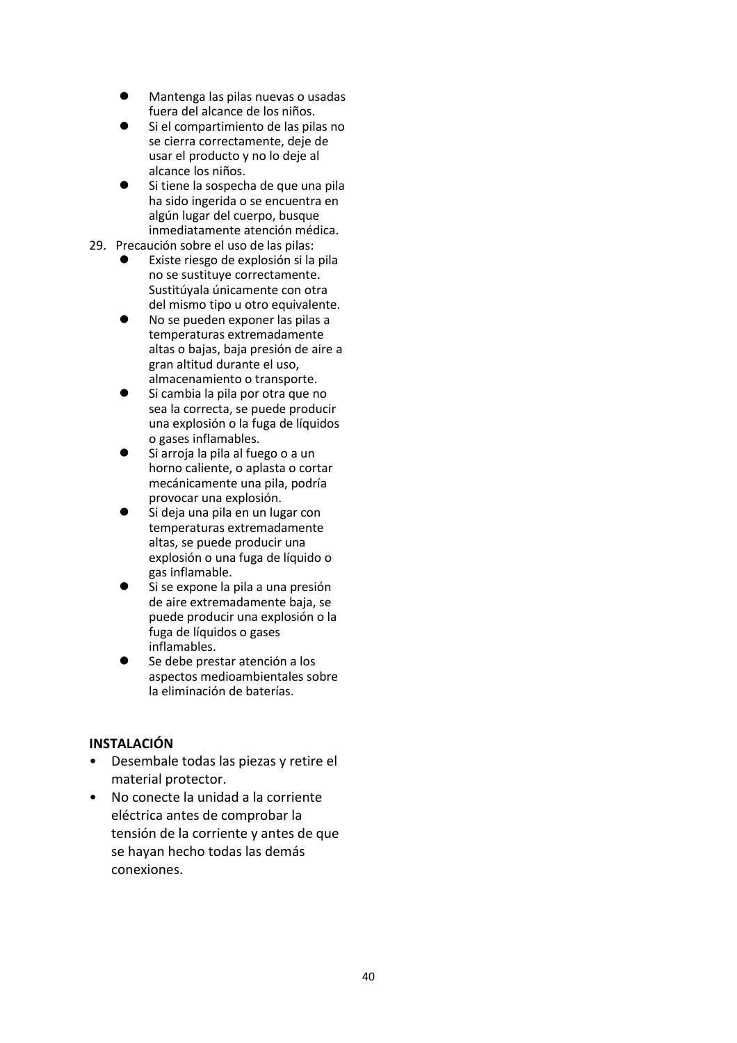- Mantenga las pilas nuevas o usadas fuera del alcance de los niños.
- Si el compartimiento de las pilas no se cierra correctamente, deje de usar el producto y no lo deje al alcance los niños.
- Si tiene la sospecha de que una pila ha sido ingerida o se encuentra en algún lugar del cuerpo, busque inmediatamente atención médica.

29. Precaución sobre el uso de las pilas:
    - Existe riesgo de explosión si la pila no se sustituye correctamente. Sustitúyala únicamente con otra del mismo tipo u otro equivalente.
    - No se pueden exponer las pilas a temperaturas extremadamente altas o bajas, baja presión de aire a gran altitud durante el uso, almacenamiento o transporte.
    - Si cambia la pila por otra que no sea la correcta, se puede producir una explosión o la fuga de líquidos o gases inflamables.
    - Si arroja la pila al fuego o a un horno caliente, o aplasta o cortar mecánicamente una pila, podría provocar una explosión.
    - Si deja una pila en un lugar con temperaturas extremadamente altas, se puede producir una explosión o una fuga de líquido o gas inflamable.
    - Si se expone la pila a una presión de aire extremadamente baja, se puede producir una explosión o la fuga de líquidos o gases inflamables.
    - Se debe prestar atención a los aspectos medioambientales sobre la eliminación de baterías.

**INSTALACIÓN**

- Desembale todas las piezas y retire el material protector.
- No conecte la unidad a la corriente eléctrica antes de comprobar la tensión de la corriente y antes de que se hayan hecho todas las demás conexiones.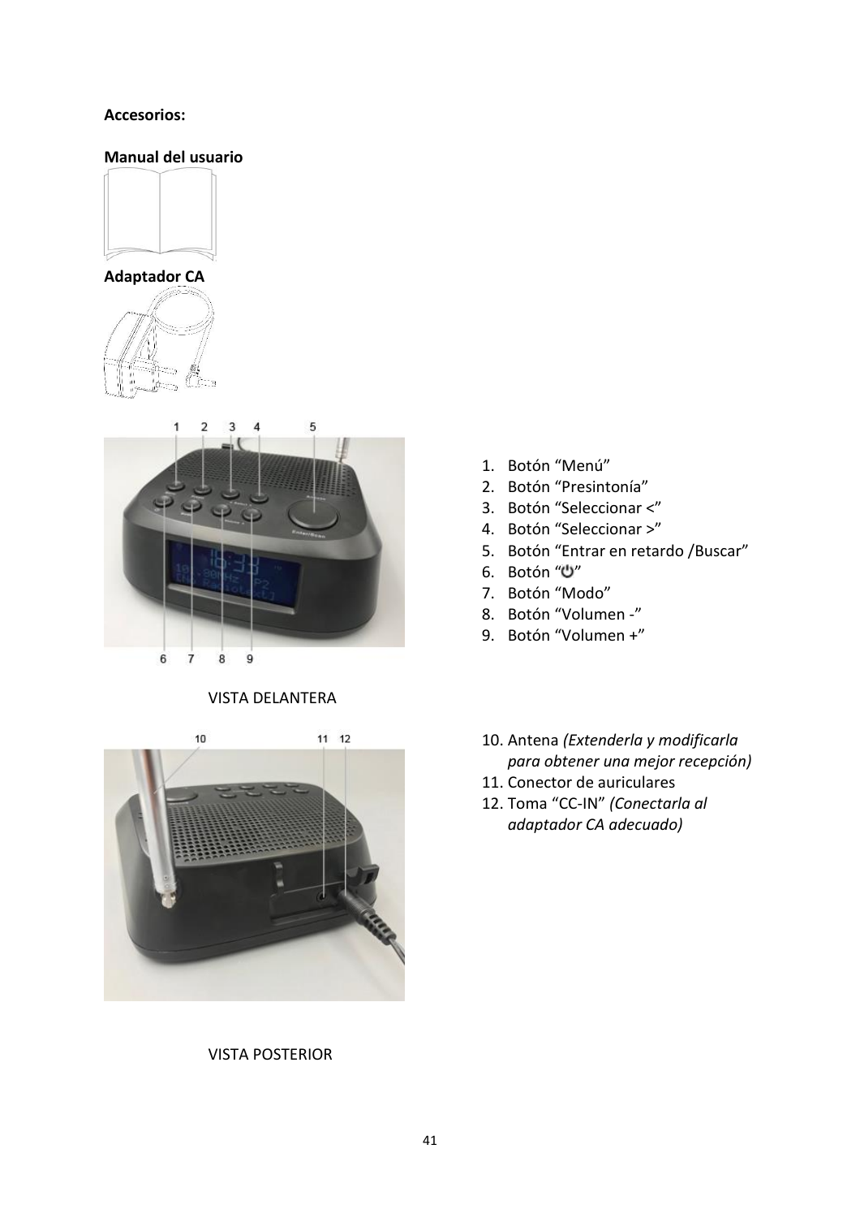**Accesorios:**

**Manual del usuario**

**Adaptador CA**

1. Botón “Menú”
2. Botón “Presintonía”
3. Botón “Seleccionar <”
4. Botón “Seleccionar >”
5. Botón “Entrar en retardo /Buscar”
6. Botón “⏻”
7. Botón “Modo”
8. Botón “Volumen -”
9. Botón “Volumen +”

VISTA DELANTERA

10. Antena *(Extenderla y modificarla para obtener una mejor recepción)*
11. Conector de auriculares
12. Toma “CC-IN” *(Conectarla al adaptador CA adecuado)*

VISTA POSTERIOR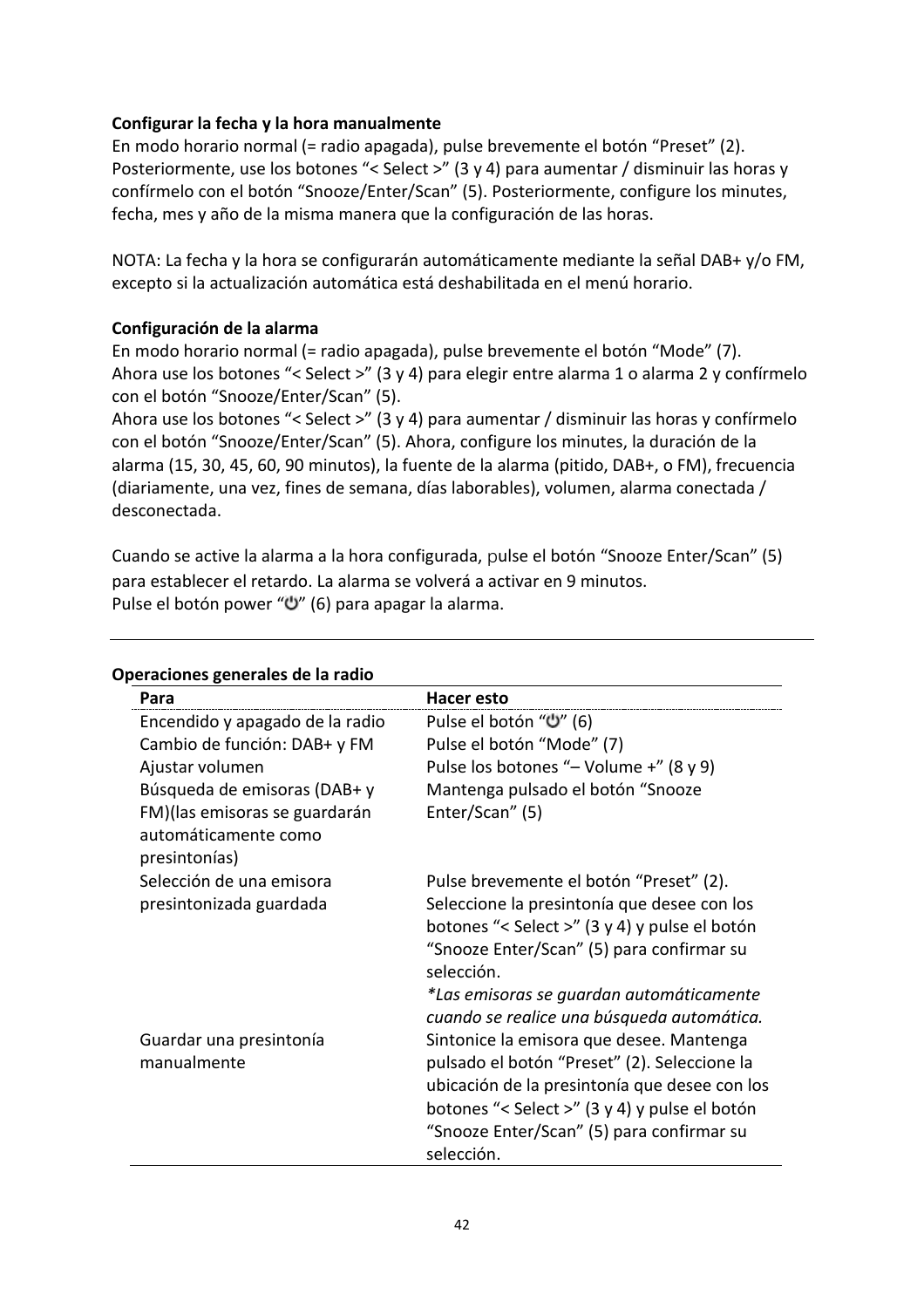**Configurar la fecha y la hora manualmente**

En modo horario normal (= radio apagada), pulse brevemente el botón “Preset” (2). Posteriormente, use los botones “< Select >” (3 y 4) para aumentar / disminuir las horas y confírmelo con el botón “Snooze/Enter/Scan” (5). Posteriormente, configure los minutes, fecha, mes y año de la misma manera que la configuración de las horas.

NOTA: La fecha y la hora se configurarán automáticamente mediante la señal DAB+ y/o FM, excepto si la actualización automática está deshabilitada en el menú horario.

**Configuración de la alarma**

En modo horario normal (= radio apagada), pulse brevemente el botón “Mode” (7).
Ahora use los botones “< Select >” (3 y 4) para elegir entre alarma 1 o alarma 2 y confírmelo con el botón “Snooze/Enter/Scan” (5).
Ahora use los botones “< Select >” (3 y 4) para aumentar / disminuir las horas y confírmelo con el botón “Snooze/Enter/Scan” (5). Ahora, configure los minutes, la duración de la alarma (15, 30, 45, 60, 90 minutos), la fuente de la alarma (pitido, DAB+, o FM), frecuencia (diariamente, una vez, fines de semana, días laborables), volumen, alarma conectada / desconectada.

Cuando se active la alarma a la hora configurada, pulse el botón “Snooze Enter/Scan” (5) para establecer el retardo. La alarma se volverá a activar en 9 minutos.
Pulse el botón power “⏻” (6) para apagar la alarma.

---

**Operaciones generales de la radio**

| Para | Hacer esto |
|---|---|
| Encendido y apagado de la radio | Pulse el botón “⏻” (6) |
| Cambio de función: DAB+ y FM | Pulse el botón “Mode” (7) |
| Ajustar volumen | Pulse los botones “– Volume +” (8 y 9) |
| Búsqueda de emisoras (DAB+ y FM)(las emisoras se guardarán automáticamente como presintonías) | Mantenga pulsado el botón “Snooze Enter/Scan” (5) |
| Selección de una emisora presintonizada guardada | Pulse brevemente el botón “Preset” (2). Seleccione la presintonía que desee con los botones “< Select >” (3 y 4) y pulse el botón “Snooze Enter/Scan” (5) para confirmar su selección. *\*Las emisoras se guardan automáticamente cuando se realice una búsqueda automática.* |
| Guardar una presintonía manualmente | Sintonice la emisora que desee. Mantenga pulsado el botón “Preset” (2). Seleccione la ubicación de la presintonía que desee con los botones “< Select >” (3 y 4) y pulse el botón “Snooze Enter/Scan” (5) para confirmar su selección. |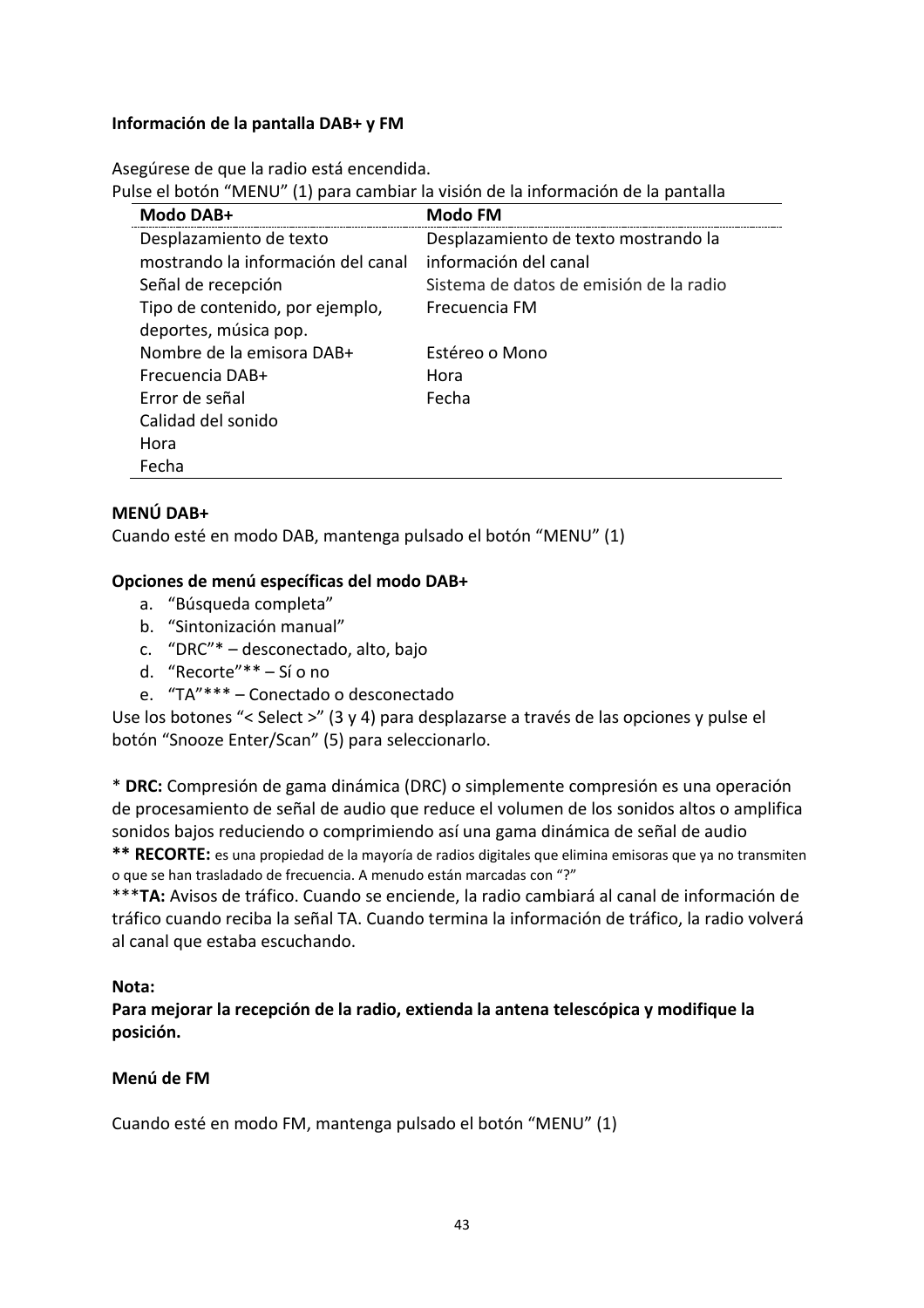**Información de la pantalla DAB+ y FM**

Asegúrese de que la radio está encendida.
Pulse el botón "MENU" (1) para cambiar la visión de la información de la pantalla

| Modo DAB+ | Modo FM |
|---|---|
| Desplazamiento de texto mostrando la información del canal | Desplazamiento de texto mostrando la información del canal |
| Señal de recepción | Sistema de datos de emisión de la radio |
| Tipo de contenido, por ejemplo, deportes, música pop. | Frecuencia FM |
| Nombre de la emisora DAB+ | Estéreo o Mono |
| Frecuencia DAB+ | Hora |
| Error de señal | Fecha |
| Calidad del sonido | |
| Hora | |
| Fecha | |

**MENÚ DAB+**
Cuando esté en modo DAB, mantenga pulsado el botón "MENU" (1)

**Opciones de menú específicas del modo DAB+**

a. "Búsqueda completa"
b. "Sintonización manual"
c. "DRC"* – desconectado, alto, bajo
d. "Recorte"** – Sí o no
e. "TA"*** – Conectado o desconectado

Use los botones "< Select >" (3 y 4) para desplazarse a través de las opciones y pulse el botón "Snooze Enter/Scan" (5) para seleccionarlo.

* **DRC:** Compresión de gama dinámica (DRC) o simplemente compresión es una operación de procesamiento de señal de audio que reduce el volumen de los sonidos altos o amplifica sonidos bajos reduciendo o comprimiendo así una gama dinámica de señal de audio
**** RECORTE:** es una propiedad de la mayoría de radios digitales que elimina emisoras que ya no transmiten o que se han trasladado de frecuencia. A menudo están marcadas con "?"
*****TA:** Avisos de tráfico. Cuando se enciende, la radio cambiará al canal de información de tráfico cuando reciba la señal TA. Cuando termina la información de tráfico, la radio volverá al canal que estaba escuchando.

**Nota:**
**Para mejorar la recepción de la radio, extienda la antena telescópica y modifique la posición.**

**Menú de FM**

Cuando esté en modo FM, mantenga pulsado el botón "MENU" (1)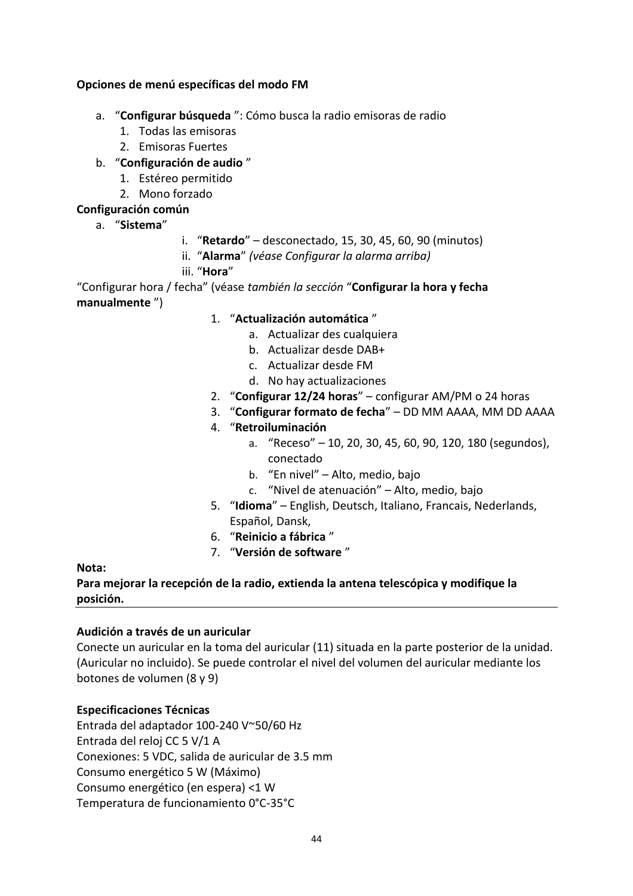**Opciones de menú específicas del modo FM**

a. "**Configurar búsqueda** ": Cómo busca la radio emisoras de radio
   1. Todas las emisoras
   2. Emisoras Fuertes
b. "**Configuración de audio** "
   1. Estéreo permitido
   2. Mono forzado

**Configuración común**

a. "**Sistema**"
   - i. "**Retardo**" – desconectado, 15, 30, 45, 60, 90 (minutos)
   - ii. "**Alarma**" *(véase Configurar la alarma arriba)*
   - iii. "**Hora**"

"Configurar hora / fecha" (véase *también la sección* "**Configurar la hora y fecha manualmente** ")

1. "**Actualización automática** "
   a. Actualizar des cualquiera
   b. Actualizar desde DAB+
   c. Actualizar desde FM
   d. No hay actualizaciones
2. "**Configurar 12/24 horas**" – configurar AM/PM o 24 horas
3. "**Configurar formato de fecha**" – DD MM AAAA, MM DD AAAA
4. "**Retroiluminación**
   a. "Receso" – 10, 20, 30, 45, 60, 90, 120, 180 (segundos), conectado
   b. "En nivel" – Alto, medio, bajo
   c. "Nivel de atenuación" – Alto, medio, bajo
5. "**Idioma**" – English, Deutsch, Italiano, Francais, Nederlands, Español, Dansk,
6. "**Reinicio a fábrica** "
7. "**Versión de software** "

**Nota:**
**Para mejorar la recepción de la radio, extienda la antena telescópica y modifique la posición.**

---

**Audición a través de un auricular**

Conecte un auricular en la toma del auricular (11) situada en la parte posterior de la unidad. (Auricular no incluido). Se puede controlar el nivel del volumen del auricular mediante los botones de volumen (8 y 9)

**Especificaciones Técnicas**

Entrada del adaptador 100-240 V~50/60 Hz
Entrada del reloj CC 5 V/1 A
Conexiones: 5 VDC, salida de auricular de 3.5 mm
Consumo energético 5 W (Máximo)
Consumo energético (en espera) <1 W
Temperatura de funcionamiento 0°C-35°C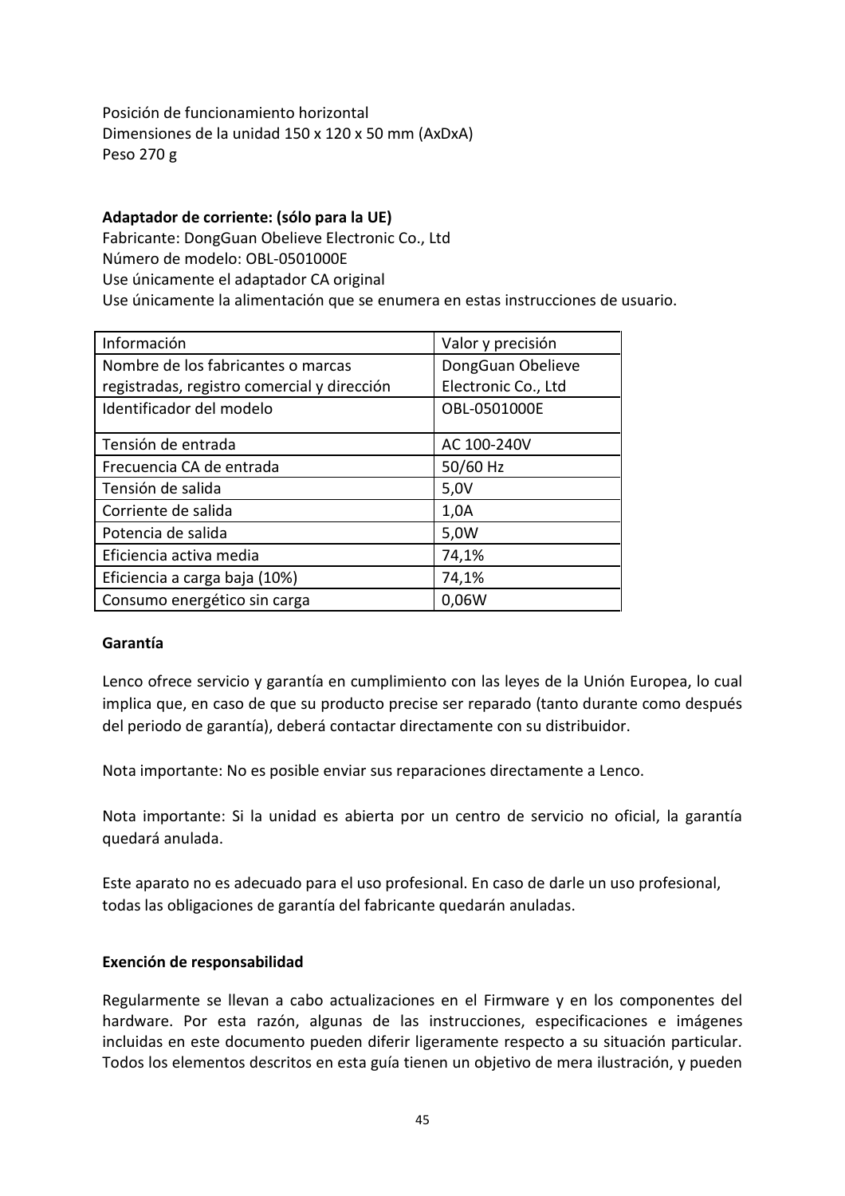Posición de funcionamiento horizontal
Dimensiones de la unidad 150 x 120 x 50 mm (AxDxA)
Peso 270 g

**Adaptador de corriente: (sólo para la UE)**
Fabricante: DongGuan Obelieve Electronic Co., Ltd
Número de modelo: OBL-0501000E
Use únicamente el adaptador CA original
Use únicamente la alimentación que se enumera en estas instrucciones de usuario.

| Información | Valor y precisión |
|---|---|
| Nombre de los fabricantes o marcas registradas, registro comercial y dirección | DongGuan Obelieve Electronic Co., Ltd |
| Identificador del modelo | OBL-0501000E |
| Tensión de entrada | AC 100-240V |
| Frecuencia CA de entrada | 50/60 Hz |
| Tensión de salida | 5,0V |
| Corriente de salida | 1,0A |
| Potencia de salida | 5,0W |
| Eficiencia activa media | 74,1% |
| Eficiencia a carga baja (10%) | 74,1% |
| Consumo energético sin carga | 0,06W |

**Garantía**

Lenco ofrece servicio y garantía en cumplimiento con las leyes de la Unión Europea, lo cual implica que, en caso de que su producto precise ser reparado (tanto durante como después del periodo de garantía), deberá contactar directamente con su distribuidor.

Nota importante: No es posible enviar sus reparaciones directamente a Lenco.

Nota importante: Si la unidad es abierta por un centro de servicio no oficial, la garantía quedará anulada.

Este aparato no es adecuado para el uso profesional. En caso de darle un uso profesional, todas las obligaciones de garantía del fabricante quedarán anuladas.

**Exención de responsabilidad**

Regularmente se llevan a cabo actualizaciones en el Firmware y en los componentes del hardware. Por esta razón, algunas de las instrucciones, especificaciones e imágenes incluidas en este documento pueden diferir ligeramente respecto a su situación particular. Todos los elementos descritos en esta guía tienen un objetivo de mera ilustración, y pueden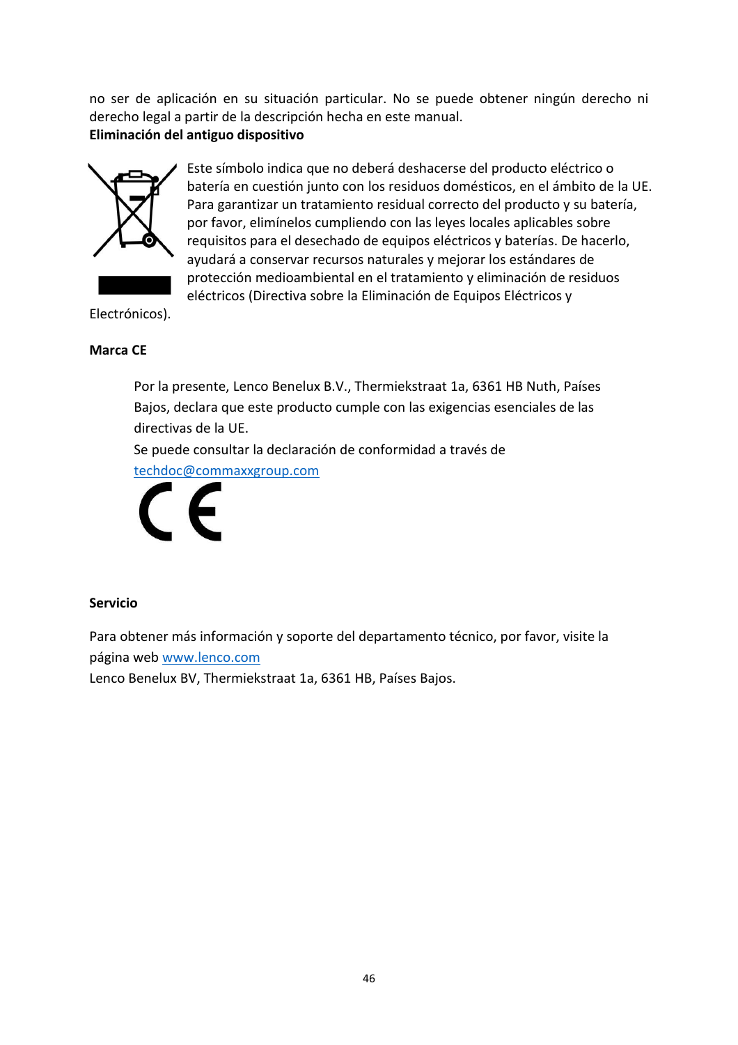no ser de aplicación en su situación particular. No se puede obtener ningún derecho ni derecho legal a partir de la descripción hecha en este manual.

**Eliminación del antiguo dispositivo**

Este símbolo indica que no deberá deshacerse del producto eléctrico o batería en cuestión junto con los residuos domésticos, en el ámbito de la UE. Para garantizar un tratamiento residual correcto del producto y su batería, por favor, elimínelos cumpliendo con las leyes locales aplicables sobre requisitos para el desechado de equipos eléctricos y baterías. De hacerlo, ayudará a conservar recursos naturales y mejorar los estándares de protección medioambiental en el tratamiento y eliminación de residuos eléctricos (Directiva sobre la Eliminación de Equipos Eléctricos y Electrónicos).

**Marca CE**

Por la presente, Lenco Benelux B.V., Thermiekstraat 1a, 6361 HB Nuth, Países Bajos, declara que este producto cumple con las exigencias esenciales de las directivas de la UE.
Se puede consultar la declaración de conformidad a través de techdoc@commaxxgroup.com

**Servicio**

Para obtener más información y soporte del departamento técnico, por favor, visite la página web www.lenco.com
Lenco Benelux BV, Thermiekstraat 1a, 6361 HB, Países Bajos.